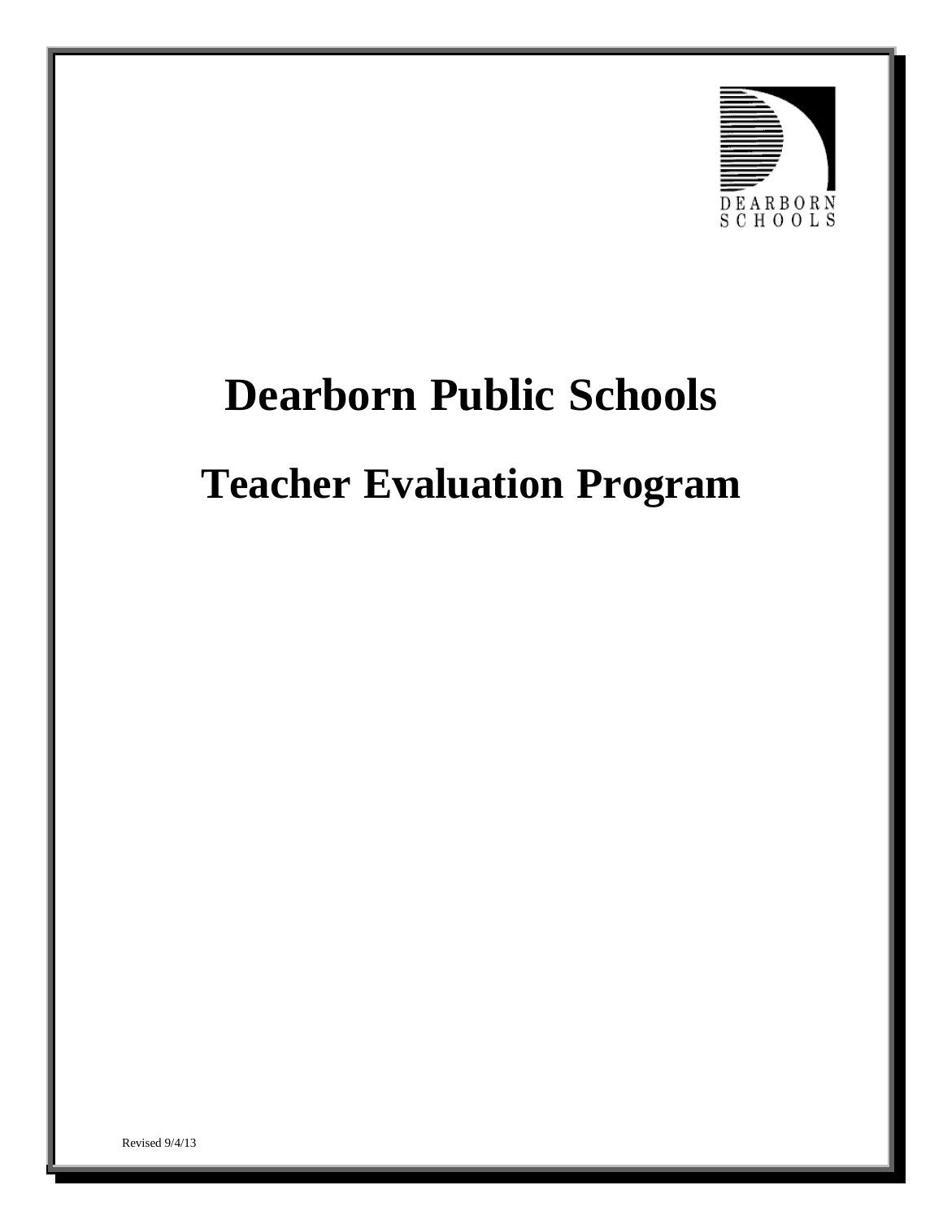DEARBORN SCHOOLS

# Dearborn Public Schools

## Teacher Evaluation Program

Revised 9/4/13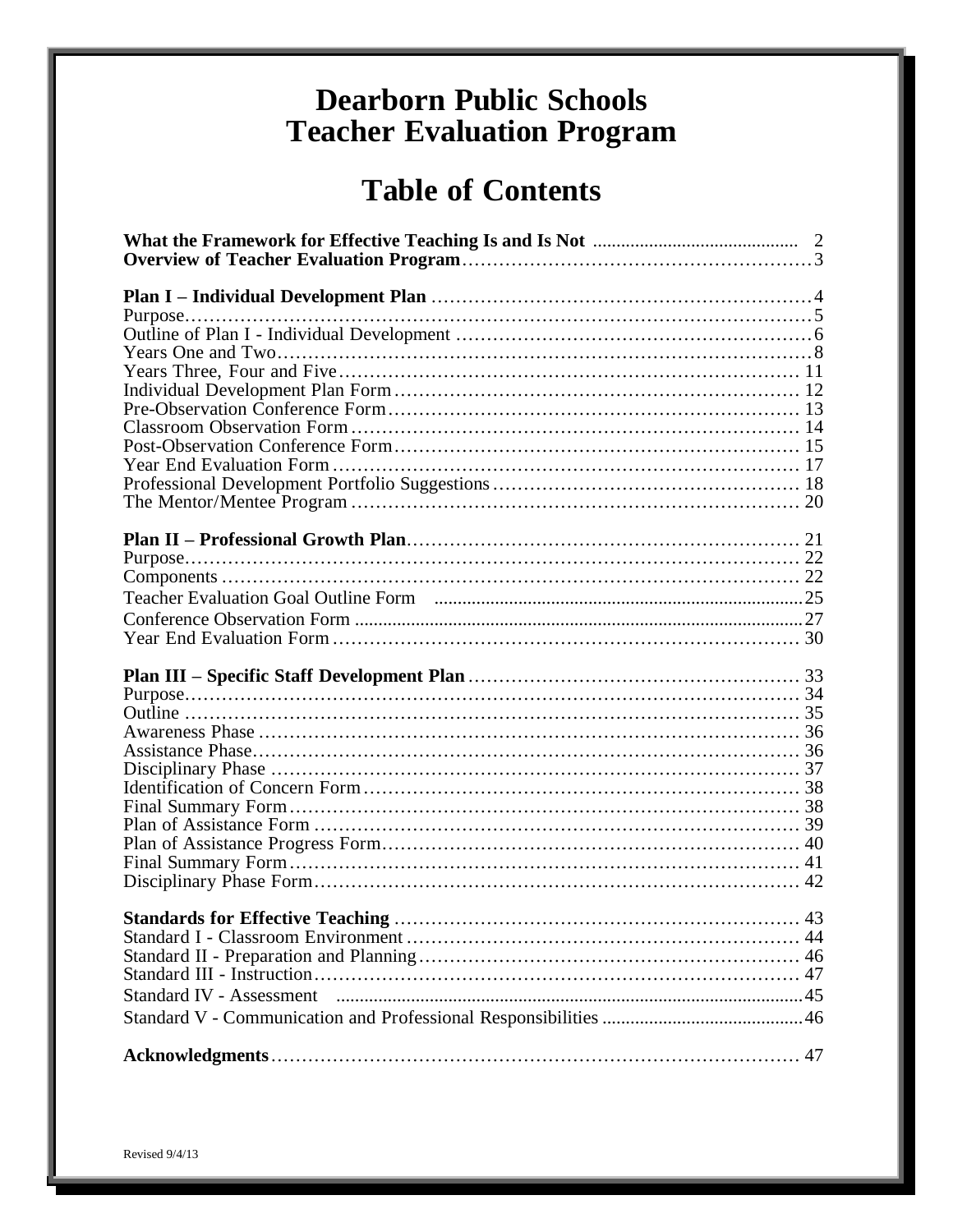# Dearborn Public Schools
# Teacher Evaluation Program

## Table of Contents

**What the Framework for Effective Teaching Is and Is Not** ........................................... 2
**Overview of Teacher Evaluation Program**..........................................................3

**Plan I – Individual Development Plan** ...............................................................4
Purpose.......................................................................................................5
Outline of Plan I - Individual Development ...........................................................6
Years One and Two.......................................................................................8
Years Three, Four and Five.............................................................................11
Individual Development Plan Form ....................................................................12
Pre-Observation Conference Form.....................................................................13
Classroom Observation Form ..........................................................................14
Post-Observation Conference Form....................................................................15
Year End Evaluation Form .............................................................................17
Professional Development Portfolio Suggestions ...................................................18
The Mentor/Mentee Program ...........................................................................20

**Plan II – Professional Growth Plan**.................................................................21
Purpose......................................................................................................22
Components ................................................................................................22
Teacher Evaluation Goal Outline Form ..............................................................25
Conference Observation Form ..........................................................................27
Year End Evaluation Form .............................................................................30

**Plan III – Specific Staff Development Plan** .......................................................33
Purpose......................................................................................................34
Outline ......................................................................................................35
Awareness Phase ..........................................................................................36
Assistance Phase..........................................................................................36
Disciplinary Phase .......................................................................................37
Identification of Concern Form.........................................................................38
Final Summary Form.....................................................................................38
Plan of Assistance Form .................................................................................39
Plan of Assistance Progress Form......................................................................40
Final Summary Form.....................................................................................41
Disciplinary Phase Form.................................................................................42

**Standards for Effective Teaching** ...................................................................43
Standard I - Classroom Environment ..................................................................44
Standard II - Preparation and Planning................................................................46
Standard III - Instruction.................................................................................47
Standard IV - Assessment ..............................................................................45
Standard V - Communication and Professional Responsibilities ..............................46

**Acknowledgments**.......................................................................................47

Revised 9/4/13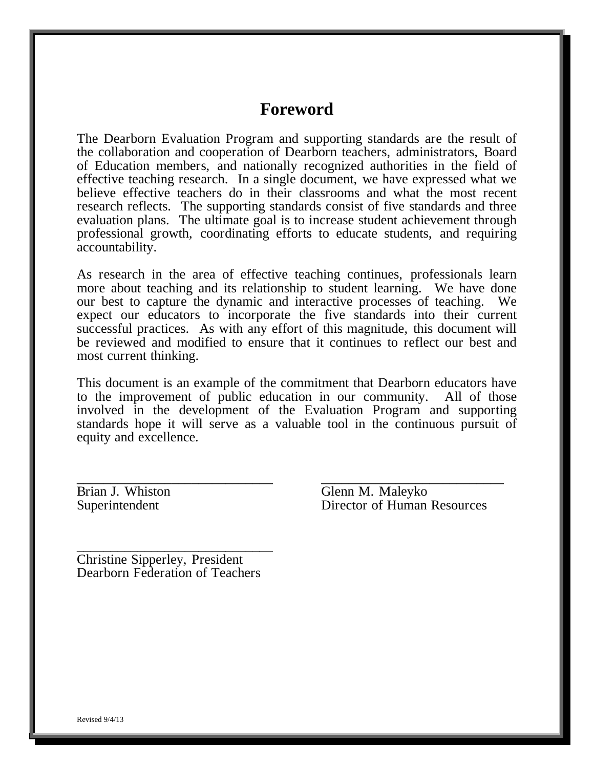# Foreword

The Dearborn Evaluation Program and supporting standards are the result of the collaboration and cooperation of Dearborn teachers, administrators, Board of Education members, and nationally recognized authorities in the field of effective teaching research. In a single document, we have expressed what we believe effective teachers do in their classrooms and what the most recent research reflects. The supporting standards consist of five standards and three evaluation plans. The ultimate goal is to increase student achievement through professional growth, coordinating efforts to educate students, and requiring accountability.

As research in the area of effective teaching continues, professionals learn more about teaching and its relationship to student learning. We have done our best to capture the dynamic and interactive processes of teaching. We expect our educators to incorporate the five standards into their current successful practices. As with any effort of this magnitude, this document will be reviewed and modified to ensure that it continues to reflect our best and most current thinking.

This document is an example of the commitment that Dearborn educators have to the improvement of public education in our community. All of those involved in the development of the Evaluation Program and supporting standards hope it will serve as a valuable tool in the continuous pursuit of equity and excellence.

\_\_\_\_\_\_\_\_\_\_\_\_\_\_\_\_\_\_\_\_\_\_\_\_\_\_\_\_\_\_
Brian J. Whiston
Superintendent

\_\_\_\_\_\_\_\_\_\_\_\_\_\_\_\_\_\_\_\_\_\_\_\_\_\_\_\_\_\_
Glenn M. Maleyko
Director of Human Resources

\_\_\_\_\_\_\_\_\_\_\_\_\_\_\_\_\_\_\_\_\_\_\_\_\_\_\_\_\_\_
Christine Sipperley, President
Dearborn Federation of Teachers

Revised 9/4/13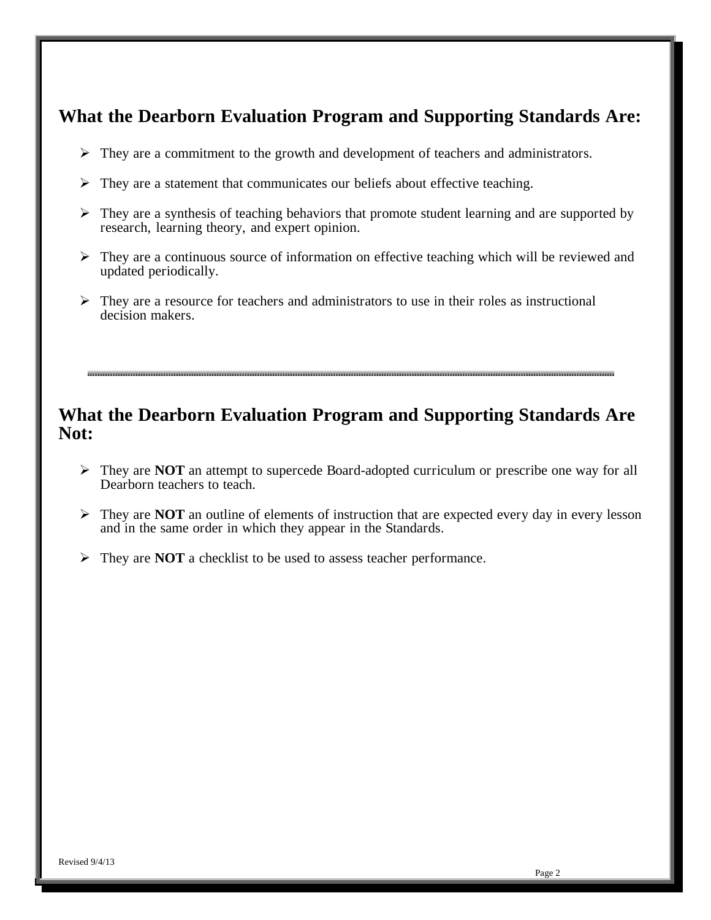## What the Dearborn Evaluation Program and Supporting Standards Are:

- They are a commitment to the growth and development of teachers and administrators.
- They are a statement that communicates our beliefs about effective teaching.
- They are a synthesis of teaching behaviors that promote student learning and are supported by research, learning theory, and expert opinion.
- They are a continuous source of information on effective teaching which will be reviewed and updated periodically.
- They are a resource for teachers and administrators to use in their roles as instructional decision makers.

---

## What the Dearborn Evaluation Program and Supporting Standards Are Not:

- They are **NOT** an attempt to supercede Board-adopted curriculum or prescribe one way for all Dearborn teachers to teach.
- They are **NOT** an outline of elements of instruction that are expected every day in every lesson and in the same order in which they appear in the Standards.
- They are **NOT** a checklist to be used to assess teacher performance.

Revised 9/4/13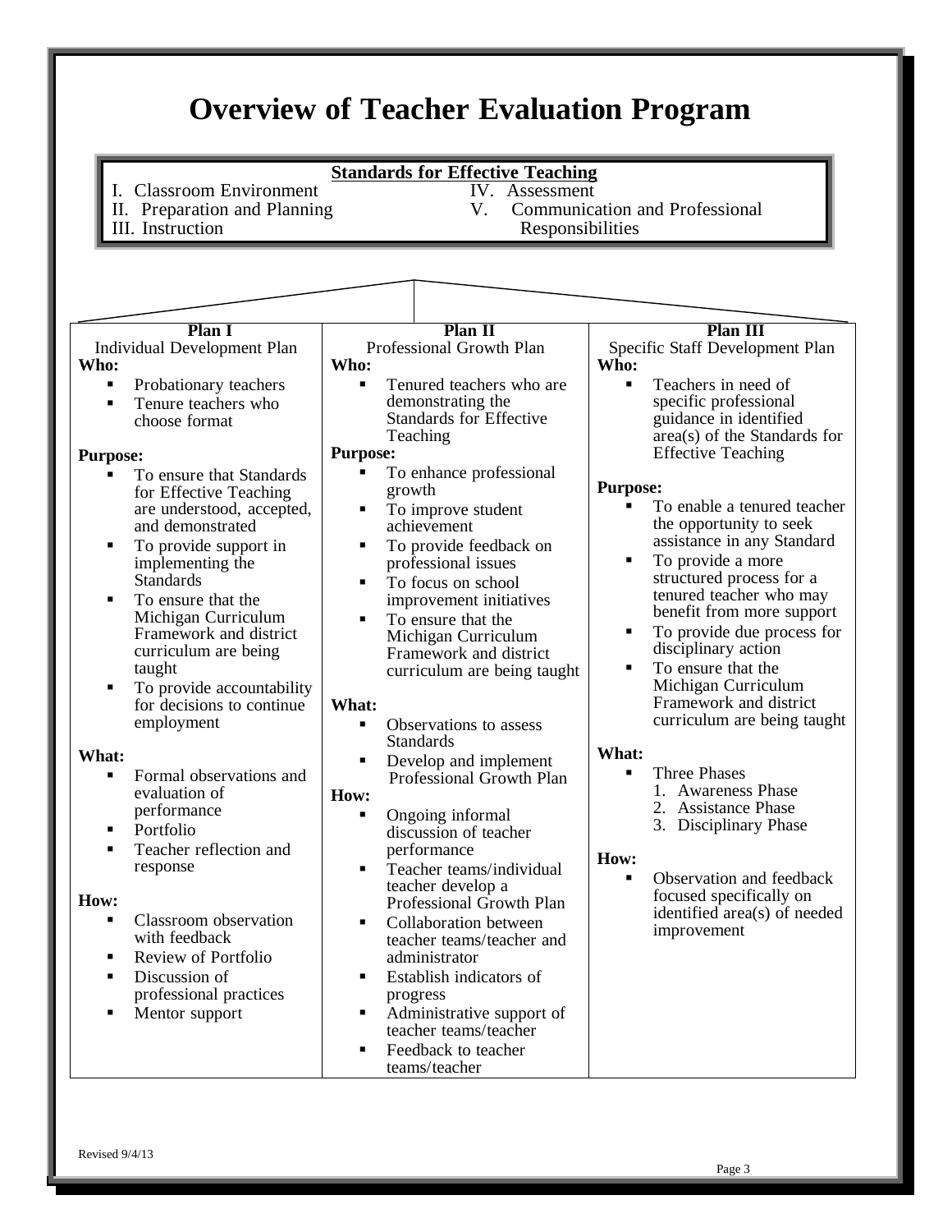# Overview of Teacher Evaluation Program

**Standards for Effective Teaching**

I. Classroom Environment
II. Preparation and Planning
III. Instruction
IV. Assessment
V. Communication and Professional Responsibilities

## Plan I
Individual Development Plan

**Who:**

- Probationary teachers
- Tenure teachers who choose format

**Purpose:**

- To ensure that Standards for Effective Teaching are understood, accepted, and demonstrated
- To provide support in implementing the Standards
- To ensure that the Michigan Curriculum Framework and district curriculum are being taught
- To provide accountability for decisions to continue employment

**What:**

- Formal observations and evaluation of performance
- Portfolio
- Teacher reflection and response

**How:**

- Classroom observation with feedback
- Review of Portfolio
- Discussion of professional practices
- Mentor support

## Plan II
Professional Growth Plan

**Who:**

- Tenured teachers who are demonstrating the Standards for Effective Teaching

**Purpose:**

- To enhance professional growth
- To improve student achievement
- To provide feedback on professional issues
- To focus on school improvement initiatives
- To ensure that the Michigan Curriculum Framework and district curriculum are being taught

**What:**

- Observations to assess Standards
- Develop and implement Professional Growth Plan

**How:**

- Ongoing informal discussion of teacher performance
- Teacher teams/individual teacher develop a Professional Growth Plan
- Collaboration between teacher teams/teacher and administrator
- Establish indicators of progress
- Administrative support of teacher teams/teacher
- Feedback to teacher teams/teacher

## Plan III
Specific Staff Development Plan

**Who:**

- Teachers in need of specific professional guidance in identified area(s) of the Standards for Effective Teaching

**Purpose:**

- To enable a tenured teacher the opportunity to seek assistance in any Standard
- To provide a more structured process for a tenured teacher who may benefit from more support
- To provide due process for disciplinary action
- To ensure that the Michigan Curriculum Framework and district curriculum are being taught

**What:**

- Three Phases
  1. Awareness Phase
  2. Assistance Phase
  3. Disciplinary Phase

**How:**

- Observation and feedback focused specifically on identified area(s) of needed improvement

Revised 9/4/13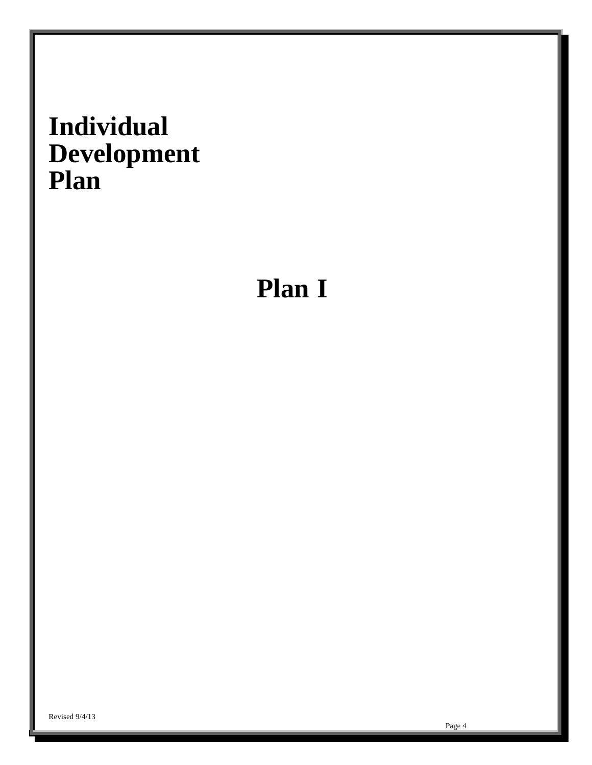# Individual Development Plan

## Plan I

Revised 9/4/13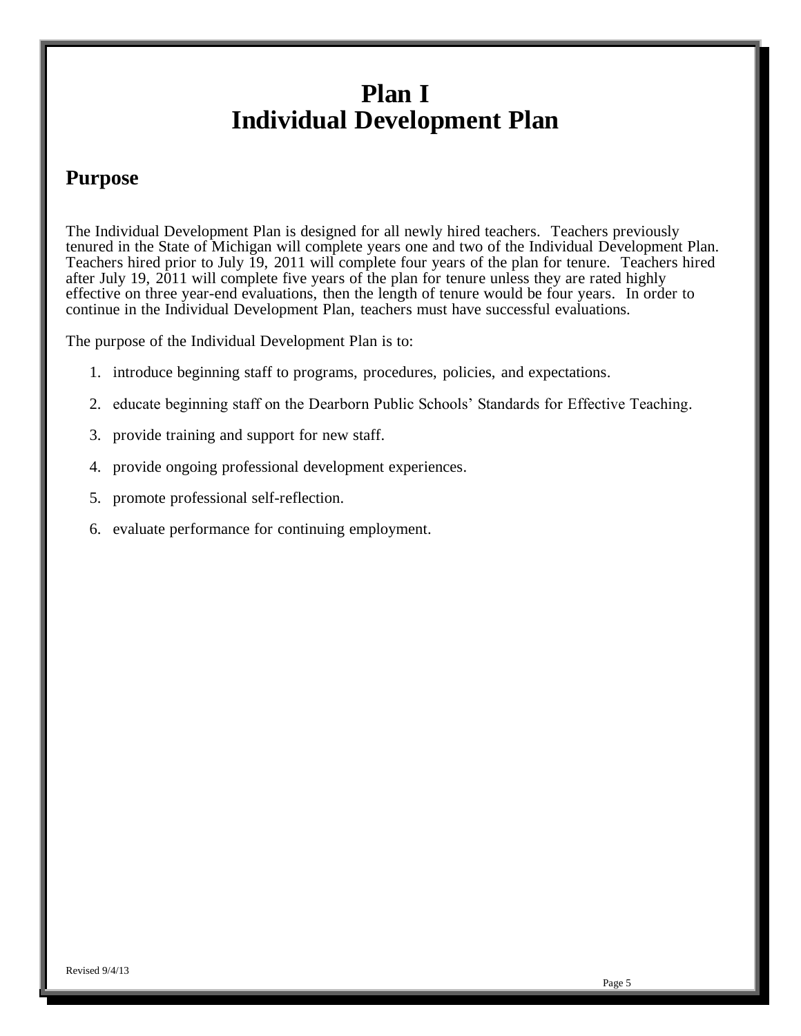# Plan I
# Individual Development Plan

## Purpose

The Individual Development Plan is designed for all newly hired teachers. Teachers previously tenured in the State of Michigan will complete years one and two of the Individual Development Plan. Teachers hired prior to July 19, 2011 will complete four years of the plan for tenure. Teachers hired after July 19, 2011 will complete five years of the plan for tenure unless they are rated highly effective on three year-end evaluations, then the length of tenure would be four years. In order to continue in the Individual Development Plan, teachers must have successful evaluations.

The purpose of the Individual Development Plan is to:

1. introduce beginning staff to programs, procedures, policies, and expectations.
2. educate beginning staff on the Dearborn Public Schools' Standards for Effective Teaching.
3. provide training and support for new staff.
4. provide ongoing professional development experiences.
5. promote professional self-reflection.
6. evaluate performance for continuing employment.

Revised 9/4/13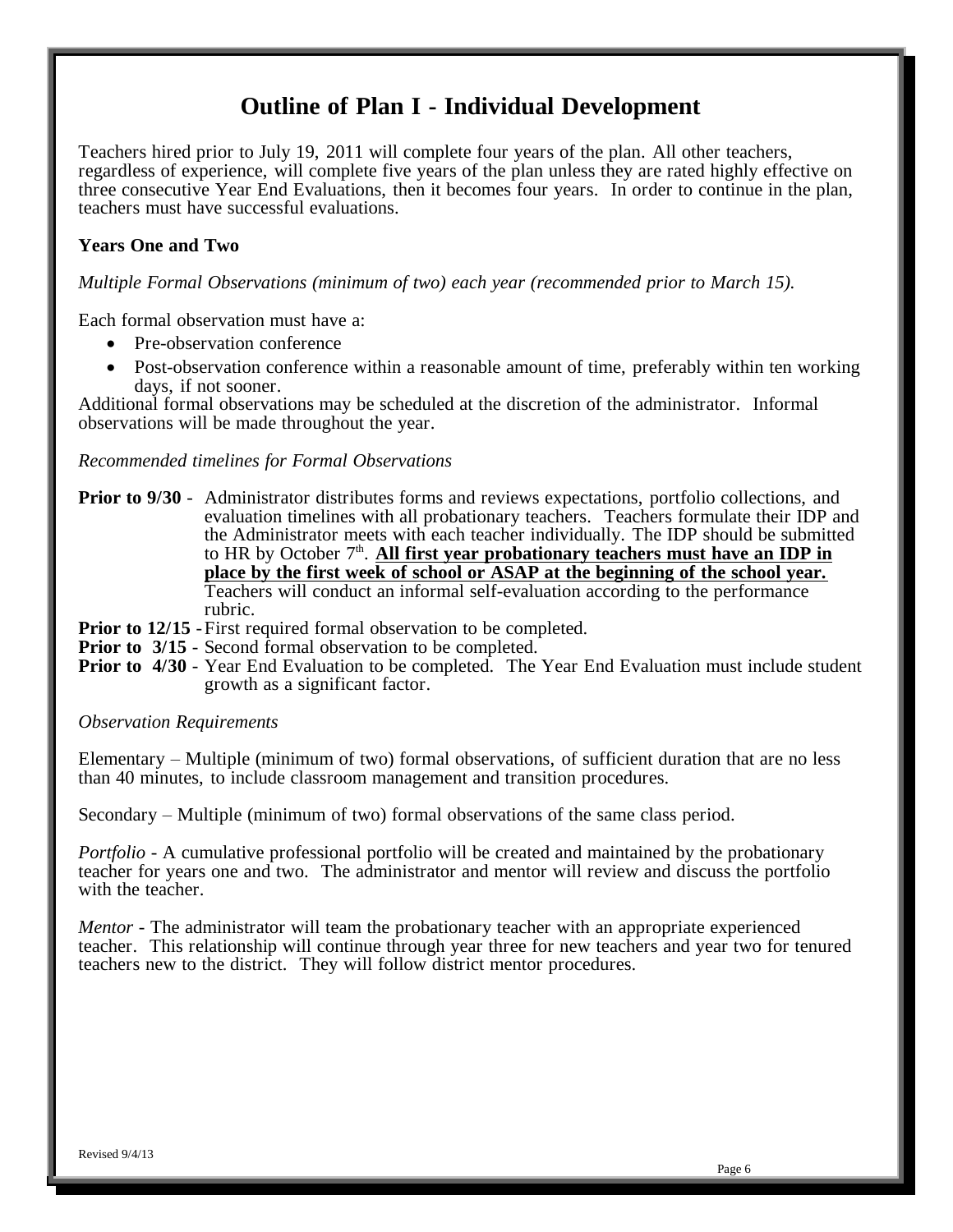# Outline of Plan I - Individual Development

Teachers hired prior to July 19, 2011 will complete four years of the plan. All other teachers, regardless of experience, will complete five years of the plan unless they are rated highly effective on three consecutive Year End Evaluations, then it becomes four years. In order to continue in the plan, teachers must have successful evaluations.

**Years One and Two**

*Multiple Formal Observations (minimum of two) each year (recommended prior to March 15).*

Each formal observation must have a:

- Pre-observation conference
- Post-observation conference within a reasonable amount of time, preferably within ten working days, if not sooner.

Additional formal observations may be scheduled at the discretion of the administrator. Informal observations will be made throughout the year.

*Recommended timelines for Formal Observations*

**Prior to 9/30** - Administrator distributes forms and reviews expectations, portfolio collections, and evaluation timelines with all probationary teachers. Teachers formulate their IDP and the Administrator meets with each teacher individually. The IDP should be submitted to HR by October 7th. **All first year probationary teachers must have an IDP in place by the first week of school or ASAP at the beginning of the school year.** Teachers will conduct an informal self-evaluation according to the performance rubric.

**Prior to 12/15** - First required formal observation to be completed.

**Prior to 3/15** - Second formal observation to be completed.

**Prior to 4/30** - Year End Evaluation to be completed. The Year End Evaluation must include student growth as a significant factor.

*Observation Requirements*

Elementary – Multiple (minimum of two) formal observations, of sufficient duration that are no less than 40 minutes, to include classroom management and transition procedures.

Secondary – Multiple (minimum of two) formal observations of the same class period.

*Portfolio* - A cumulative professional portfolio will be created and maintained by the probationary teacher for years one and two. The administrator and mentor will review and discuss the portfolio with the teacher.

*Mentor* - The administrator will team the probationary teacher with an appropriate experienced teacher. This relationship will continue through year three for new teachers and year two for tenured teachers new to the district. They will follow district mentor procedures.

Revised 9/4/13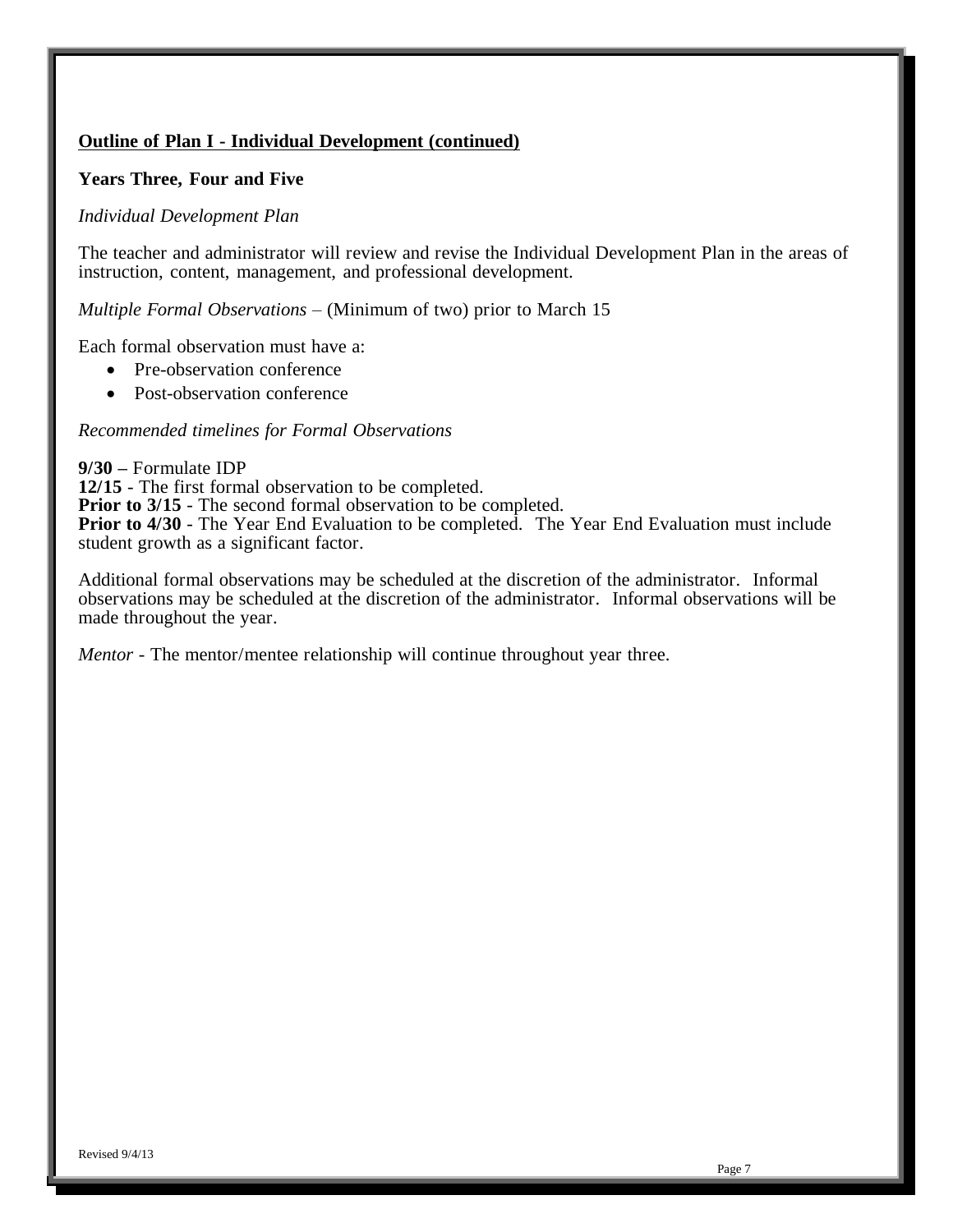## Outline of Plan I - Individual Development (continued)

### Years Three, Four and Five

*Individual Development Plan*

The teacher and administrator will review and revise the Individual Development Plan in the areas of instruction, content, management, and professional development.

*Multiple Formal Observations* – (Minimum of two) prior to March 15

Each formal observation must have a:

- Pre-observation conference
- Post-observation conference

*Recommended timelines for Formal Observations*

**9/30 –** Formulate IDP
**12/15** - The first formal observation to be completed.
**Prior to 3/15** - The second formal observation to be completed.
**Prior to 4/30** - The Year End Evaluation to be completed. The Year End Evaluation must include student growth as a significant factor.

Additional formal observations may be scheduled at the discretion of the administrator. Informal observations may be scheduled at the discretion of the administrator. Informal observations will be made throughout the year.

*Mentor* - The mentor/mentee relationship will continue throughout year three.

Revised 9/4/13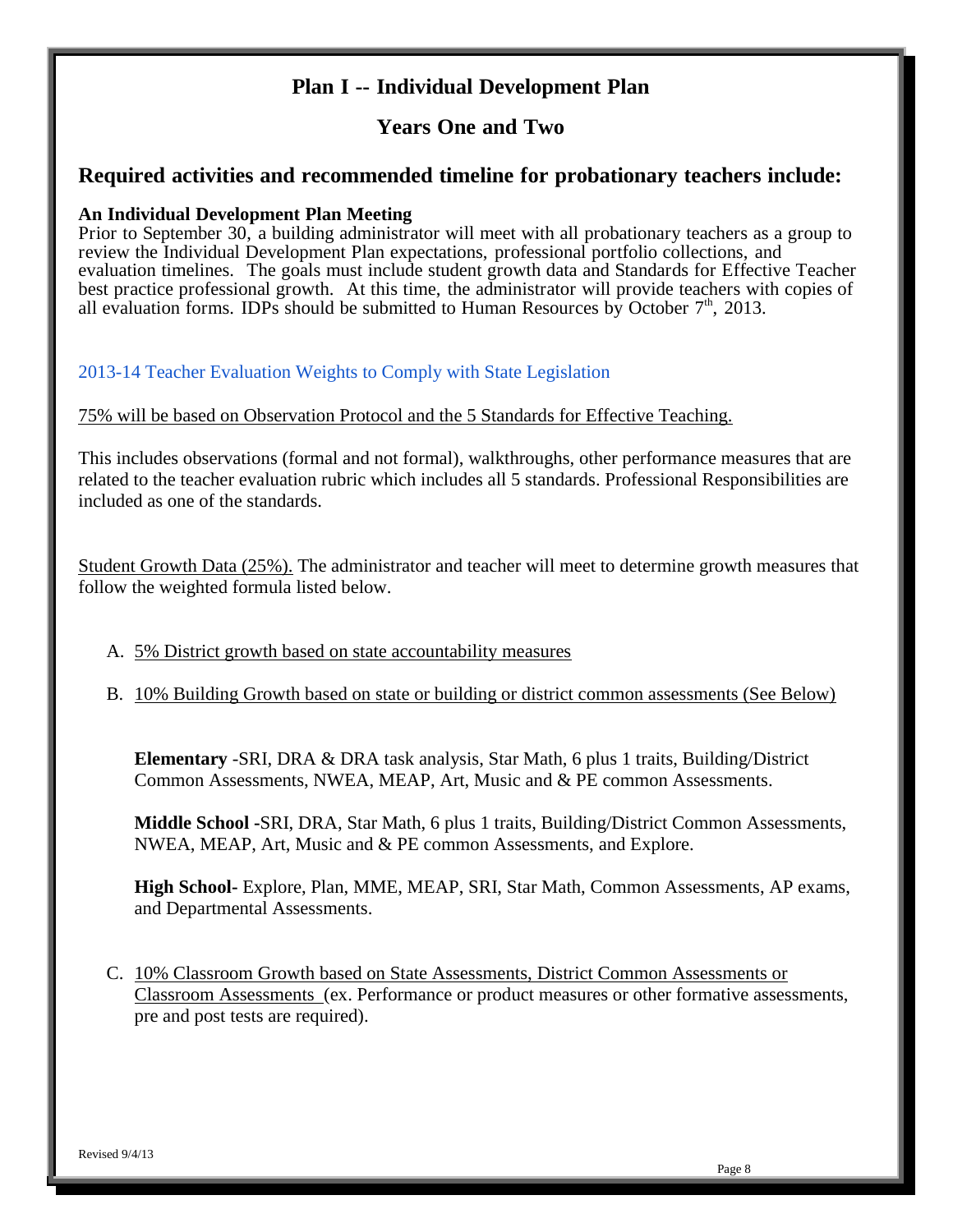# Plan I -- Individual Development Plan

## Years One and Two

## Required activities and recommended timeline for probationary teachers include:

**An Individual Development Plan Meeting**

Prior to September 30, a building administrator will meet with all probationary teachers as a group to review the Individual Development Plan expectations, professional portfolio collections, and evaluation timelines. The goals must include student growth data and Standards for Effective Teacher best practice professional growth. At this time, the administrator will provide teachers with copies of all evaluation forms. IDPs should be submitted to Human Resources by October 7th, 2013.

2013-14 Teacher Evaluation Weights to Comply with State Legislation

75% will be based on Observation Protocol and the 5 Standards for Effective Teaching.

This includes observations (formal and not formal), walkthroughs, other performance measures that are related to the teacher evaluation rubric which includes all 5 standards. Professional Responsibilities are included as one of the standards.

Student Growth Data (25%). The administrator and teacher will meet to determine growth measures that follow the weighted formula listed below.

A. 5% District growth based on state accountability measures

B. 10% Building Growth based on state or building or district common assessments (See Below)

   **Elementary** -SRI, DRA & DRA task analysis, Star Math, 6 plus 1 traits, Building/District Common Assessments, NWEA, MEAP, Art, Music and & PE common Assessments.

   **Middle School -**SRI, DRA, Star Math, 6 plus 1 traits, Building/District Common Assessments, NWEA, MEAP, Art, Music and & PE common Assessments, and Explore.

   **High School-** Explore, Plan, MME, MEAP, SRI, Star Math, Common Assessments, AP exams, and Departmental Assessments.

C. 10% Classroom Growth based on State Assessments, District Common Assessments or Classroom Assessments (ex. Performance or product measures or other formative assessments, pre and post tests are required).

Revised 9/4/13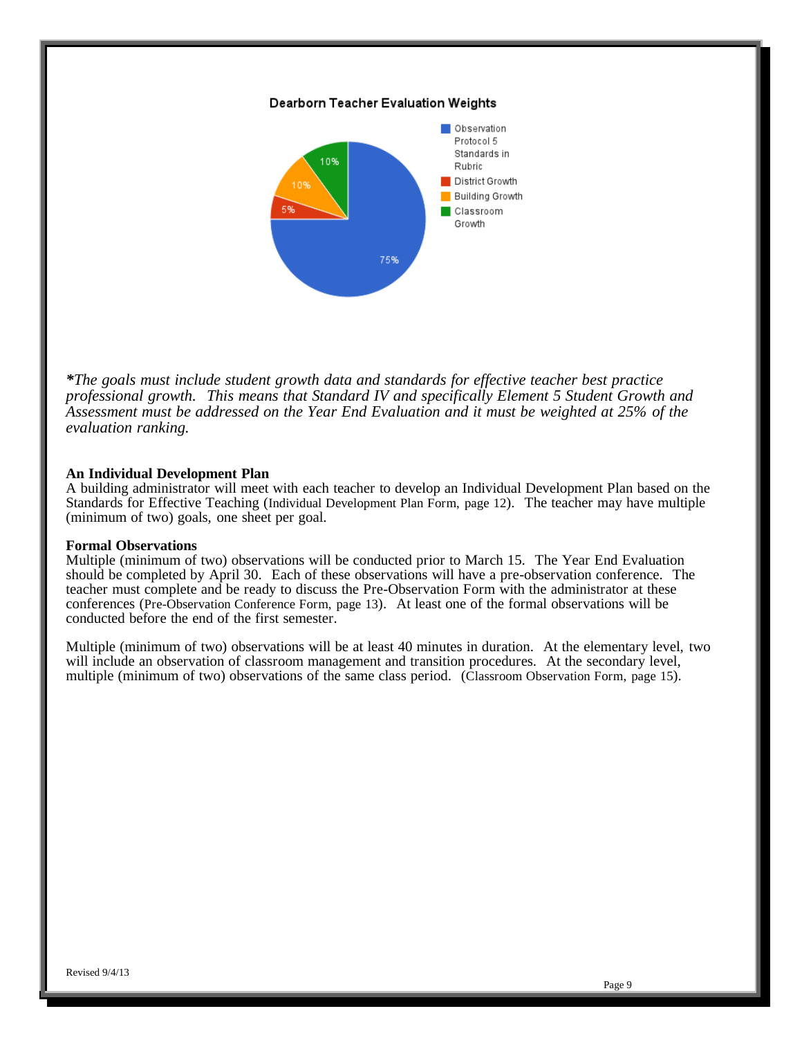**Dearborn Teacher Evaluation Weights**

*The goals must include student growth data and standards for effective teacher best practice professional growth. This means that Standard IV and specifically Element 5 Student Growth and Assessment must be addressed on the Year End Evaluation and it must be weighted at 25% of the evaluation ranking.*

**An Individual Development Plan**
A building administrator will meet with each teacher to develop an Individual Development Plan based on the Standards for Effective Teaching (Individual Development Plan Form, page 12). The teacher may have multiple (minimum of two) goals, one sheet per goal.

**Formal Observations**
Multiple (minimum of two) observations will be conducted prior to March 15. The Year End Evaluation should be completed by April 30. Each of these observations will have a pre-observation conference. The teacher must complete and be ready to discuss the Pre-Observation Form with the administrator at these conferences (Pre-Observation Conference Form, page 13). At least one of the formal observations will be conducted before the end of the first semester.

Multiple (minimum of two) observations will be at least 40 minutes in duration. At the elementary level, two will include an observation of classroom management and transition procedures. At the secondary level, multiple (minimum of two) observations of the same class period. (Classroom Observation Form, page 15).

Revised 9/4/13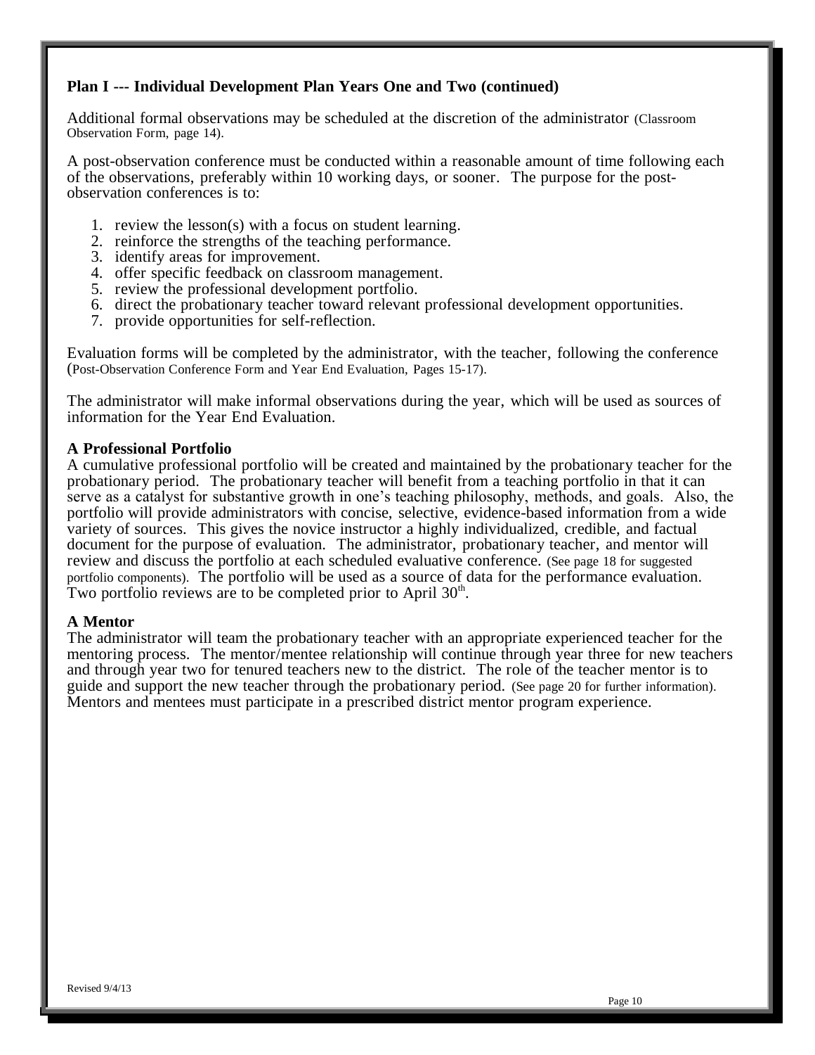**Plan I --- Individual Development Plan Years One and Two (continued)**

Additional formal observations may be scheduled at the discretion of the administrator (Classroom Observation Form, page 14).

A post-observation conference must be conducted within a reasonable amount of time following each of the observations, preferably within 10 working days, or sooner. The purpose for the post-observation conferences is to:

1. review the lesson(s) with a focus on student learning.
2. reinforce the strengths of the teaching performance.
3. identify areas for improvement.
4. offer specific feedback on classroom management.
5. review the professional development portfolio.
6. direct the probationary teacher toward relevant professional development opportunities.
7. provide opportunities for self-reflection.

Evaluation forms will be completed by the administrator, with the teacher, following the conference (Post-Observation Conference Form and Year End Evaluation, Pages 15-17).

The administrator will make informal observations during the year, which will be used as sources of information for the Year End Evaluation.

**A Professional Portfolio**

A cumulative professional portfolio will be created and maintained by the probationary teacher for the probationary period. The probationary teacher will benefit from a teaching portfolio in that it can serve as a catalyst for substantive growth in one's teaching philosophy, methods, and goals. Also, the portfolio will provide administrators with concise, selective, evidence-based information from a wide variety of sources. This gives the novice instructor a highly individualized, credible, and factual document for the purpose of evaluation. The administrator, probationary teacher, and mentor will review and discuss the portfolio at each scheduled evaluative conference. (See page 18 for suggested portfolio components). The portfolio will be used as a source of data for the performance evaluation. Two portfolio reviews are to be completed prior to April 30th.

**A Mentor**

The administrator will team the probationary teacher with an appropriate experienced teacher for the mentoring process. The mentor/mentee relationship will continue through year three for new teachers and through year two for tenured teachers new to the district. The role of the teacher mentor is to guide and support the new teacher through the probationary period. (See page 20 for further information). Mentors and mentees must participate in a prescribed district mentor program experience.

Revised 9/4/13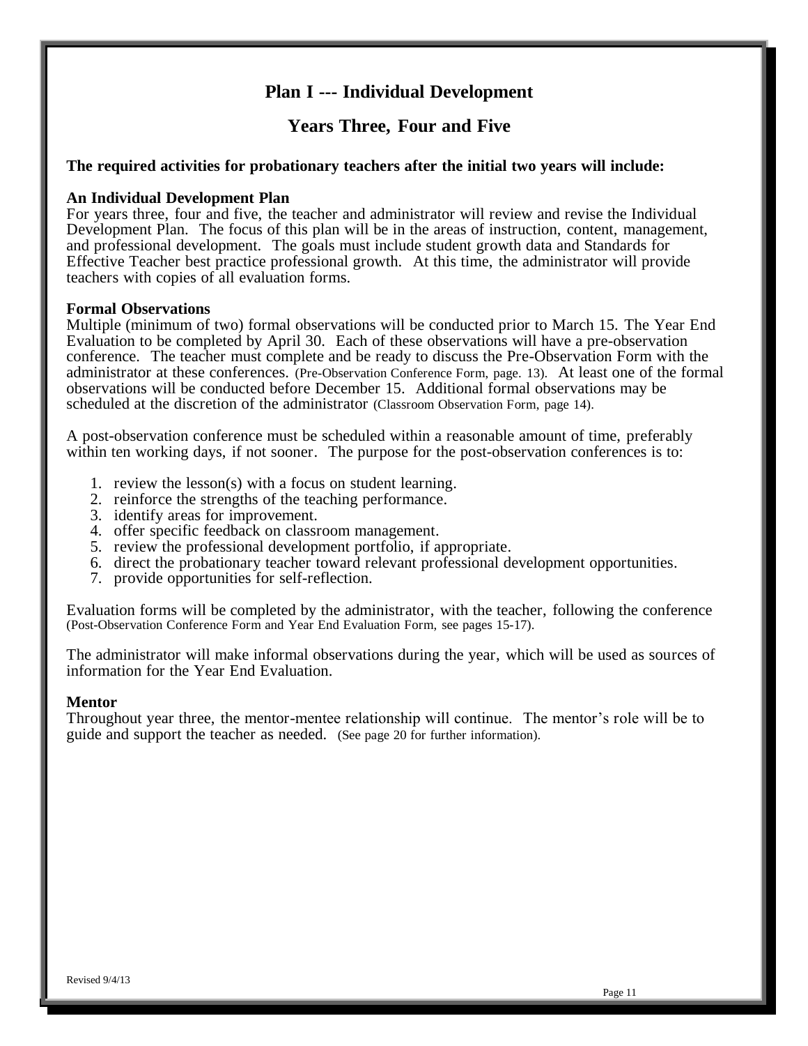# Plan I --- Individual Development

## Years Three, Four and Five

**The required activities for probationary teachers after the initial two years will include:**

**An Individual Development Plan**
For years three, four and five, the teacher and administrator will review and revise the Individual Development Plan. The focus of this plan will be in the areas of instruction, content, management, and professional development. The goals must include student growth data and Standards for Effective Teacher best practice professional growth. At this time, the administrator will provide teachers with copies of all evaluation forms.

**Formal Observations**
Multiple (minimum of two) formal observations will be conducted prior to March 15. The Year End Evaluation to be completed by April 30. Each of these observations will have a pre-observation conference. The teacher must complete and be ready to discuss the Pre-Observation Form with the administrator at these conferences. (Pre-Observation Conference Form, page. 13). At least one of the formal observations will be conducted before December 15. Additional formal observations may be scheduled at the discretion of the administrator (Classroom Observation Form, page 14).

A post-observation conference must be scheduled within a reasonable amount of time, preferably within ten working days, if not sooner. The purpose for the post-observation conferences is to:

1. review the lesson(s) with a focus on student learning.
2. reinforce the strengths of the teaching performance.
3. identify areas for improvement.
4. offer specific feedback on classroom management.
5. review the professional development portfolio, if appropriate.
6. direct the probationary teacher toward relevant professional development opportunities.
7. provide opportunities for self-reflection.

Evaluation forms will be completed by the administrator, with the teacher, following the conference (Post-Observation Conference Form and Year End Evaluation Form, see pages 15-17).

The administrator will make informal observations during the year, which will be used as sources of information for the Year End Evaluation.

**Mentor**
Throughout year three, the mentor-mentee relationship will continue. The mentor's role will be to guide and support the teacher as needed. (See page 20 for further information).

Revised 9/4/13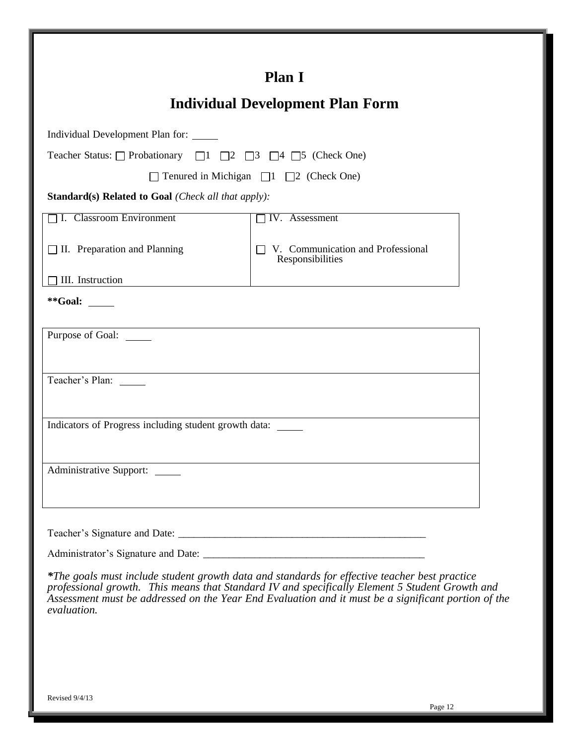# Plan I

## Individual Development Plan Form

Individual Development Plan for: _____

Teacher Status: ☐ Probationary ☐1 ☐2 ☐3 ☐4 ☐5 (Check One)

☐ Tenured in Michigan ☐1 ☐2 (Check One)

**Standard(s) Related to Goal** *(Check all that apply):*

| | |
|---|---|
| ☐ I. Classroom Environment | ☐ IV. Assessment |
| ☐ II. Preparation and Planning | ☐ V. Communication and Professional Responsibilities |
| ☐ III. Instruction | |

****Goal:** _____

| |
|---|
| Purpose of Goal: _____ |
| Teacher's Plan: _____ |
| Indicators of Progress including student growth data: _____ |
| Administrative Support: _____ |

Teacher's Signature and Date: ________________________________________________

Administrator's Signature and Date: ___________________________________________

*\*The goals must include student growth data and standards for effective teacher best practice professional growth. This means that Standard IV and specifically Element 5 Student Growth and Assessment must be addressed on the Year End Evaluation and it must be a significant portion of the evaluation.*

Revised 9/4/13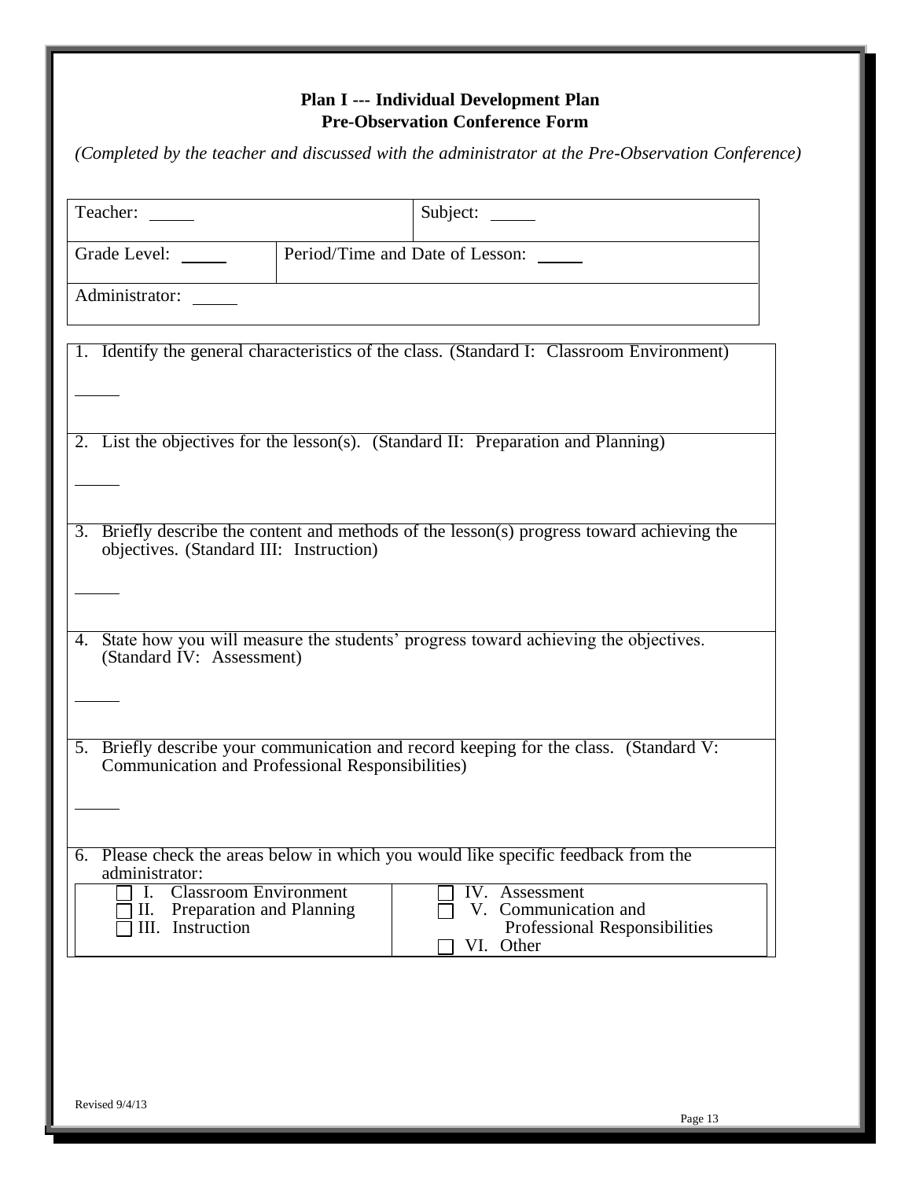**Plan I --- Individual Development Plan**
**Pre-Observation Conference Form**

*(Completed by the teacher and discussed with the administrator at the Pre-Observation Conference)*

| Teacher: _____ | | Subject: _____ |
|---|---|---|
| Grade Level: _____ | Period/Time and Date of Lesson: _____ | |
| Administrator: _____ | | |

1. Identify the general characteristics of the class. (Standard I: Classroom Environment)

_____

2. List the objectives for the lesson(s). (Standard II: Preparation and Planning)

_____

3. Briefly describe the content and methods of the lesson(s) progress toward achieving the objectives. (Standard III: Instruction)

_____

4. State how you will measure the students' progress toward achieving the objectives. (Standard IV: Assessment)

_____

5. Briefly describe your communication and record keeping for the class. (Standard V: Communication and Professional Responsibilities)

_____

6. Please check the areas below in which you would like specific feedback from the administrator:

| | |
|---|---|
| ☐ I. Classroom Environment | ☐ IV. Assessment |
| ☐ II. Preparation and Planning | ☐ V. Communication and Professional Responsibilities |
| ☐ III. Instruction | ☐ VI. Other |

Revised 9/4/13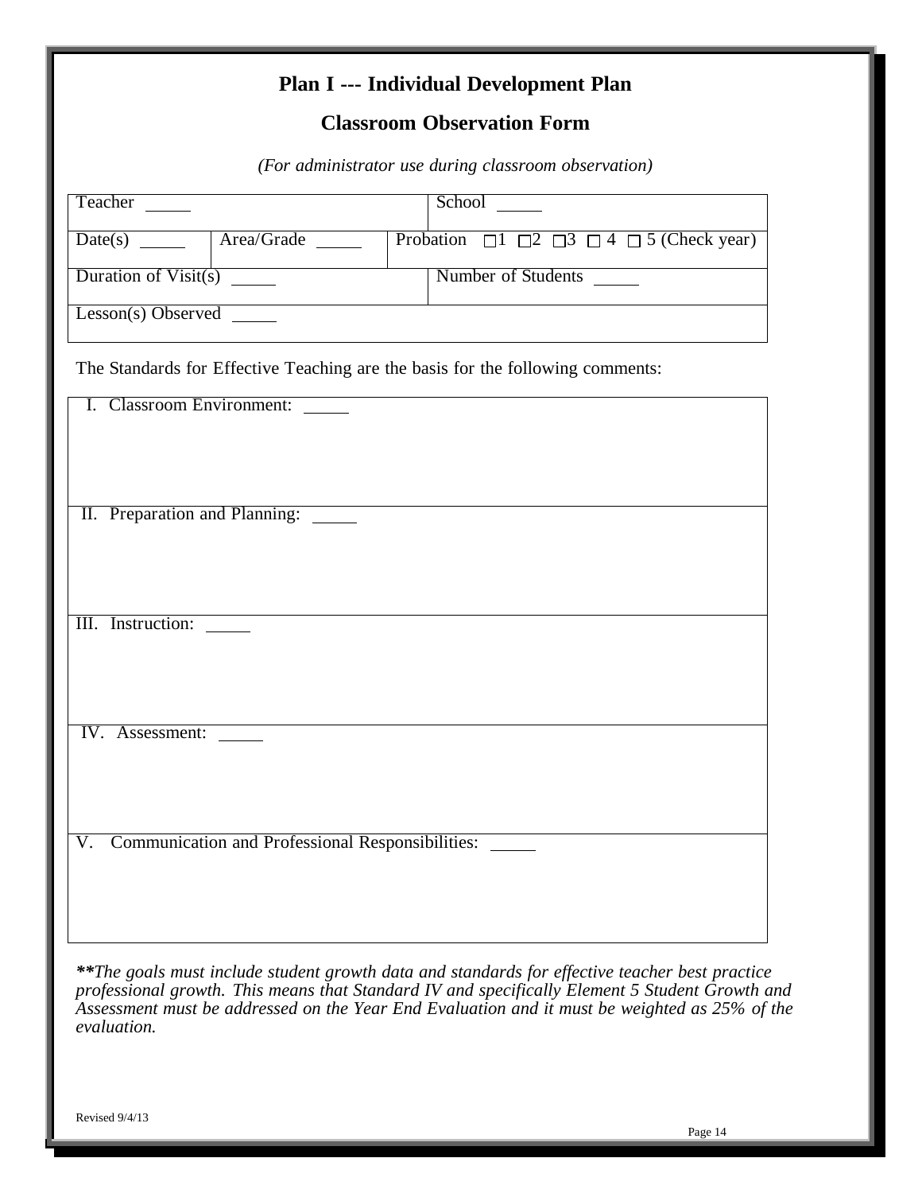# Plan I --- Individual Development Plan

## Classroom Observation Form

*(For administrator use during classroom observation)*

| Teacher _____ | | School _____ |
|---|---|---|
| Date(s) _____ | Area/Grade _____ | Probation ☐1 ☐2 ☐3 ☐ 4 ☐ 5 (Check year) |
| Duration of Visit(s) _____ | | Number of Students _____ |
| Lesson(s) Observed _____ | | |

The Standards for Effective Teaching are the basis for the following comments:

| I. Classroom Environment: _____ |
|---|
| II. Preparation and Planning: _____ |
| III. Instruction: _____ |
| IV. Assessment: _____ |
| V. Communication and Professional Responsibilities: _____ |

***The goals must include student growth data and standards for effective teacher best practice professional growth. This means that Standard IV and specifically Element 5 Student Growth and Assessment must be addressed on the Year End Evaluation and it must be weighted as 25% of the evaluation.*

Revised 9/4/13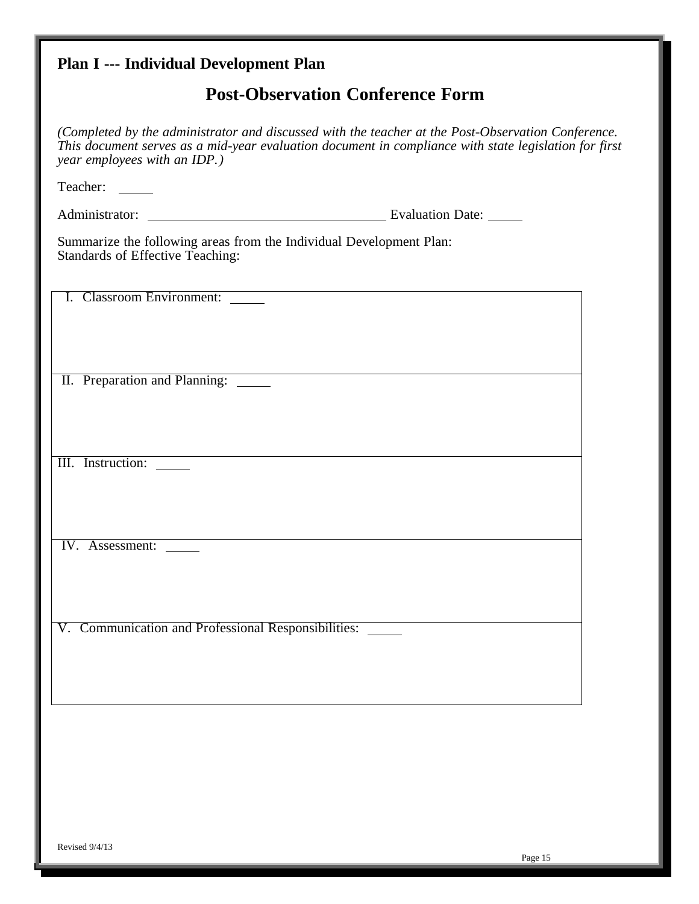**Plan I --- Individual Development Plan**

# Post-Observation Conference Form

*(Completed by the administrator and discussed with the teacher at the Post-Observation Conference. This document serves as a mid-year evaluation document in compliance with state legislation for first year employees with an IDP.)*

Teacher: _____

Administrator: ___________________________________ Evaluation Date: _____

Summarize the following areas from the Individual Development Plan:
Standards of Effective Teaching:

| I. Classroom Environment: _____ |
|---|
| II. Preparation and Planning: _____ |
| III. Instruction: _____ |
| IV. Assessment: _____ |
| V. Communication and Professional Responsibilities: _____ |

Revised 9/4/13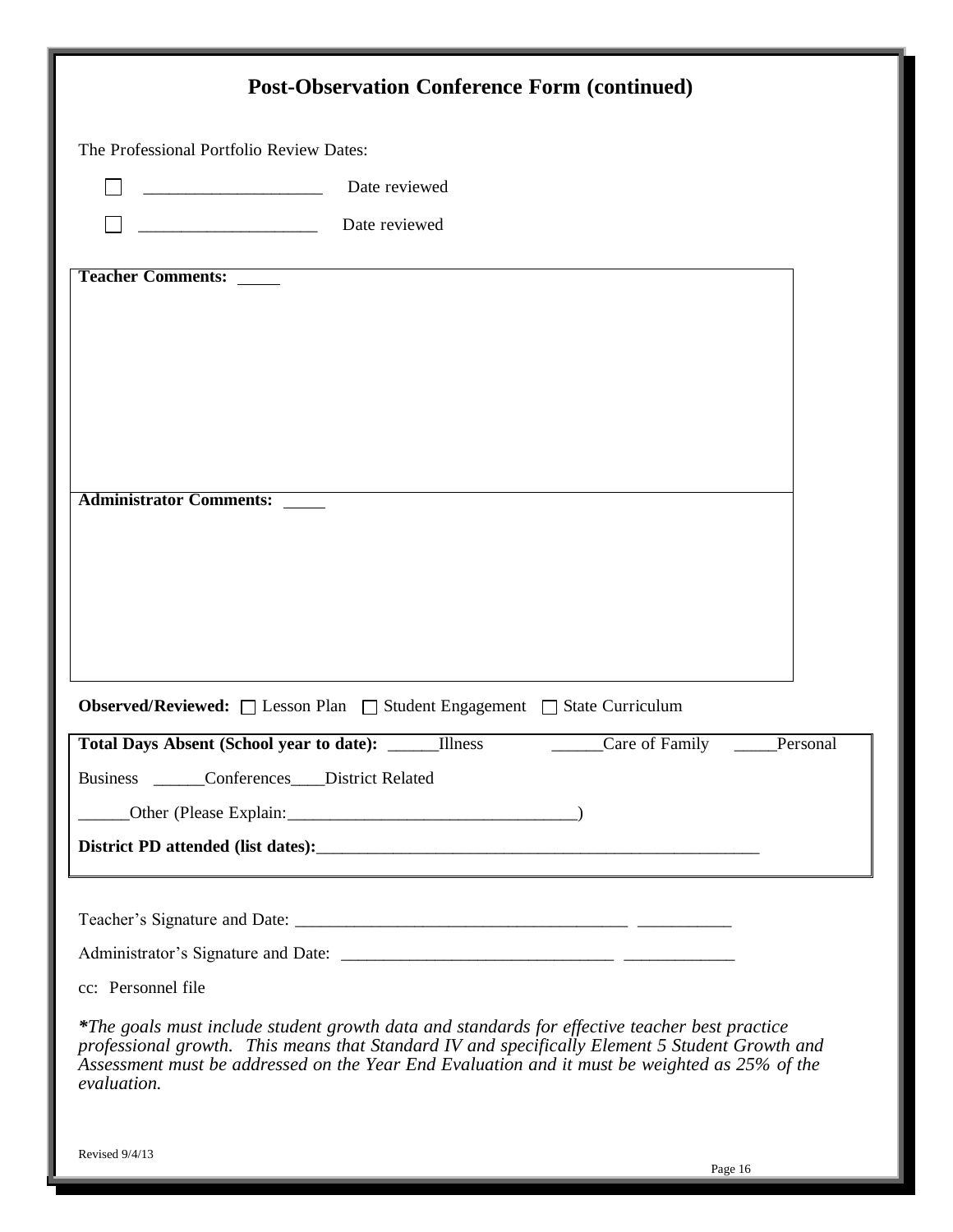# Post-Observation Conference Form (continued)

The Professional Portfolio Review Dates:

- ☐ ____________________ Date reviewed
- ☐ ____________________ Date reviewed

**Teacher Comments:** _____

**Administrator Comments:** _____

**Observed/Reviewed:** ☐ Lesson Plan ☐ Student Engagement ☐ State Curriculum

**Total Days Absent (School year to date):** ______Illness ______Care of Family _____Personal Business ______Conferences____District Related

______Other (Please Explain:_________________________________)

**District PD attended (list dates):**_____________________________________________________

Teacher's Signature and Date: ______________________________________ __________

Administrator's Signature and Date: ______________________________ ____________

cc: Personnel file

*\*The goals must include student growth data and standards for effective teacher best practice professional growth. This means that Standard IV and specifically Element 5 Student Growth and Assessment must be addressed on the Year End Evaluation and it must be weighted as 25% of the evaluation.*

Revised 9/4/13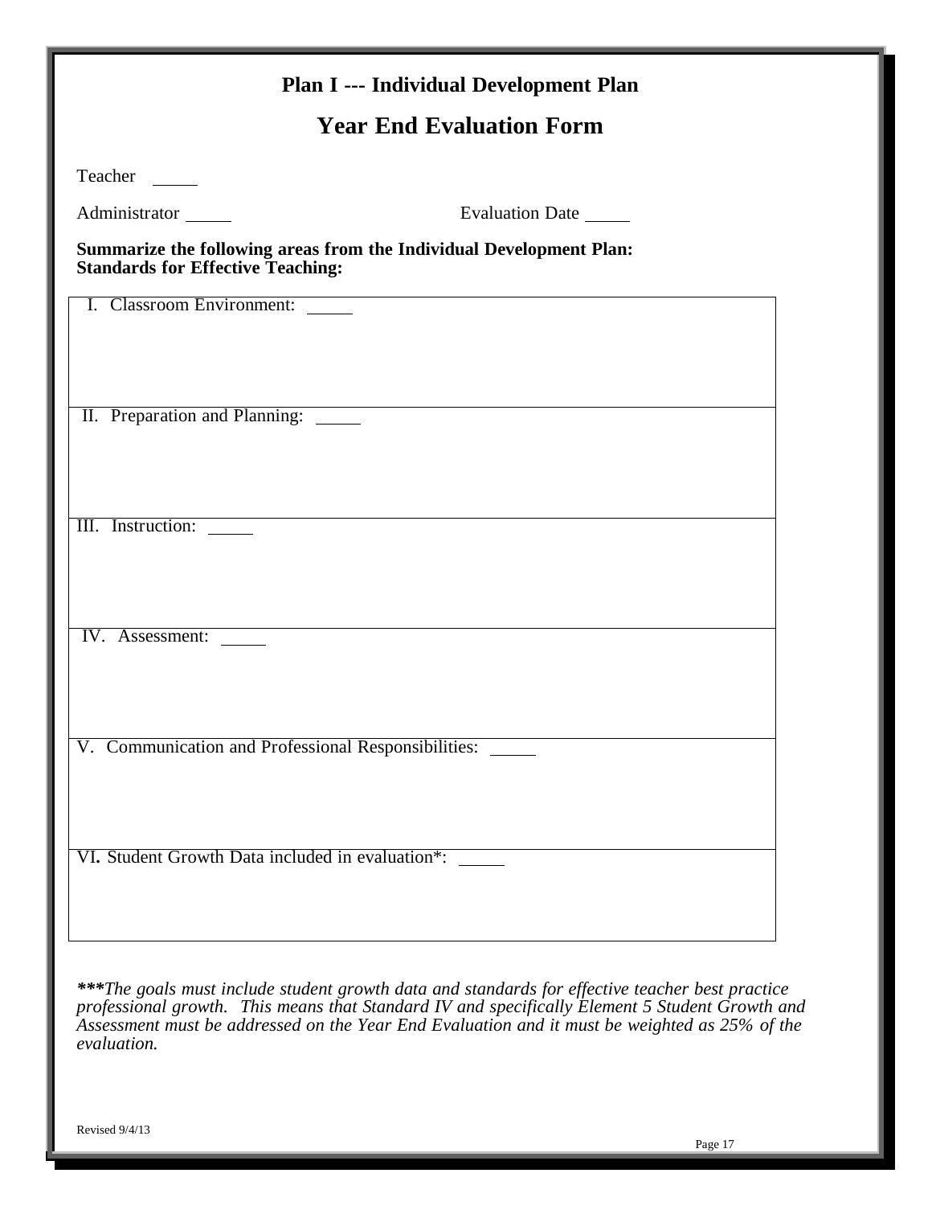# Plan I --- Individual Development Plan

## Year End Evaluation Form

Teacher _____

Administrator _____ Evaluation Date _____

**Summarize the following areas from the Individual Development Plan:**
**Standards for Effective Teaching:**

| I. Classroom Environment: _____ |
|---|
| II. Preparation and Planning: _____ |
| III. Instruction: _____ |
| IV. Assessment: _____ |
| V. Communication and Professional Responsibilities: _____ |
| VI. Student Growth Data included in evaluation*: _____ |

***\*\*\*The goals must include student growth data and standards for effective teacher best practice professional growth. This means that Standard IV and specifically Element 5 Student Growth and Assessment must be addressed on the Year End Evaluation and it must be weighted as 25% of the evaluation.***

Revised 9/4/13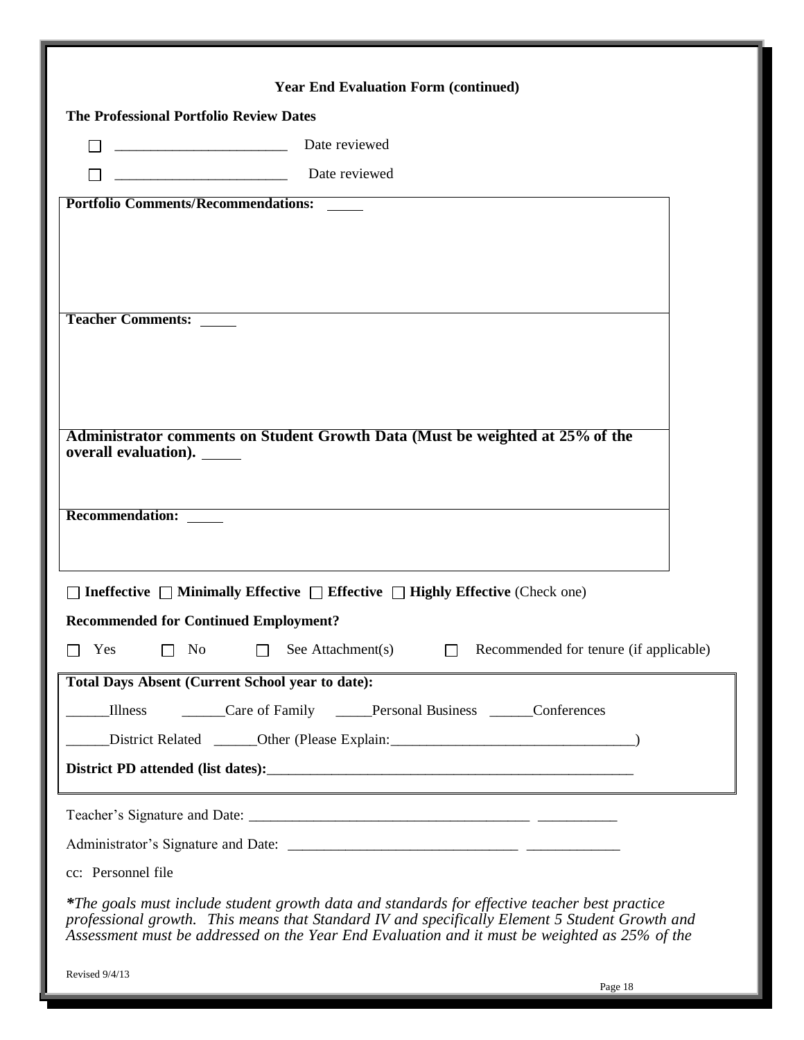### Year End Evaluation Form (continued)

**The Professional Portfolio Review Dates**

☐ ______________________ Date reviewed

☐ ______________________ Date reviewed

**Portfolio Comments/Recommendations:** ____

**Teacher Comments:** ____

**Administrator comments on Student Growth Data (Must be weighted at 25% of the overall evaluation).** ____

**Recommendation:** ____

☐ **Ineffective** ☐ **Minimally Effective** ☐ **Effective** ☐ **Highly Effective** (Check one)

**Recommended for Continued Employment?**

☐ Yes ☐ No ☐ See Attachment(s) ☐ Recommended for tenure (if applicable)

**Total Days Absent (Current School year to date):**

______Illness ______Care of Family _____Personal Business ______Conferences

______District Related ______Other (Please Explain:________________________________)

**District PD attended (list dates):**__________________________________________________

Teacher's Signature and Date: ______________________________________ __________

Administrator's Signature and Date: ______________________________ ____________

cc: Personnel file

*\*The goals must include student growth data and standards for effective teacher best practice professional growth. This means that Standard IV and specifically Element 5 Student Growth and Assessment must be addressed on the Year End Evaluation and it must be weighted as 25% of the*

Revised 9/4/13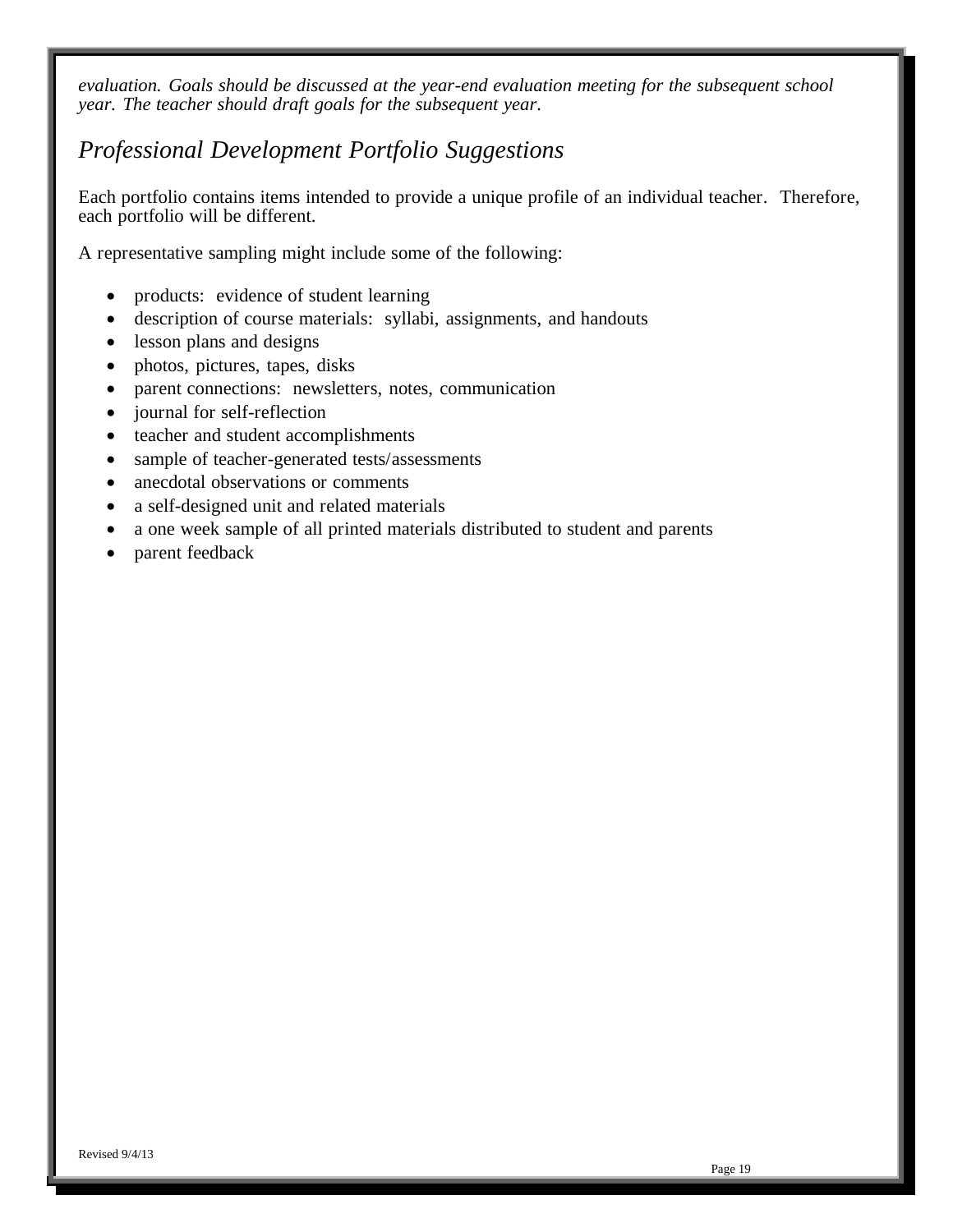*evaluation. Goals should be discussed at the year-end evaluation meeting for the subsequent school year. The teacher should draft goals for the subsequent year.*

## *Professional Development Portfolio Suggestions*

Each portfolio contains items intended to provide a unique profile of an individual teacher. Therefore, each portfolio will be different.

A representative sampling might include some of the following:

- products: evidence of student learning
- description of course materials: syllabi, assignments, and handouts
- lesson plans and designs
- photos, pictures, tapes, disks
- parent connections: newsletters, notes, communication
- journal for self-reflection
- teacher and student accomplishments
- sample of teacher-generated tests/assessments
- anecdotal observations or comments
- a self-designed unit and related materials
- a one week sample of all printed materials distributed to student and parents
- parent feedback

Revised 9/4/13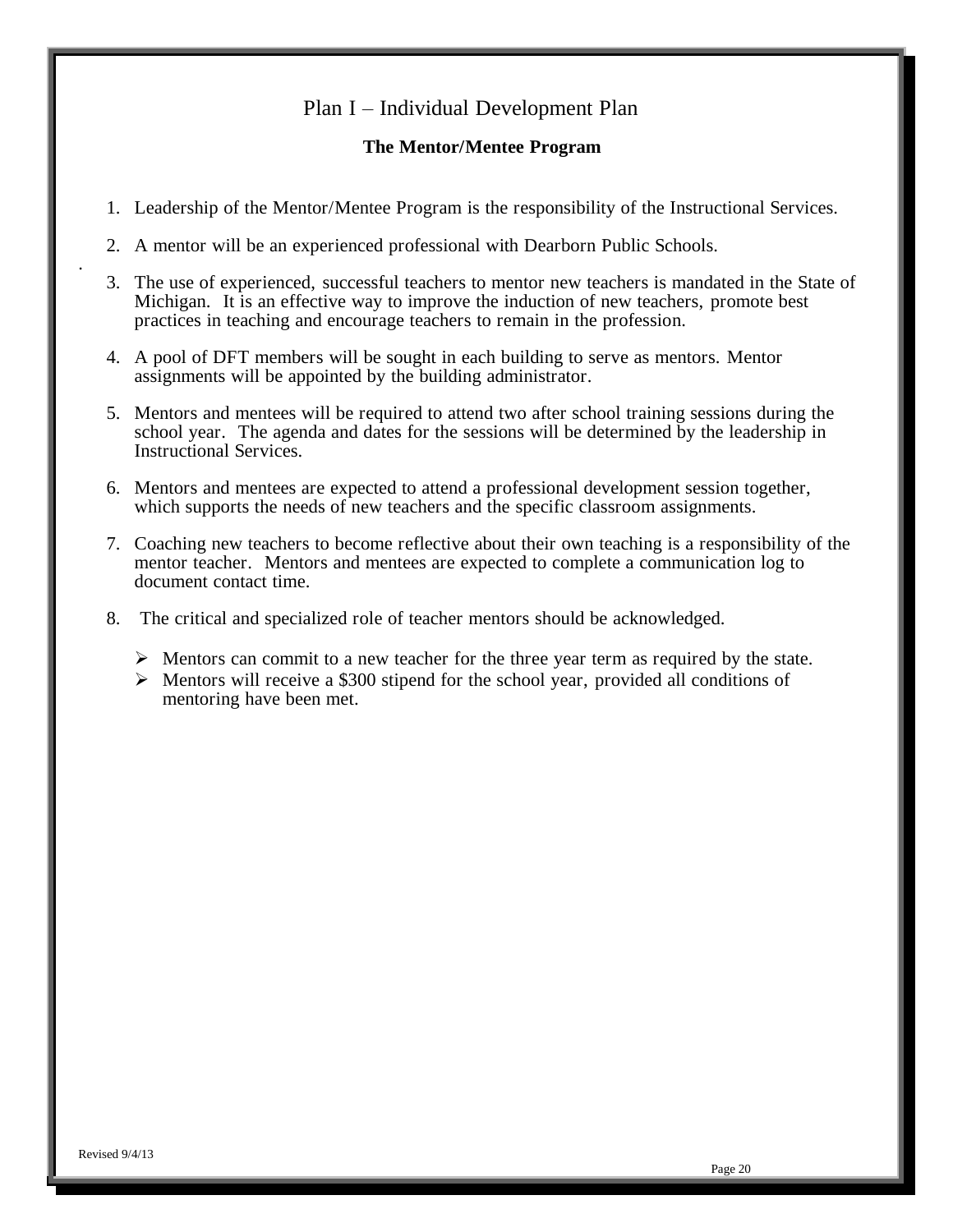# Plan I – Individual Development Plan

## The Mentor/Mentee Program

1. Leadership of the Mentor/Mentee Program is the responsibility of the Instructional Services.

2. A mentor will be an experienced professional with Dearborn Public Schools.

3. The use of experienced, successful teachers to mentor new teachers is mandated in the State of Michigan. It is an effective way to improve the induction of new teachers, promote best practices in teaching and encourage teachers to remain in the profession.

4. A pool of DFT members will be sought in each building to serve as mentors. Mentor assignments will be appointed by the building administrator.

5. Mentors and mentees will be required to attend two after school training sessions during the school year. The agenda and dates for the sessions will be determined by the leadership in Instructional Services.

6. Mentors and mentees are expected to attend a professional development session together, which supports the needs of new teachers and the specific classroom assignments.

7. Coaching new teachers to become reflective about their own teaching is a responsibility of the mentor teacher. Mentors and mentees are expected to complete a communication log to document contact time.

8. The critical and specialized role of teacher mentors should be acknowledged.

   - Mentors can commit to a new teacher for the three year term as required by the state.
   - Mentors will receive a $300 stipend for the school year, provided all conditions of mentoring have been met.

Revised 9/4/13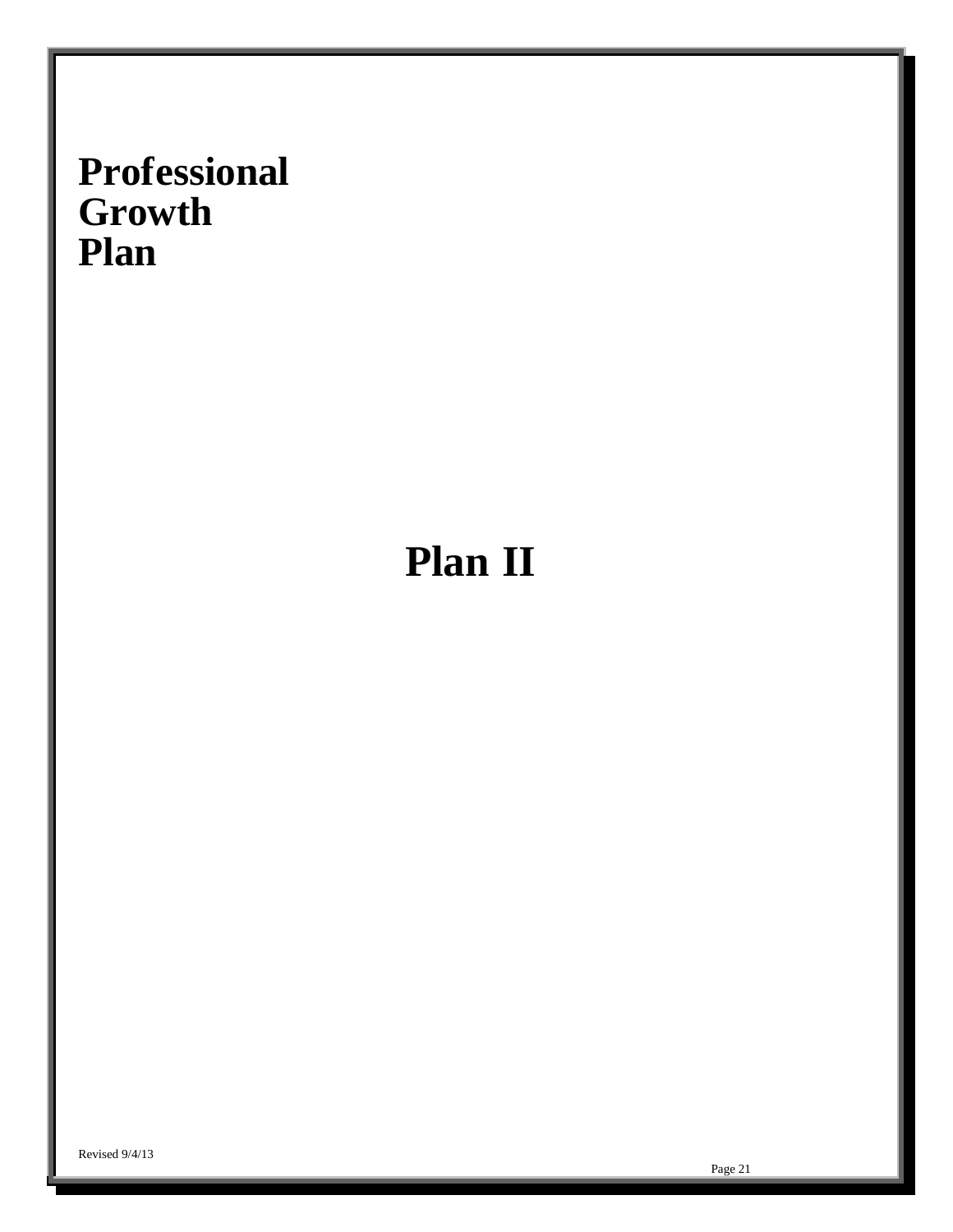# Professional Growth Plan

# Plan II

Revised 9/4/13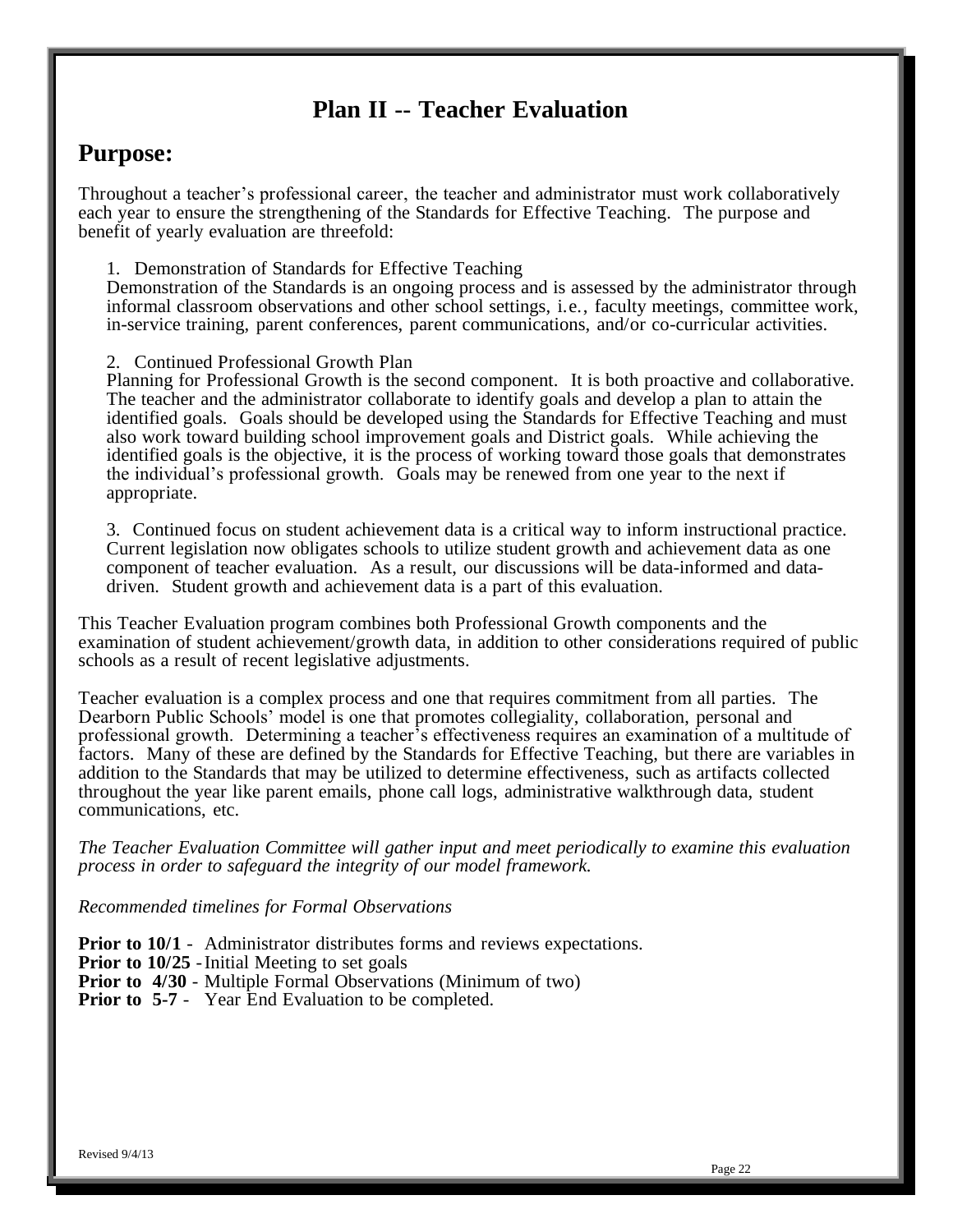# Plan II -- Teacher Evaluation

## Purpose:

Throughout a teacher's professional career, the teacher and administrator must work collaboratively each year to ensure the strengthening of the Standards for Effective Teaching. The purpose and benefit of yearly evaluation are threefold:

1. Demonstration of Standards for Effective Teaching
   Demonstration of the Standards is an ongoing process and is assessed by the administrator through informal classroom observations and other school settings, i.e., faculty meetings, committee work, in-service training, parent conferences, parent communications, and/or co-curricular activities.

2. Continued Professional Growth Plan
   Planning for Professional Growth is the second component. It is both proactive and collaborative. The teacher and the administrator collaborate to identify goals and develop a plan to attain the identified goals. Goals should be developed using the Standards for Effective Teaching and must also work toward building school improvement goals and District goals. While achieving the identified goals is the objective, it is the process of working toward those goals that demonstrates the individual's professional growth. Goals may be renewed from one year to the next if appropriate.

3. Continued focus on student achievement data is a critical way to inform instructional practice. Current legislation now obligates schools to utilize student growth and achievement data as one component of teacher evaluation. As a result, our discussions will be data-informed and data-driven. Student growth and achievement data is a part of this evaluation.

This Teacher Evaluation program combines both Professional Growth components and the examination of student achievement/growth data, in addition to other considerations required of public schools as a result of recent legislative adjustments.

Teacher evaluation is a complex process and one that requires commitment from all parties. The Dearborn Public Schools' model is one that promotes collegiality, collaboration, personal and professional growth. Determining a teacher's effectiveness requires an examination of a multitude of factors. Many of these are defined by the Standards for Effective Teaching, but there are variables in addition to the Standards that may be utilized to determine effectiveness, such as artifacts collected throughout the year like parent emails, phone call logs, administrative walkthrough data, student communications, etc.

*The Teacher Evaluation Committee will gather input and meet periodically to examine this evaluation process in order to safeguard the integrity of our model framework.*

*Recommended timelines for Formal Observations*

**Prior to 10/1** - Administrator distributes forms and reviews expectations.
**Prior to 10/25** - Initial Meeting to set goals
**Prior to 4/30** - Multiple Formal Observations (Minimum of two)
**Prior to 5-7** - Year End Evaluation to be completed.

Revised 9/4/13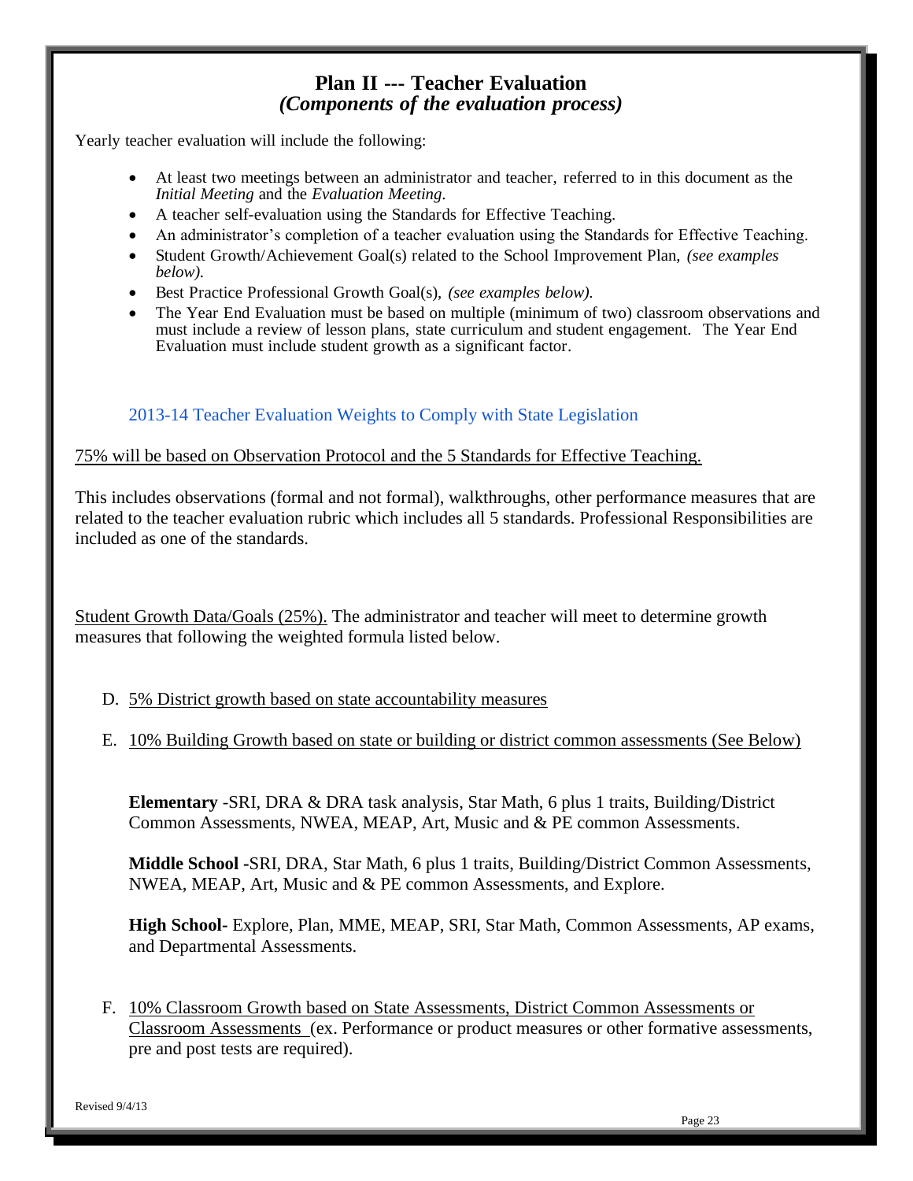## Plan II --- Teacher Evaluation
### *(Components of the evaluation process)*

Yearly teacher evaluation will include the following:

- At least two meetings between an administrator and teacher, referred to in this document as the *Initial Meeting* and the *Evaluation Meeting*.
- A teacher self-evaluation using the Standards for Effective Teaching.
- An administrator's completion of a teacher evaluation using the Standards for Effective Teaching.
- Student Growth/Achievement Goal(s) related to the School Improvement Plan, *(see examples below).*
- Best Practice Professional Growth Goal(s), *(see examples below).*
- The Year End Evaluation must be based on multiple (minimum of two) classroom observations and must include a review of lesson plans, state curriculum and student engagement. The Year End Evaluation must include student growth as a significant factor.

2013-14 Teacher Evaluation Weights to Comply with State Legislation

<u>75% will be based on Observation Protocol and the 5 Standards for Effective Teaching.</u>

This includes observations (formal and not formal), walkthroughs, other performance measures that are related to the teacher evaluation rubric which includes all 5 standards. Professional Responsibilities are included as one of the standards.

<u>Student Growth Data/Goals (25%).</u> The administrator and teacher will meet to determine growth measures that following the weighted formula listed below.

D. <u>5% District growth based on state accountability measures</u>

E. <u>10% Building Growth based on state or building or district common assessments (See Below)</u>

   **Elementary** -SRI, DRA & DRA task analysis, Star Math, 6 plus 1 traits, Building/District Common Assessments, NWEA, MEAP, Art, Music and & PE common Assessments.

   **Middle School** -SRI, DRA, Star Math, 6 plus 1 traits, Building/District Common Assessments, NWEA, MEAP, Art, Music and & PE common Assessments, and Explore.

   **High School-** Explore, Plan, MME, MEAP, SRI, Star Math, Common Assessments, AP exams, and Departmental Assessments.

F. <u>10% Classroom Growth based on State Assessments, District Common Assessments or Classroom Assessments</u> (ex. Performance or product measures or other formative assessments, pre and post tests are required).

Revised 9/4/13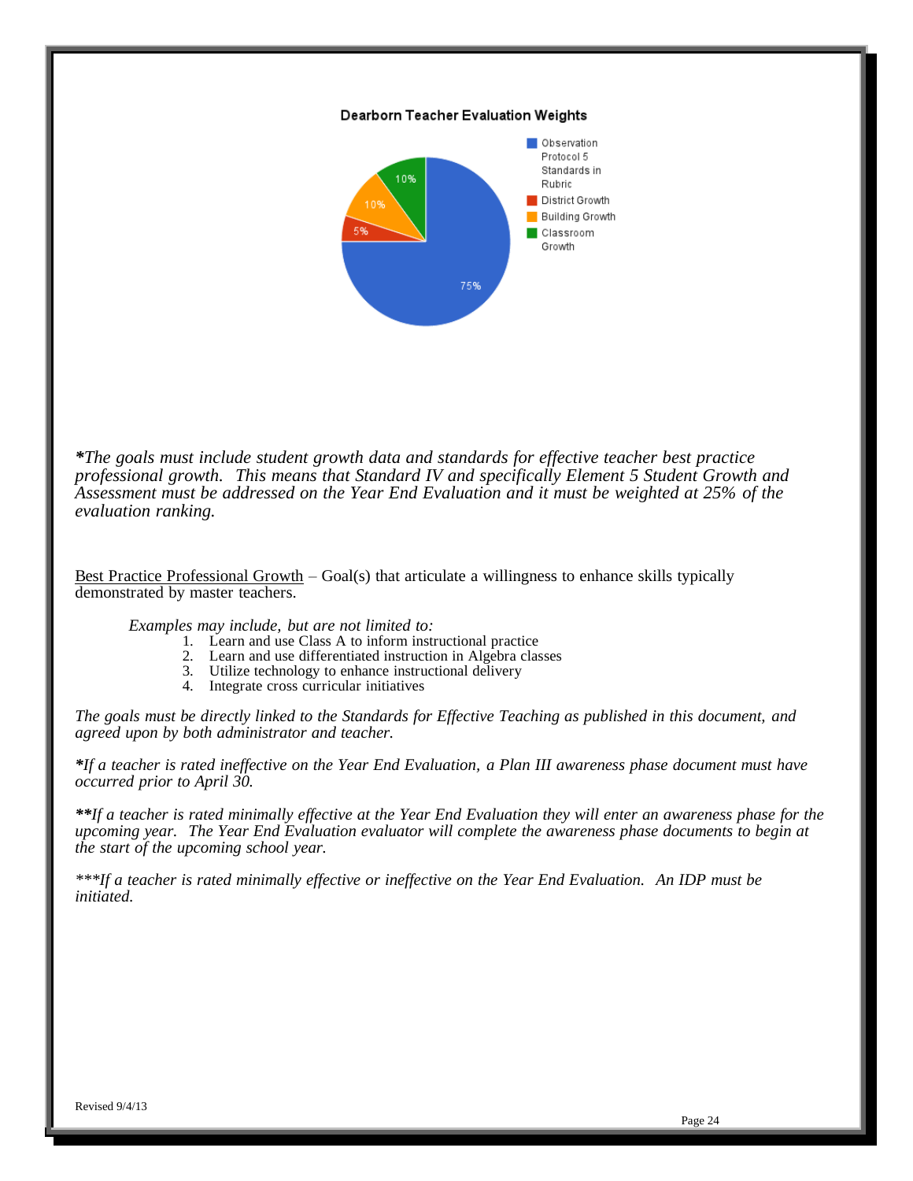**Dearborn Teacher Evaluation Weights**

| Component | Weight |
|---|---|
| Observation Protocol 5 Standards in Rubric | 75% |
| District Growth | 5% |
| Building Growth | 10% |
| Classroom Growth | 10% |

***The goals must include student growth data and standards for effective teacher best practice professional growth. This means that Standard IV and specifically Element 5 Student Growth and Assessment must be addressed on the Year End Evaluation and it must be weighted at 25% of the evaluation ranking.***

<u>Best Practice Professional Growth</u> – Goal(s) that articulate a willingness to enhance skills typically demonstrated by master teachers.

*Examples may include, but are not limited to:*

1. Learn and use Class A to inform instructional practice
2. Learn and use differentiated instruction in Algebra classes
3. Utilize technology to enhance instructional delivery
4. Integrate cross curricular initiatives

*The goals must be directly linked to the Standards for Effective Teaching as published in this document, and agreed upon by both administrator and teacher.*

***If a teacher is rated ineffective on the Year End Evaluation, a Plan III awareness phase document must have occurred prior to April 30.***

****If a teacher is rated minimally effective at the Year End Evaluation they will enter an awareness phase for the upcoming year. The Year End Evaluation evaluator will complete the awareness phase documents to begin at the start of the upcoming school year.***

**\*\*\*If a teacher is rated minimally effective or ineffective on the Year End Evaluation. An IDP must be initiated.**

Revised 9/4/13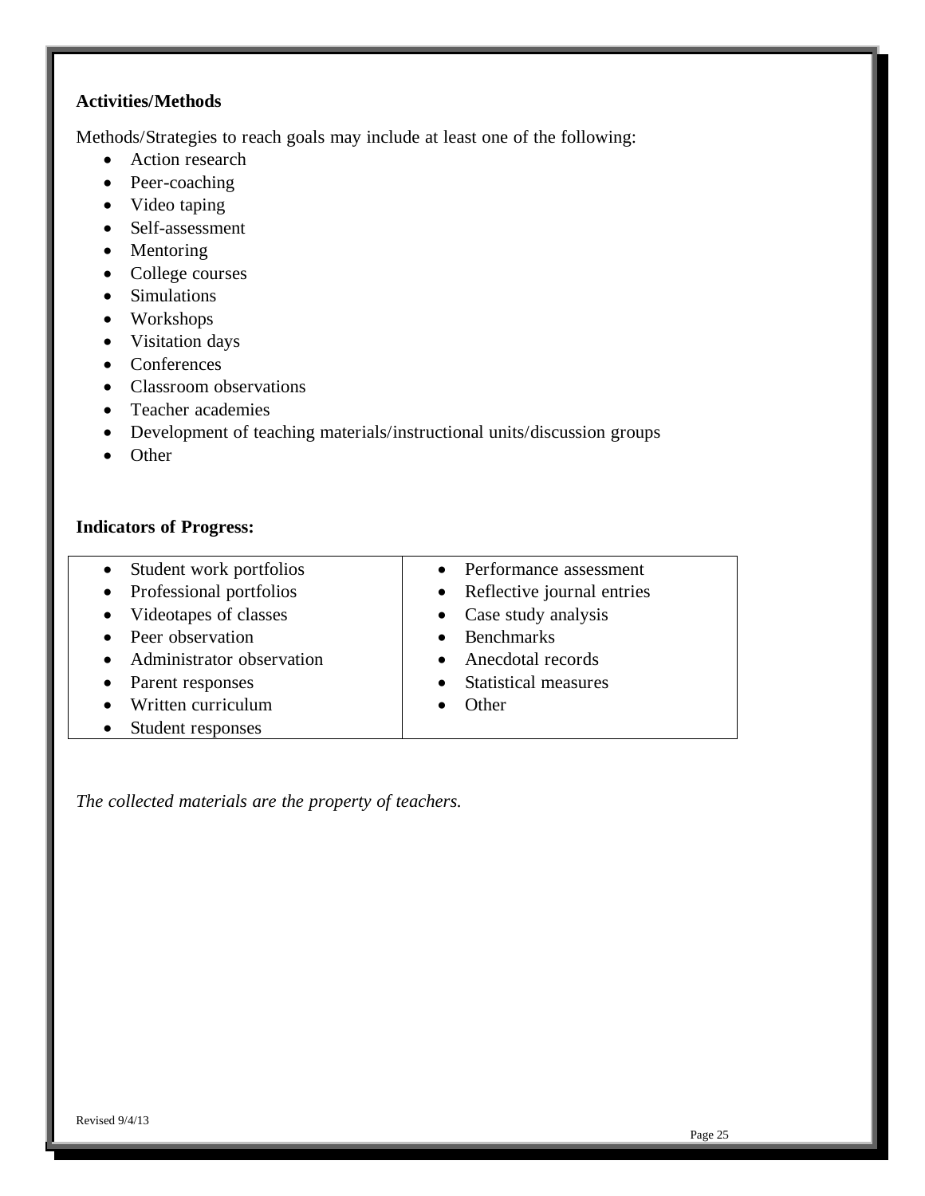**Activities/Methods**

Methods/Strategies to reach goals may include at least one of the following:

- Action research
- Peer-coaching
- Video taping
- Self-assessment
- Mentoring
- College courses
- Simulations
- Workshops
- Visitation days
- Conferences
- Classroom observations
- Teacher academies
- Development of teaching materials/instructional units/discussion groups
- Other

**Indicators of Progress:**

| | |
|---|---|
| • Student work portfolios | • Performance assessment |
| • Professional portfolios | • Reflective journal entries |
| • Videotapes of classes | • Case study analysis |
| • Peer observation | • Benchmarks |
| • Administrator observation | • Anecdotal records |
| • Parent responses | • Statistical measures |
| • Written curriculum | • Other |
| • Student responses | |

*The collected materials are the property of teachers.*

Revised 9/4/13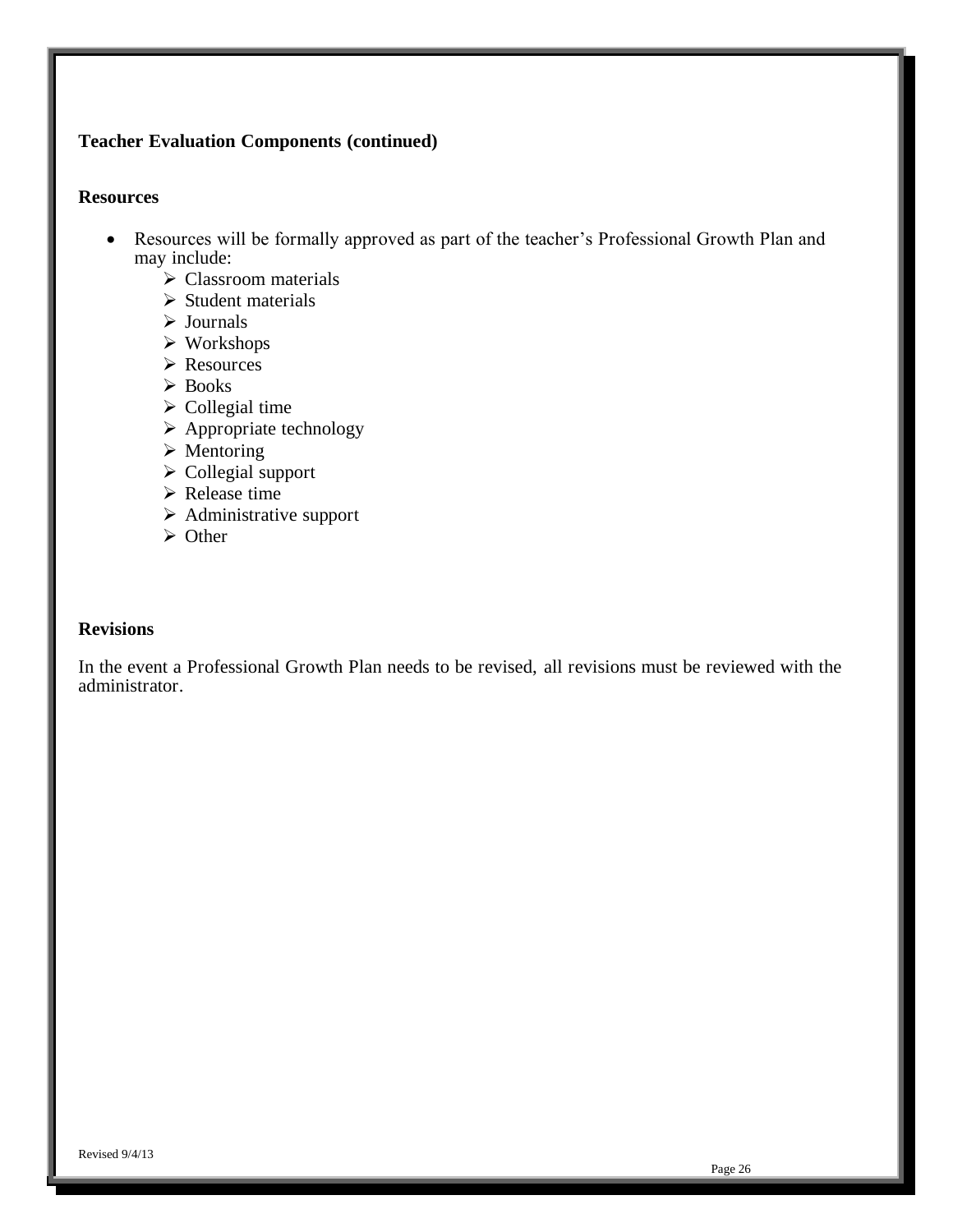**Teacher Evaluation Components (continued)**

**Resources**

- Resources will be formally approved as part of the teacher's Professional Growth Plan and may include:
  - Classroom materials
  - Student materials
  - Journals
  - Workshops
  - Resources
  - Books
  - Collegial time
  - Appropriate technology
  - Mentoring
  - Collegial support
  - Release time
  - Administrative support
  - Other

**Revisions**

In the event a Professional Growth Plan needs to be revised, all revisions must be reviewed with the administrator.

Revised 9/4/13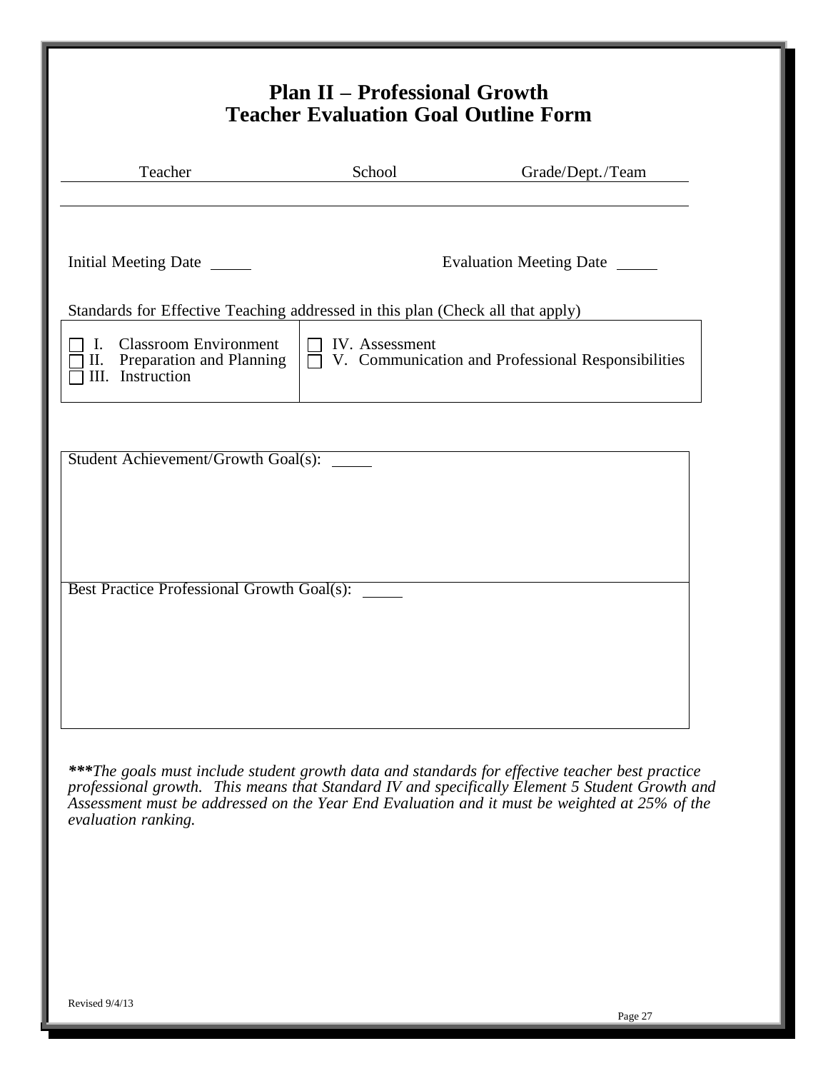# Plan II – Professional Growth
# Teacher Evaluation Goal Outline Form

| Teacher | School | Grade/Dept./Team |
|---|---|---|
| | | |

Initial Meeting Date _____ Evaluation Meeting Date _____

Standards for Effective Teaching addressed in this plan (Check all that apply)

| | |
|---|---|
| ☐ I. Classroom Environment<br>☐ II. Preparation and Planning<br>☐ III. Instruction | ☐ IV. Assessment<br>☐ V. Communication and Professional Responsibilities |

| |
|---|
| Student Achievement/Growth Goal(s): _____ |
| Best Practice Professional Growth Goal(s): _____ |

***\*\*\*The goals must include student growth data and standards for effective teacher best practice professional growth. This means that Standard IV and specifically Element 5 Student Growth and Assessment must be addressed on the Year End Evaluation and it must be weighted at 25% of the evaluation ranking.***

Revised 9/4/13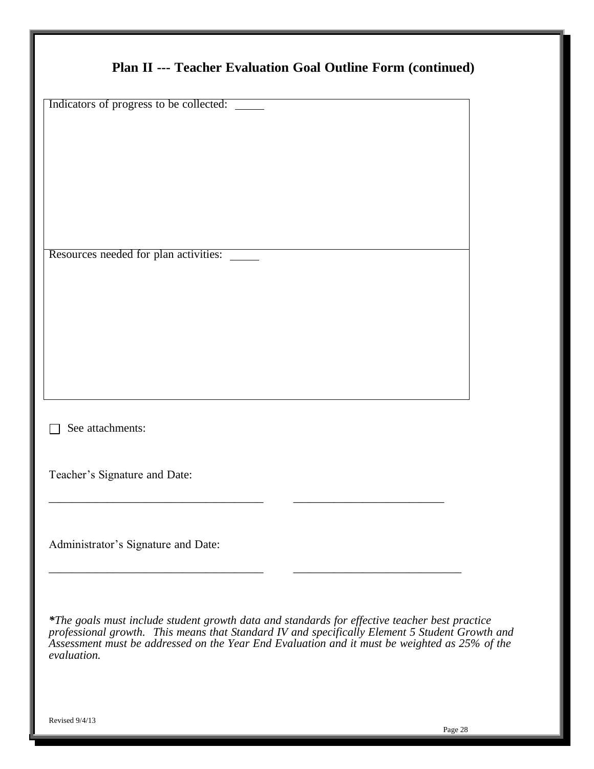## Plan II --- Teacher Evaluation Goal Outline Form (continued)

| Indicators of progress to be collected: \_\_\_\_\_ |
|---|
| |

| Resources needed for plan activities: \_\_\_\_\_ |
|---|
| |

☐ See attachments:

Teacher's Signature and Date:

\_\_\_\_\_\_\_\_\_\_\_\_\_\_\_\_\_\_\_\_\_\_\_\_\_\_\_\_\_\_\_\_\_\_\_\_\_\_ \_\_\_\_\_\_\_\_\_\_\_\_\_\_\_\_\_\_\_\_\_\_\_\_\_\_\_

Administrator's Signature and Date:

\_\_\_\_\_\_\_\_\_\_\_\_\_\_\_\_\_\_\_\_\_\_\_\_\_\_\_\_\_\_\_\_\_\_\_\_\_\_ \_\_\_\_\_\_\_\_\_\_\_\_\_\_\_\_\_\_\_\_\_\_\_\_\_\_\_\_\_\_

***The goals must include student growth data and standards for effective teacher best practice professional growth. This means that Standard IV and specifically Element 5 Student Growth and Assessment must be addressed on the Year End Evaluation and it must be weighted as 25% of the evaluation.***

Revised 9/4/13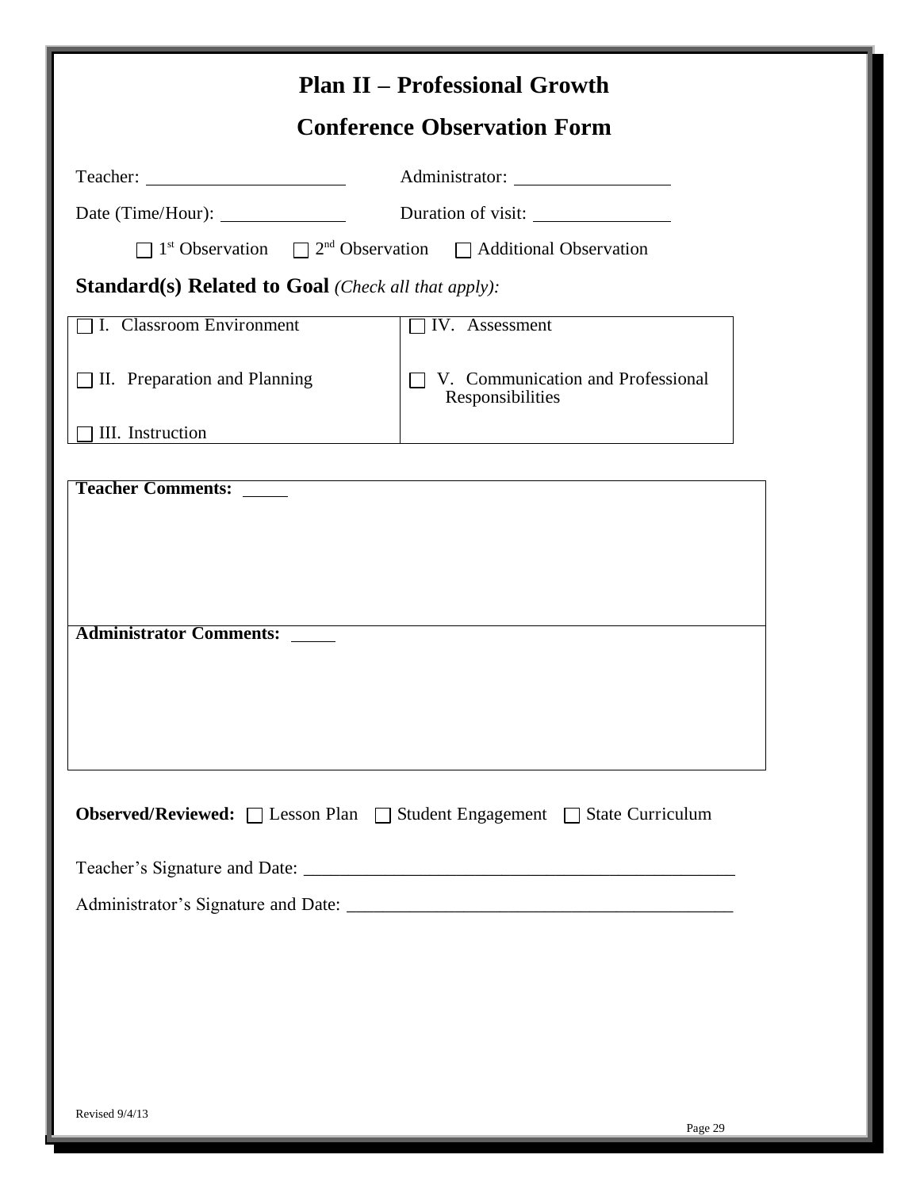# Plan II – Professional Growth

## Conference Observation Form

Teacher: ______________________ Administrator: ________________

Date (Time/Hour): _____________ Duration of visit: ______________

☐ 1st Observation ☐ 2nd Observation ☐ Additional Observation

**Standard(s) Related to Goal** *(Check all that apply):*

| | |
|---|---|
| ☐ I. Classroom Environment | ☐ IV. Assessment |
| ☐ II. Preparation and Planning | ☐ V. Communication and Professional Responsibilities |
| ☐ III. Instruction | |

| |
|---|
| **Teacher Comments:** _____ |
| **Administrator Comments:** _____ |

**Observed/Reviewed:** ☐ Lesson Plan ☐ Student Engagement ☐ State Curriculum

Teacher's Signature and Date: _______________________________________________

Administrator's Signature and Date: __________________________________________

Revised 9/4/13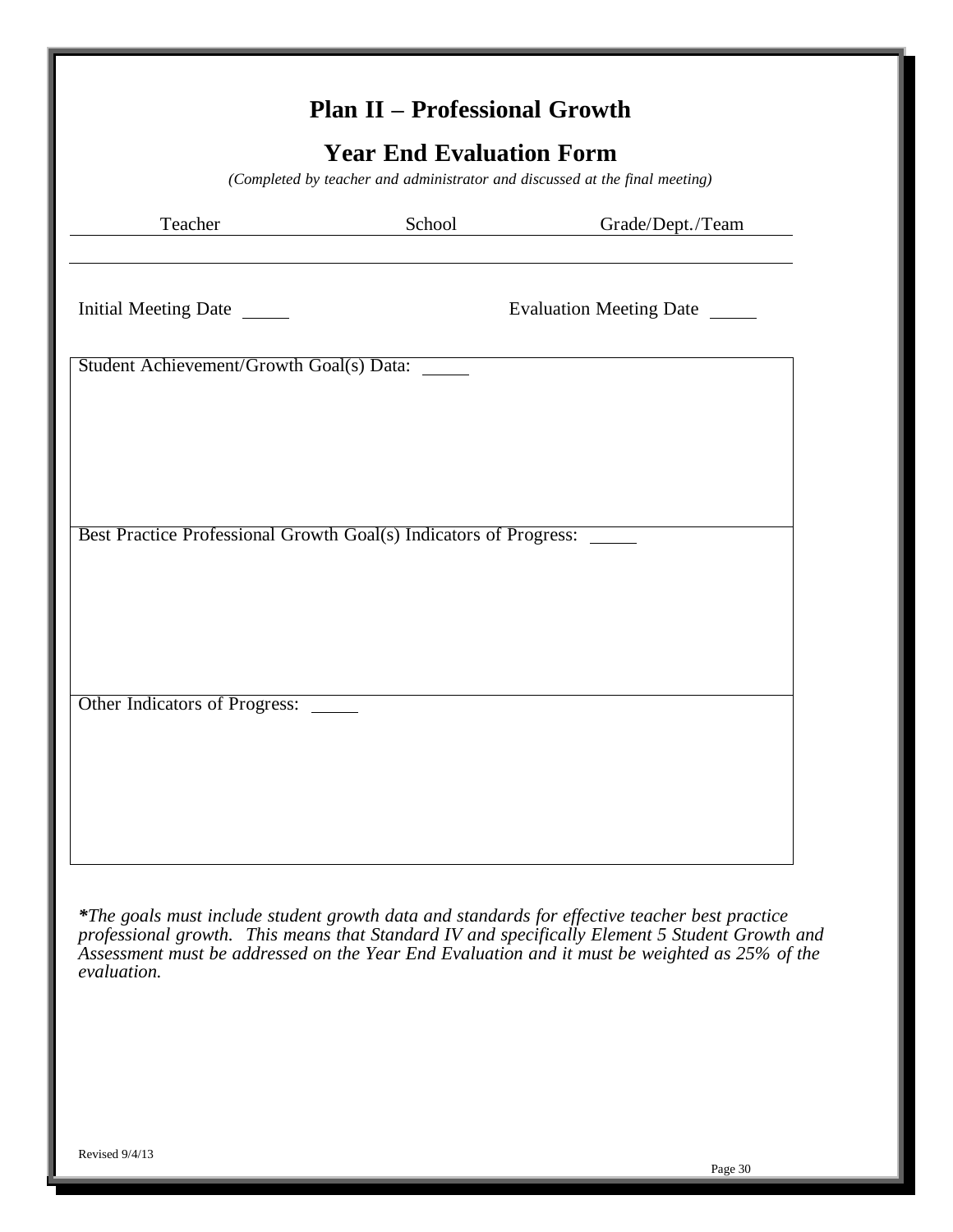# Plan II – Professional Growth

## Year End Evaluation Form

*(Completed by teacher and administrator and discussed at the final meeting)*

| Teacher | School | Grade/Dept./Team |
|---|---|---|
| | | |

Initial Meeting Date _____ Evaluation Meeting Date _____

| Student Achievement/Growth Goal(s) Data: _____ |
|---|
| Best Practice Professional Growth Goal(s) Indicators of Progress: _____ |
| Other Indicators of Progress: _____ |

****The goals must include student growth data and standards for effective teacher best practice professional growth. This means that Standard IV and specifically Element 5 Student Growth and Assessment must be addressed on the Year End Evaluation and it must be weighted as 25% of the evaluation.*

Revised 9/4/13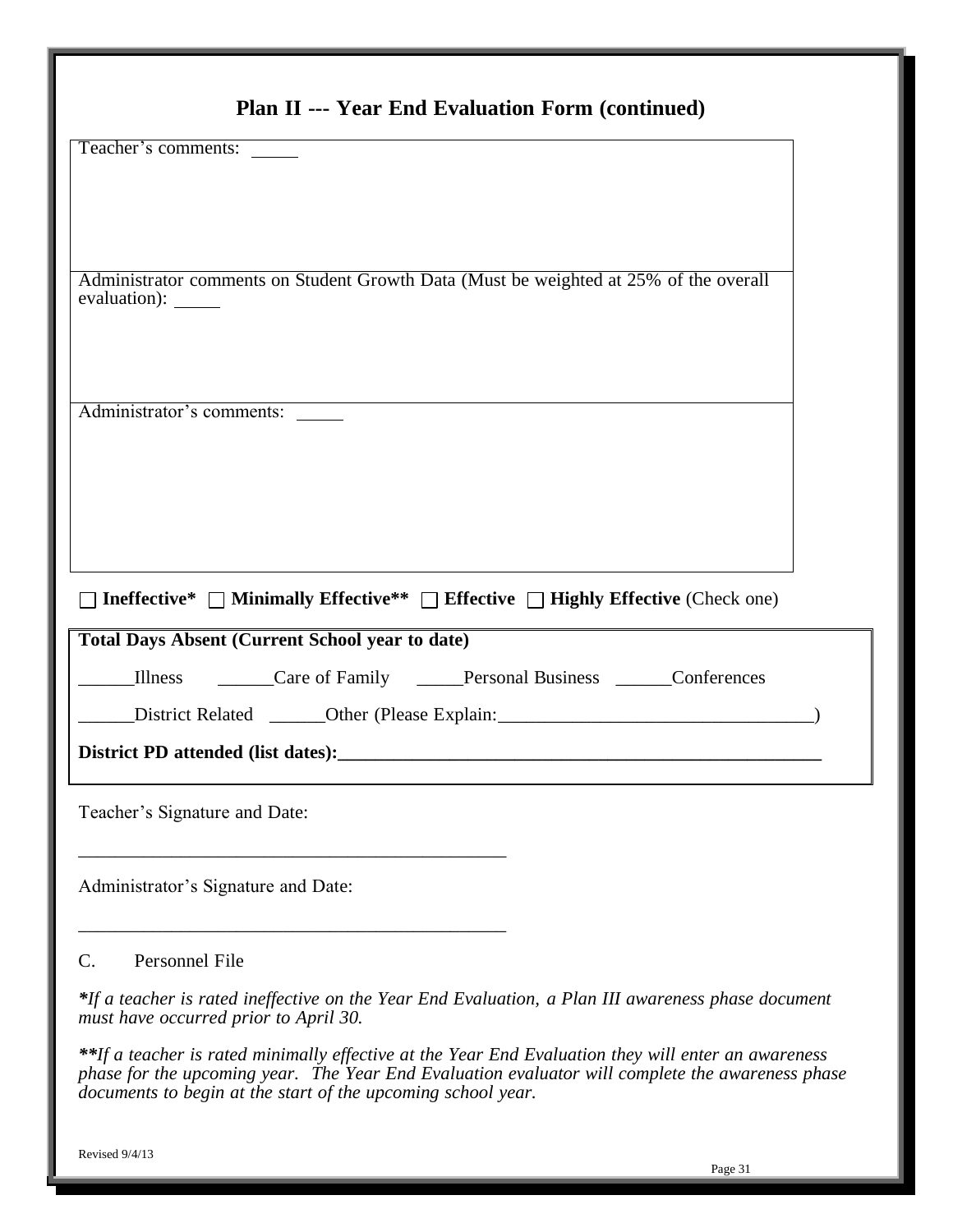## Plan II --- Year End Evaluation Form (continued)

| Teacher's comments: _____ |
|---|
| Administrator comments on Student Growth Data (Must be weighted at 25% of the overall evaluation): _____ |
| Administrator's comments: _____ |

☐ **Ineffective*** ☐ **Minimally Effective**** ☐ **Effective** ☐ **Highly Effective** (Check one)

**Total Days Absent (Current School year to date)**

______Illness ______Care of Family _____Personal Business ______Conferences

______District Related ______Other (Please Explain:_________________________________)

**District PD attended (list dates):_____________________________________________________**

Teacher's Signature and Date:

_____________________________________________

Administrator's Signature and Date:

_____________________________________________

C. Personnel File

*\*If a teacher is rated ineffective on the Year End Evaluation, a Plan III awareness phase document must have occurred prior to April 30.*

*\*\*If a teacher is rated minimally effective at the Year End Evaluation they will enter an awareness phase for the upcoming year. The Year End Evaluation evaluator will complete the awareness phase documents to begin at the start of the upcoming school year.*

Revised 9/4/13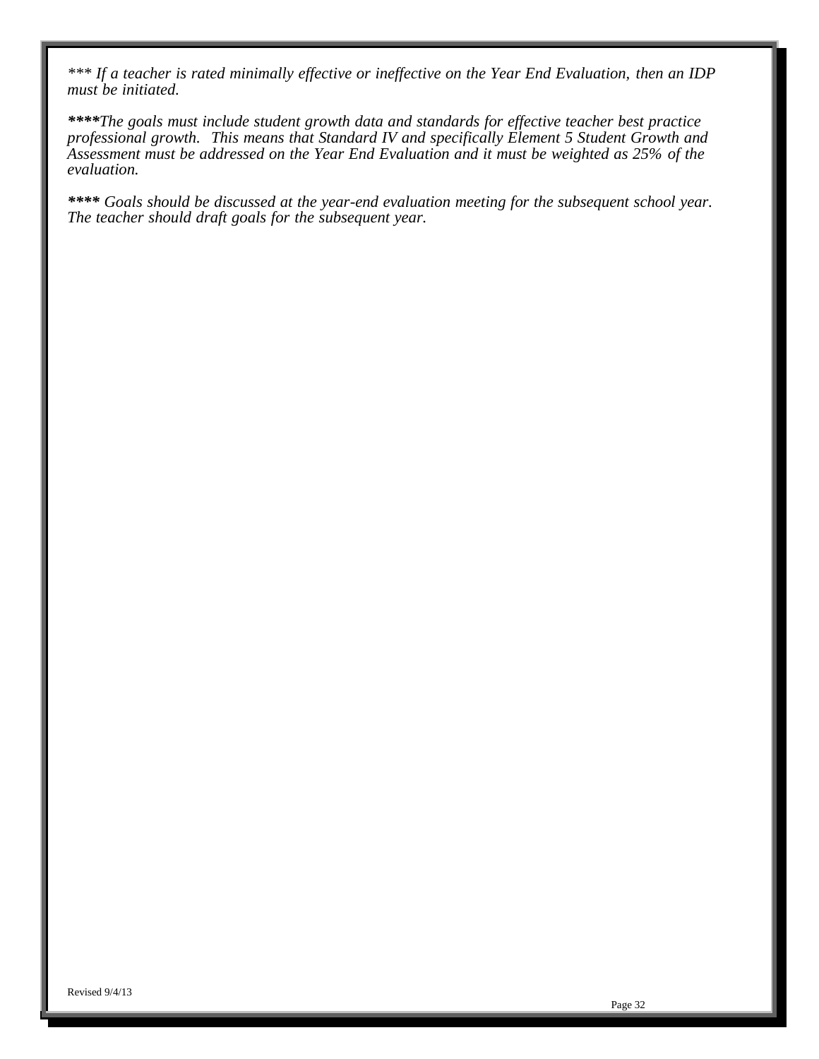*\*\*\* If a teacher is rated minimally effective or ineffective on the Year End Evaluation, then an IDP must be initiated.*

***\*\*\*\****The goals must include student growth data and standards for effective teacher best practice professional growth. This means that Standard IV and specifically Element 5 Student Growth and Assessment must be addressed on the Year End Evaluation and it must be weighted as 25% of the evaluation.*

***\*\*\*\**** *Goals should be discussed at the year-end evaluation meeting for the subsequent school year. The teacher should draft goals for the subsequent year.*

Revised 9/4/13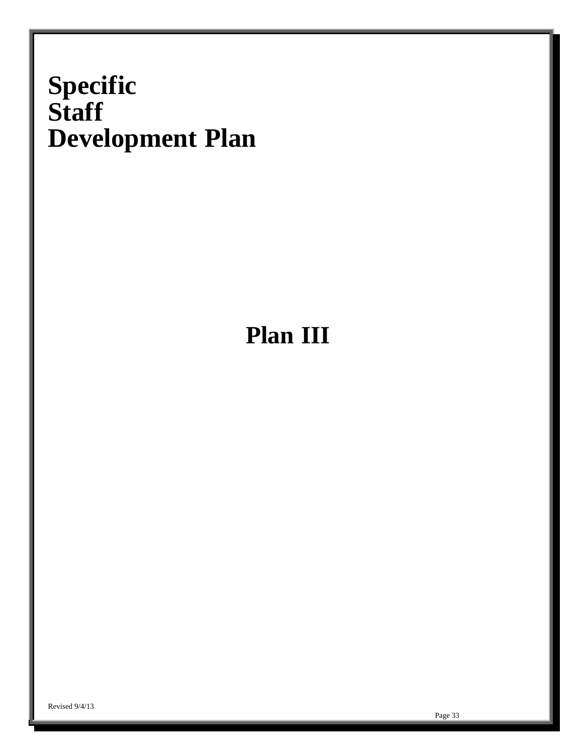# Specific Staff Development Plan

## Plan III

Revised 9/4/13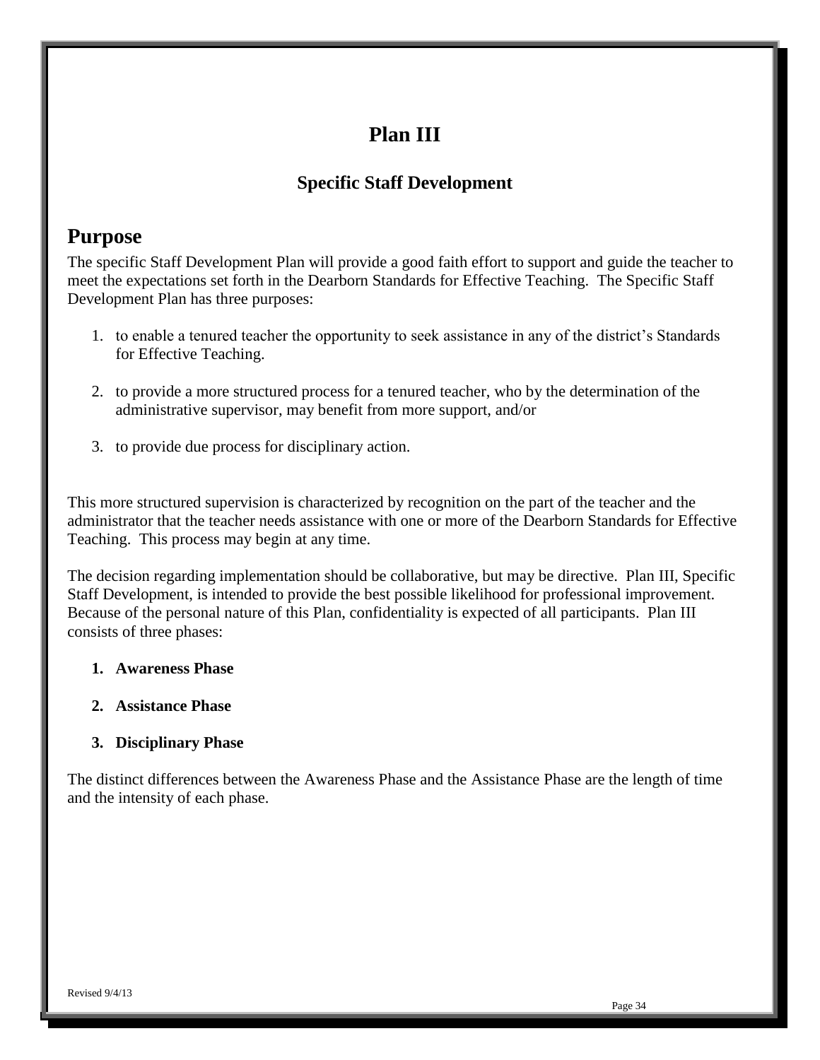# Plan III

## Specific Staff Development

## Purpose

The specific Staff Development Plan will provide a good faith effort to support and guide the teacher to meet the expectations set forth in the Dearborn Standards for Effective Teaching. The Specific Staff Development Plan has three purposes:

1. to enable a tenured teacher the opportunity to seek assistance in any of the district's Standards for Effective Teaching.

2. to provide a more structured process for a tenured teacher, who by the determination of the administrative supervisor, may benefit from more support, and/or

3. to provide due process for disciplinary action.

This more structured supervision is characterized by recognition on the part of the teacher and the administrator that the teacher needs assistance with one or more of the Dearborn Standards for Effective Teaching. This process may begin at any time.

The decision regarding implementation should be collaborative, but may be directive. Plan III, Specific Staff Development, is intended to provide the best possible likelihood for professional improvement. Because of the personal nature of this Plan, confidentiality is expected of all participants. Plan III consists of three phases:

1. **Awareness Phase**

2. **Assistance Phase**

3. **Disciplinary Phase**

The distinct differences between the Awareness Phase and the Assistance Phase are the length of time and the intensity of each phase.

Revised 9/4/13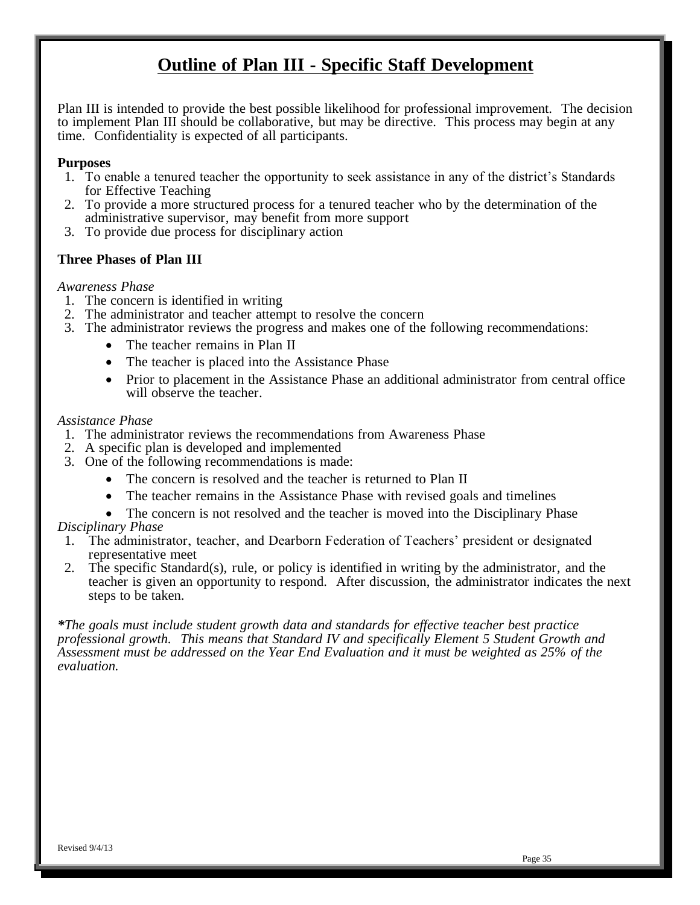# Outline of Plan III - Specific Staff Development

Plan III is intended to provide the best possible likelihood for professional improvement. The decision to implement Plan III should be collaborative, but may be directive. This process may begin at any time. Confidentiality is expected of all participants.

**Purposes**

1. To enable a tenured teacher the opportunity to seek assistance in any of the district's Standards for Effective Teaching
2. To provide a more structured process for a tenured teacher who by the determination of the administrative supervisor, may benefit from more support
3. To provide due process for disciplinary action

**Three Phases of Plan III**

*Awareness Phase*

1. The concern is identified in writing
2. The administrator and teacher attempt to resolve the concern
3. The administrator reviews the progress and makes one of the following recommendations:
   - The teacher remains in Plan II
   - The teacher is placed into the Assistance Phase
   - Prior to placement in the Assistance Phase an additional administrator from central office will observe the teacher.

*Assistance Phase*

1. The administrator reviews the recommendations from Awareness Phase
2. A specific plan is developed and implemented
3. One of the following recommendations is made:
   - The concern is resolved and the teacher is returned to Plan II
   - The teacher remains in the Assistance Phase with revised goals and timelines
   - The concern is not resolved and the teacher is moved into the Disciplinary Phase

*Disciplinary Phase*

1. The administrator, teacher, and Dearborn Federation of Teachers' president or designated representative meet
2. The specific Standard(s), rule, or policy is identified in writing by the administrator, and the teacher is given an opportunity to respond. After discussion, the administrator indicates the next steps to be taken.

***The goals must include student growth data and standards for effective teacher best practice professional growth. This means that Standard IV and specifically Element 5 Student Growth and Assessment must be addressed on the Year End Evaluation and it must be weighted as 25% of the evaluation.***

Revised 9/4/13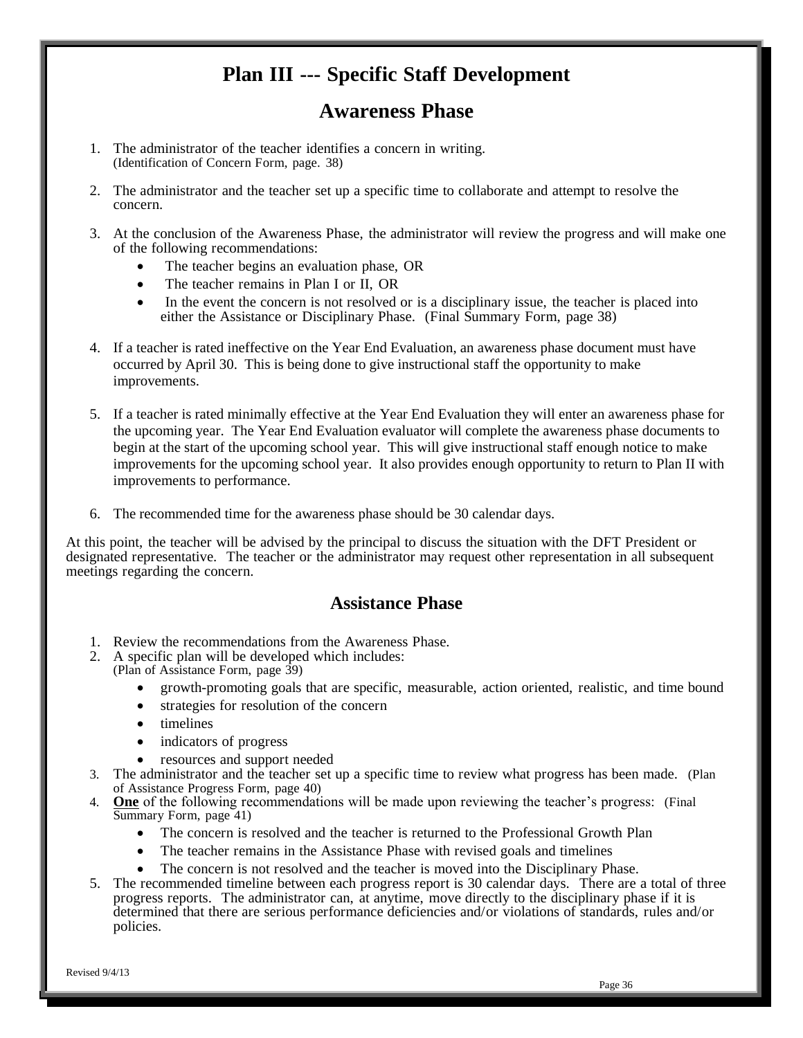# Plan III --- Specific Staff Development

## Awareness Phase

1. The administrator of the teacher identifies a concern in writing.
   (Identification of Concern Form, page. 38)

2. The administrator and the teacher set up a specific time to collaborate and attempt to resolve the concern.

3. At the conclusion of the Awareness Phase, the administrator will review the progress and will make one of the following recommendations:
   - The teacher begins an evaluation phase, OR
   - The teacher remains in Plan I or II, OR
   - In the event the concern is not resolved or is a disciplinary issue, the teacher is placed into either the Assistance or Disciplinary Phase. (Final Summary Form, page 38)

4. If a teacher is rated ineffective on the Year End Evaluation, an awareness phase document must have occurred by April 30. This is being done to give instructional staff the opportunity to make improvements.

5. If a teacher is rated minimally effective at the Year End Evaluation they will enter an awareness phase for the upcoming year. The Year End Evaluation evaluator will complete the awareness phase documents to begin at the start of the upcoming school year. This will give instructional staff enough notice to make improvements for the upcoming school year. It also provides enough opportunity to return to Plan II with improvements to performance.

6. The recommended time for the awareness phase should be 30 calendar days.

At this point, the teacher will be advised by the principal to discuss the situation with the DFT President or designated representative. The teacher or the administrator may request other representation in all subsequent meetings regarding the concern.

## Assistance Phase

1. Review the recommendations from the Awareness Phase.
2. A specific plan will be developed which includes:
   (Plan of Assistance Form, page 39)
   - growth-promoting goals that are specific, measurable, action oriented, realistic, and time bound
   - strategies for resolution of the concern
   - timelines
   - indicators of progress
   - resources and support needed
3. The administrator and the teacher set up a specific time to review what progress has been made. (Plan of Assistance Progress Form, page 40)
4. **One** of the following recommendations will be made upon reviewing the teacher's progress: (Final Summary Form, page 41)
   - The concern resolved and the teacher is returned to the Professional Growth Plan
   - The teacher remains in the Assistance Phase with revised goals and timelines
   - The concern is not resolved and the teacher is moved into the Disciplinary Phase.
5. The recommended timeline between each progress report is 30 calendar days. There are a total of three progress reports. The administrator can, at anytime, move directly to the disciplinary phase if it is determined that there are serious performance deficiencies and/or violations of standards, rules and/or policies.

Revised 9/4/13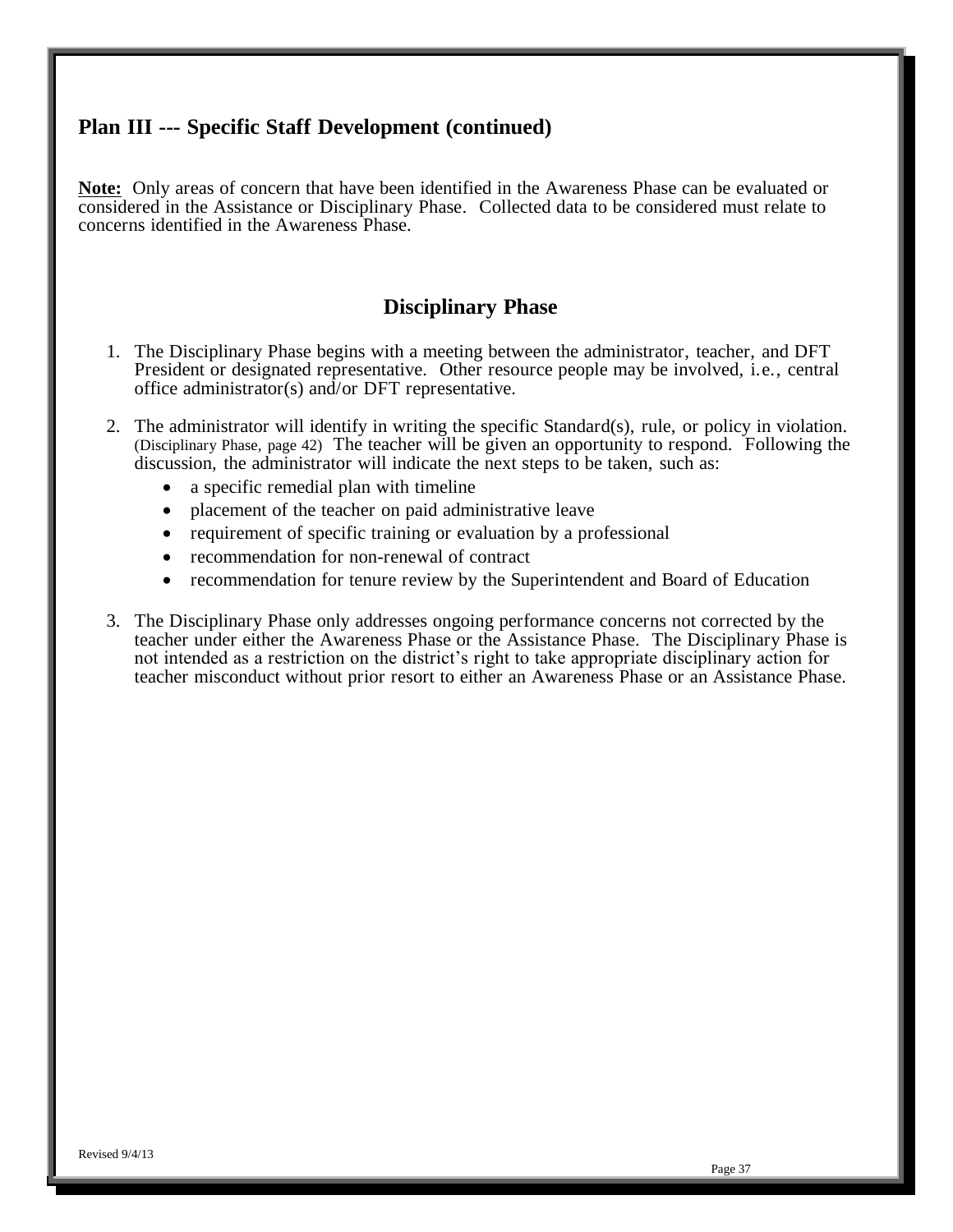## Plan III --- Specific Staff Development (continued)

**Note:** Only areas of concern that have been identified in the Awareness Phase can be evaluated or considered in the Assistance or Disciplinary Phase. Collected data to be considered must relate to concerns identified in the Awareness Phase.

### Disciplinary Phase

1. The Disciplinary Phase begins with a meeting between the administrator, teacher, and DFT President or designated representative. Other resource people may be involved, i.e., central office administrator(s) and/or DFT representative.

2. The administrator will identify in writing the specific Standard(s), rule, or policy in violation. (Disciplinary Phase, page 42) The teacher will be given an opportunity to respond. Following the discussion, the administrator will indicate the next steps to be taken, such as:
   - a specific remedial plan with timeline
   - placement of the teacher on paid administrative leave
   - requirement of specific training or evaluation by a professional
   - recommendation for non-renewal of contract
   - recommendation for tenure review by the Superintendent and Board of Education

3. The Disciplinary Phase only addresses ongoing performance concerns not corrected by the teacher under either the Awareness Phase or the Assistance Phase. The Disciplinary Phase is not intended as a restriction on the district's right to take appropriate disciplinary action for teacher misconduct without prior resort to either an Awareness Phase or an Assistance Phase.

Revised 9/4/13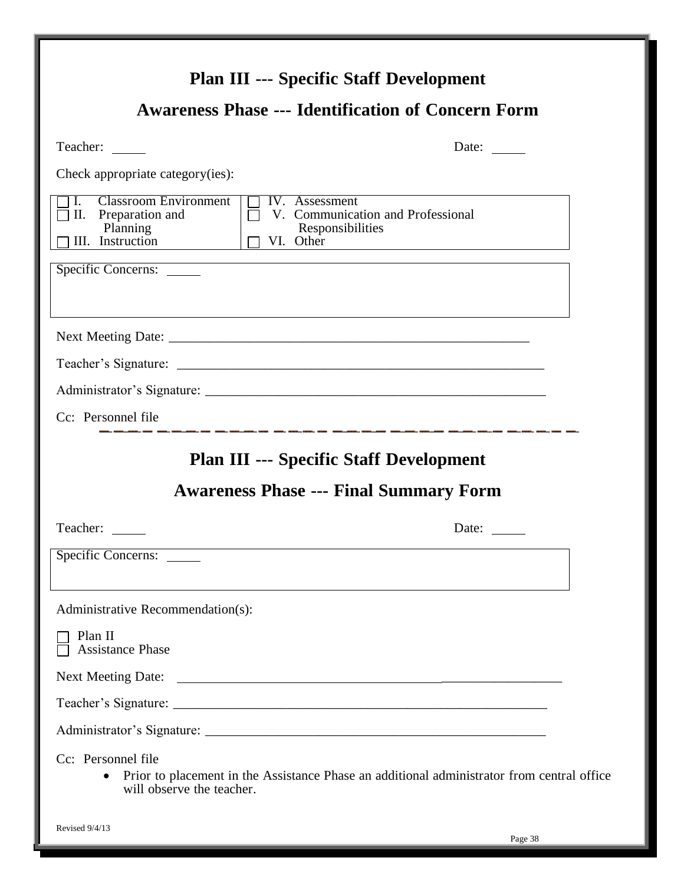# Plan III --- Specific Staff Development

## Awareness Phase --- Identification of Concern Form

Teacher: \_\_\_\_\_ Date: \_\_\_\_\_

Check appropriate category(ies):

| | |
|---|---|
| ☐ I. Classroom Environment | ☐ IV. Assessment |
| ☐ II. Preparation and Planning | ☐ V. Communication and Professional Responsibilities |
| ☐ III. Instruction | ☐ VI. Other |

Specific Concerns: \_\_\_\_\_

Next Meeting Date: \_\_\_\_\_\_\_\_\_\_\_\_\_\_\_\_\_\_\_\_\_\_\_\_\_\_\_\_\_\_\_\_\_\_\_\_\_\_\_\_\_\_\_\_\_\_\_\_\_\_

Teacher's Signature: \_\_\_\_\_\_\_\_\_\_\_\_\_\_\_\_\_\_\_\_\_\_\_\_\_\_\_\_\_\_\_\_\_\_\_\_\_\_\_\_\_\_\_\_\_\_\_\_\_\_

Administrator's Signature: \_\_\_\_\_\_\_\_\_\_\_\_\_\_\_\_\_\_\_\_\_\_\_\_\_\_\_\_\_\_\_\_\_\_\_\_\_\_\_\_\_\_\_\_\_\_

Cc: Personnel file

---

# Plan III --- Specific Staff Development

## Awareness Phase --- Final Summary Form

Teacher: \_\_\_\_\_ Date: \_\_\_\_\_

Specific Concerns: \_\_\_\_\_

Administrative Recommendation(s):

☐ Plan II
☐ Assistance Phase

Next Meeting Date: \_\_\_\_\_\_\_\_\_\_\_\_\_\_\_\_\_\_\_\_\_\_\_\_\_\_\_\_\_\_\_\_\_\_\_\_\_\_\_\_\_\_\_\_\_\_\_\_\_\_

Teacher's Signature: \_\_\_\_\_\_\_\_\_\_\_\_\_\_\_\_\_\_\_\_\_\_\_\_\_\_\_\_\_\_\_\_\_\_\_\_\_\_\_\_\_\_\_\_\_\_\_\_\_\_

Administrator's Signature: \_\_\_\_\_\_\_\_\_\_\_\_\_\_\_\_\_\_\_\_\_\_\_\_\_\_\_\_\_\_\_\_\_\_\_\_\_\_\_\_\_\_\_\_\_\_

Cc: Personnel file

- Prior to placement in the Assistance Phase an additional administrator from central office will observe the teacher.

Revised 9/4/13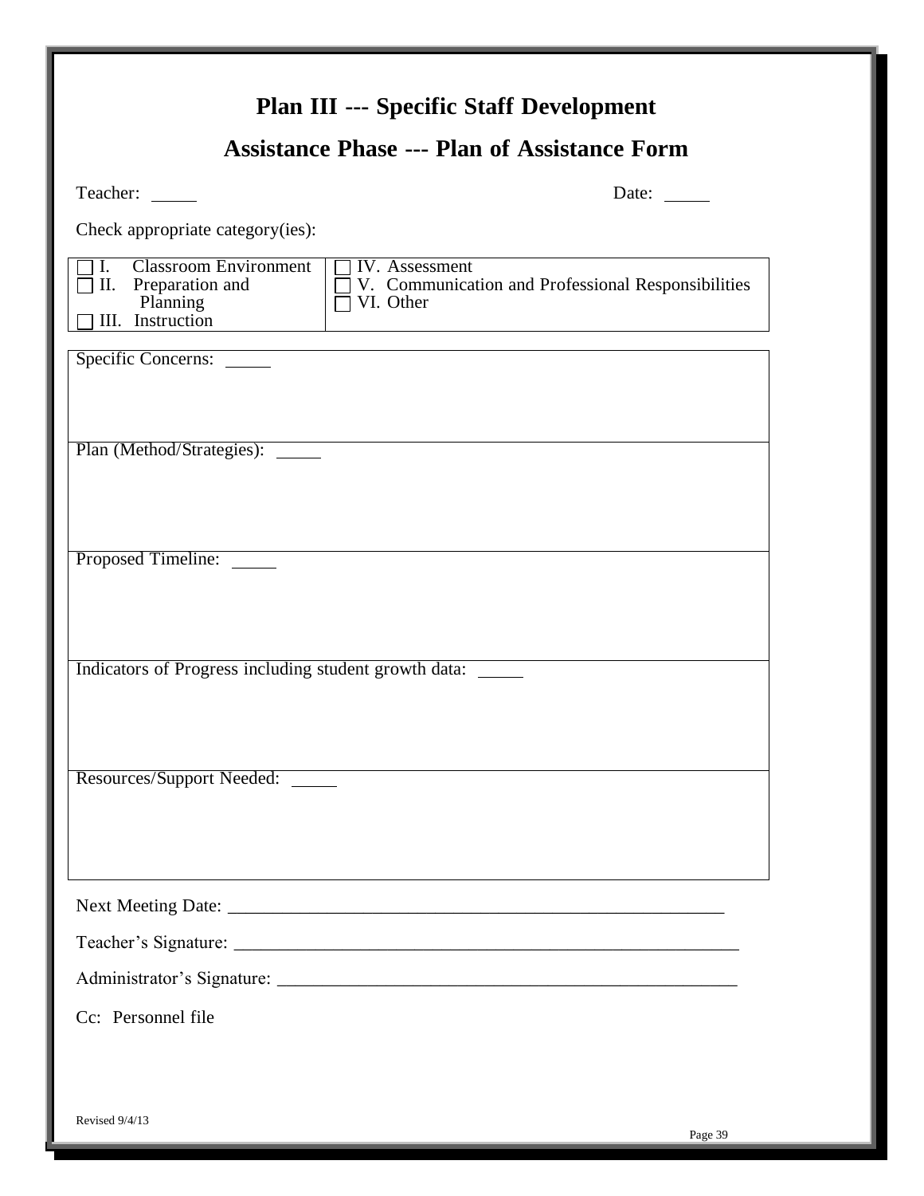# Plan III --- Specific Staff Development

## Assistance Phase --- Plan of Assistance Form

Teacher: _____ Date: _____

Check appropriate category(ies):

| | |
|---|---|
| ☐ I. Classroom Environment<br>☐ II. Preparation and Planning<br>☐ III. Instruction | ☐ IV. Assessment<br>☐ V. Communication and Professional Responsibilities<br>☐ VI. Other |

| |
|---|
| Specific Concerns: _____ |
| Plan (Method/Strategies): _____ |
| Proposed Timeline: _____ |
| Indicators of Progress including student growth data: _____ |
| Resources/Support Needed: _____ |

Next Meeting Date: ___________________________________________________

Teacher's Signature: ___________________________________________________

Administrator's Signature: ______________________________________________

Cc: Personnel file

Revised 9/4/13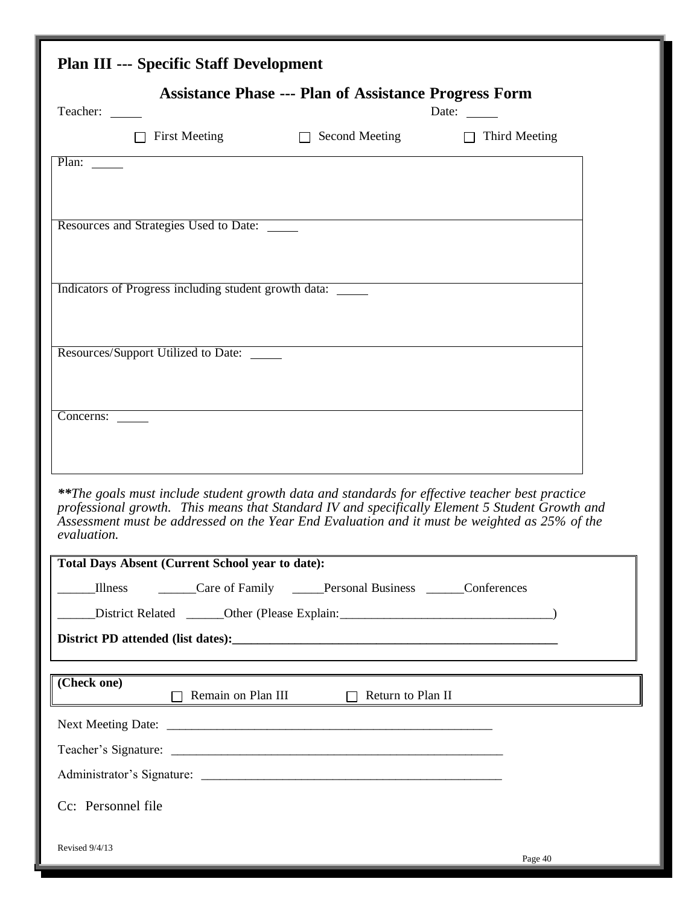## Plan III --- Specific Staff Development

### Assistance Phase --- Plan of Assistance Progress Form

Teacher: _____ Date: _____

☐ First Meeting ☐ Second Meeting ☐ Third Meeting

| Plan: _____ |
|---|
| Resources and Strategies Used to Date: _____ |
| Indicators of Progress including student growth data: _____ |
| Resources/Support Utilized to Date: _____ |
| Concerns: _____ |

***\*The goals must include student growth data and standards for effective teacher best practice professional growth. This means that Standard IV and specifically Element 5 Student Growth and Assessment must be addressed on the Year End Evaluation and it must be weighted as 25% of the evaluation.***

**Total Days Absent (Current School year to date):**

______Illness ______Care of Family _____Personal Business ______Conferences

______District Related ______Other (Please Explain:_________________________________)

**District PD attended (list dates):_____________________________________________________**

**(Check one)**
☐ Remain on Plan III ☐ Return to Plan II

Next Meeting Date: ______________________________________________________

Teacher's Signature: ______________________________________________________

Administrator's Signature: _________________________________________________

Cc: Personnel file

Revised 9/4/13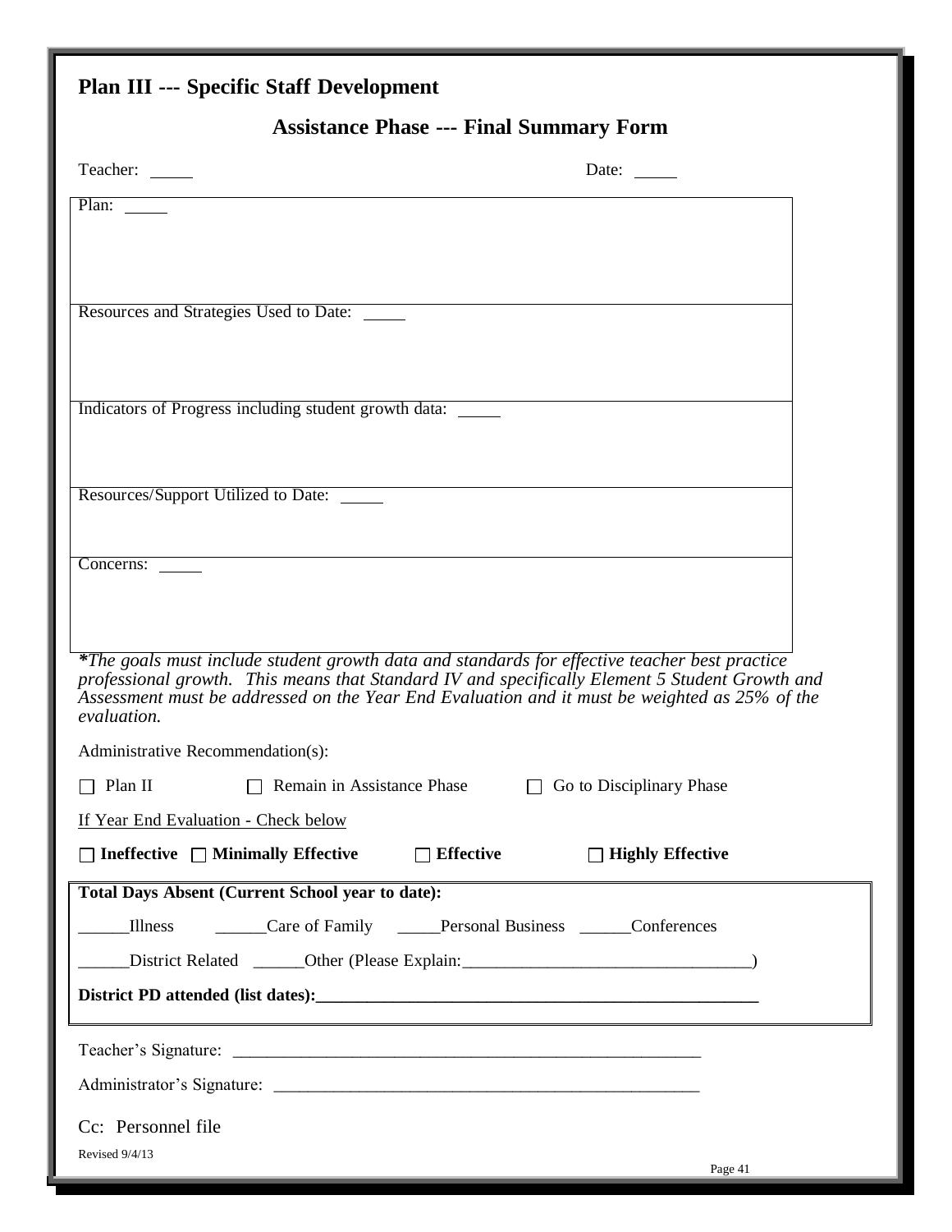## Plan III --- Specific Staff Development

### Assistance Phase --- Final Summary Form

Teacher: _____ Date: _____

Plan: _____

Resources and Strategies Used to Date: _____

Indicators of Progress including student growth data: _____

Resources/Support Utilized to Date: _____

Concerns: _____

***The goals must include student growth data and standards for effective teacher best practice professional growth. This means that Standard IV and specifically Element 5 Student Growth and Assessment must be addressed on the Year End Evaluation and it must be weighted as 25% of the evaluation.*

Administrative Recommendation(s):

☐ Plan II ☐ Remain in Assistance Phase ☐ Go to Disciplinary Phase

If Year End Evaluation - Check below

☐ **Ineffective** ☐ **Minimally Effective** ☐ **Effective** ☐ **Highly Effective**

**Total Days Absent (Current School year to date):**

______Illness ______Care of Family _____Personal Business ______Conferences

______District Related ______Other (Please Explain:_________________________________)

**District PD attended (list dates):_____________________________________________________**

Teacher's Signature: _______________________________________________________

Administrator's Signature: __________________________________________________

Cc: Personnel file

Revised 9/4/13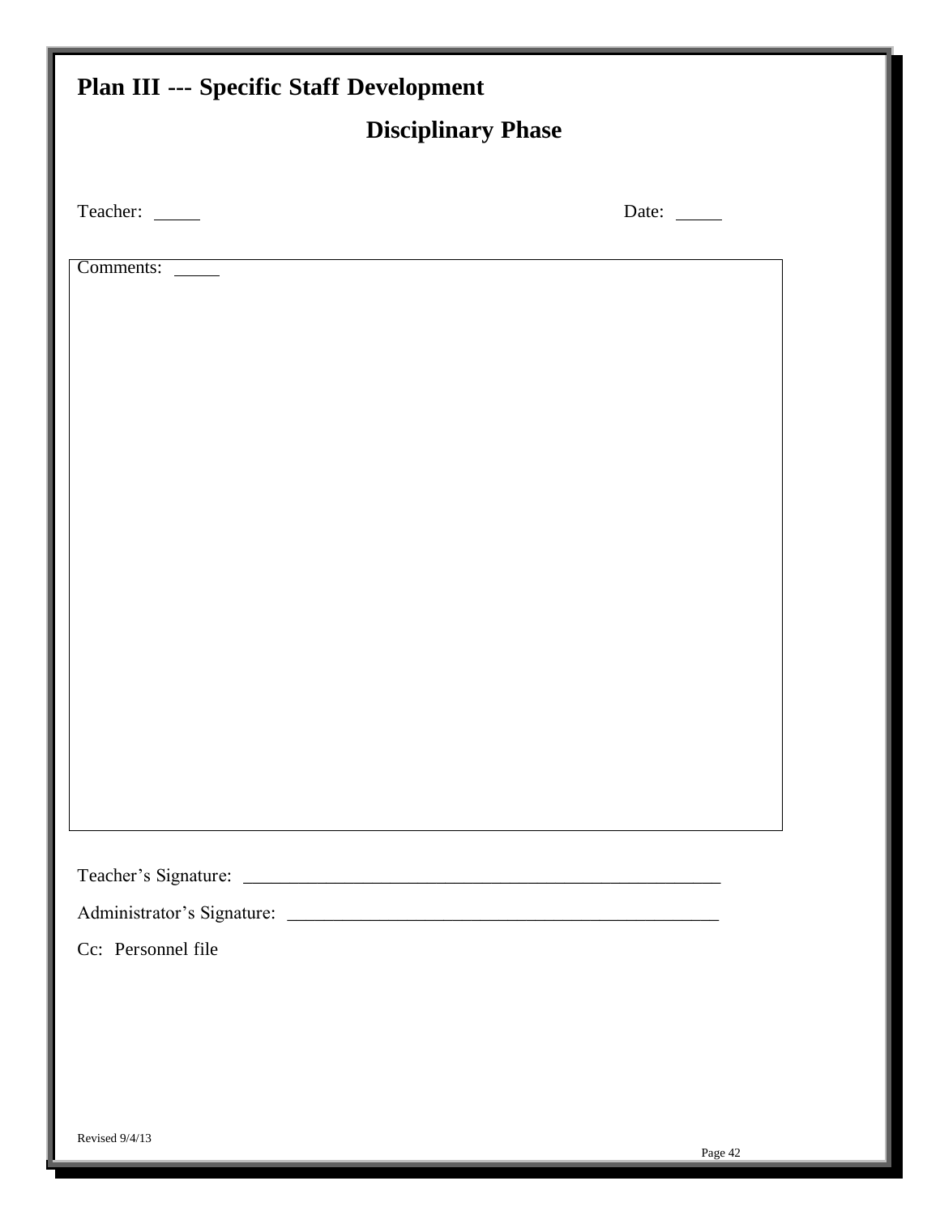# Plan III --- Specific Staff Development

## Disciplinary Phase

Teacher: _____ Date: _____

Comments: _____

Teacher's Signature: ____________________________________________________

Administrator's Signature: _______________________________________________

Cc: Personnel file

Revised 9/4/13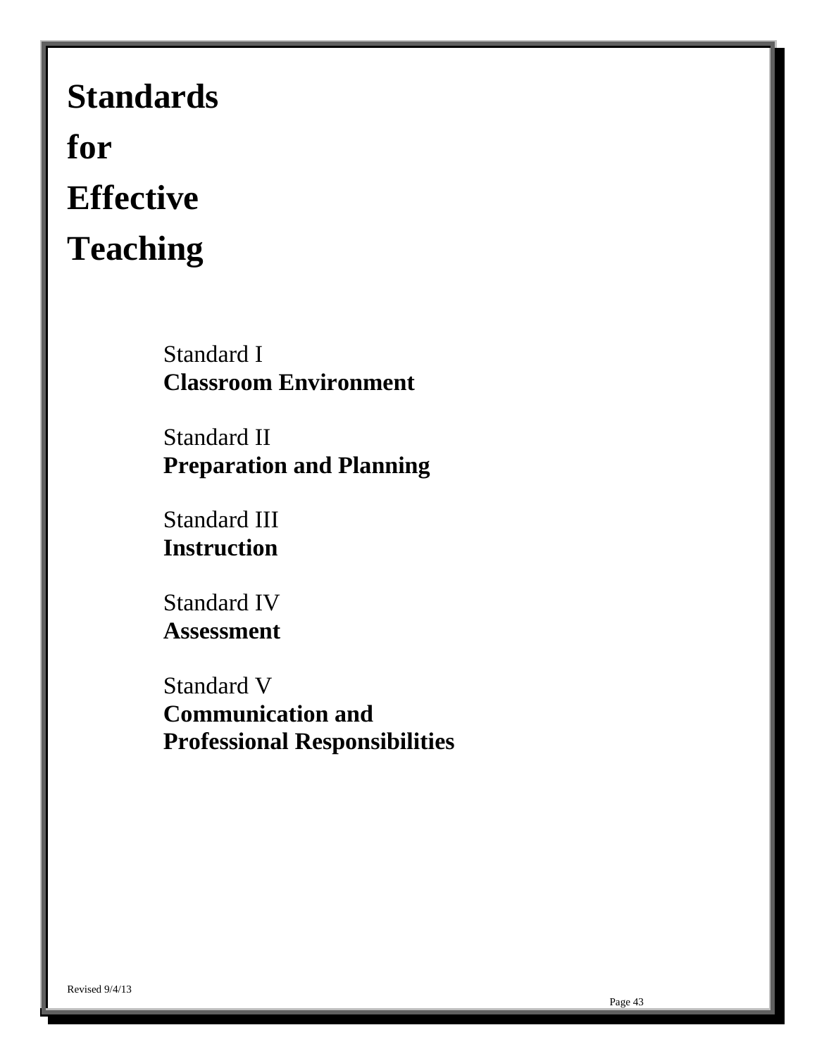# Standards for Effective Teaching

Standard I
**Classroom Environment**

Standard II
**Preparation and Planning**

Standard III
**Instruction**

Standard IV
**Assessment**

Standard V
**Communication and Professional Responsibilities**

Revised 9/4/13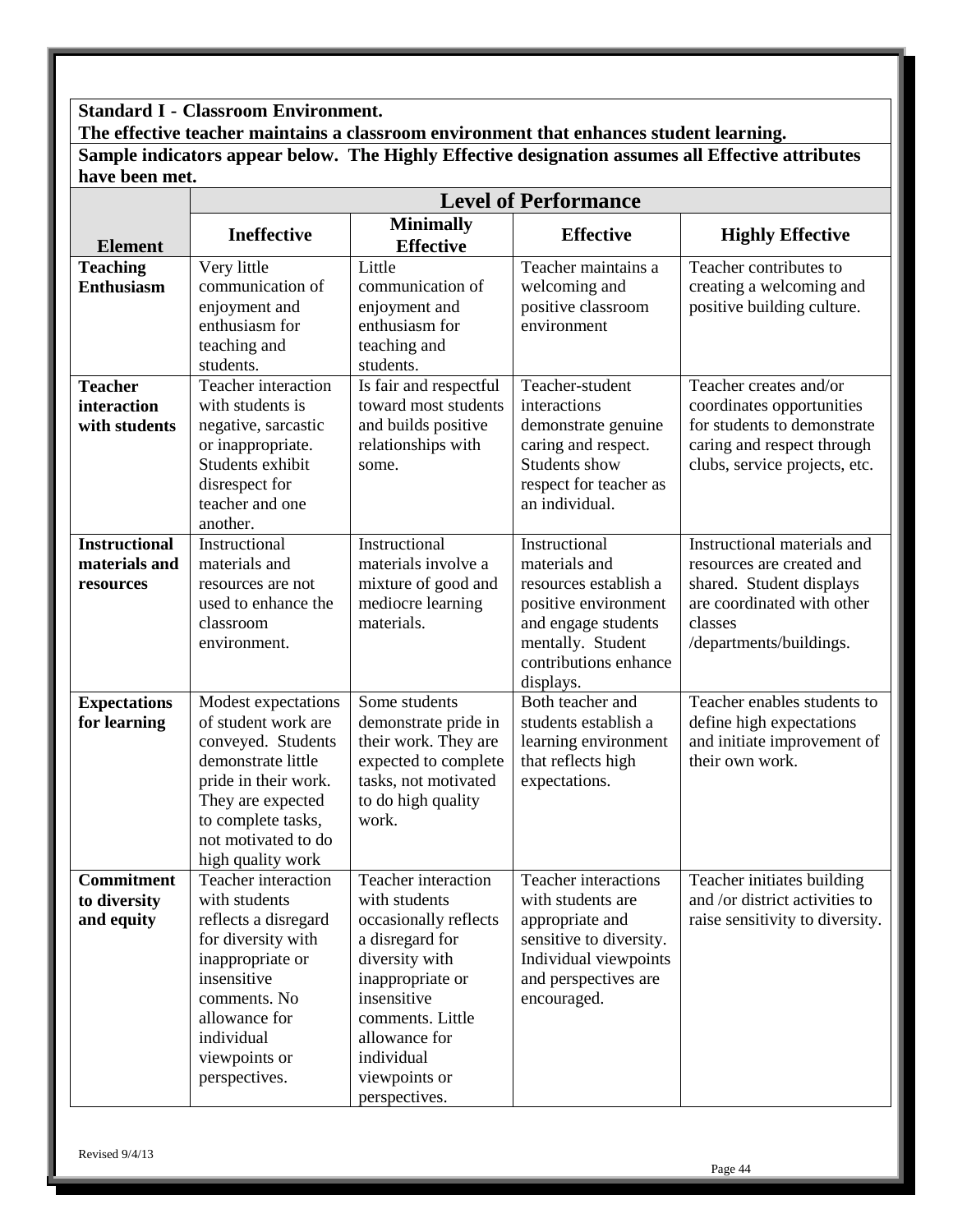**Standard I - Classroom Environment.**
**The effective teacher maintains a classroom environment that enhances student learning.**
**Sample indicators appear below. The Highly Effective designation assumes all Effective attributes have been met.**

| | **Level of Performance** | | | |
|---|---|---|---|---|
| **Element** | **Ineffective** | **Minimally Effective** | **Effective** | **Highly Effective** |
| **Teaching Enthusiasm** | Very little communication of enjoyment and enthusiasm for teaching and students. | Little communication of enjoyment and enthusiasm for teaching and students. | Teacher maintains a welcoming and positive classroom environment | Teacher contributes to creating a welcoming and positive building culture. |
| **Teacher interaction with students** | Teacher interaction with students is negative, sarcastic or inappropriate. Students exhibit disrespect for teacher and one another. | Is fair and respectful toward most students and builds positive relationships with some. | Teacher-student interactions demonstrate genuine caring and respect. Students show respect for teacher as an individual. | Teacher creates and/or coordinates opportunities for students to demonstrate caring and respect through clubs, service projects, etc. |
| **Instructional materials and resources** | Instructional materials and resources are not used to enhance the classroom environment. | Instructional materials involve a mixture of good and mediocre learning materials. | Instructional materials and resources establish a positive environment and engage students mentally. Student contributions enhance displays. | Instructional materials and resources are created and shared. Student displays are coordinated with other classes /departments/buildings. |
| **Expectations for learning** | Modest expectations of student work are conveyed. Students demonstrate little pride in their work. They are expected to complete tasks, not motivated to do high quality work | Some students demonstrate pride in their work. They are expected to complete tasks, not motivated to do high quality work. | Both teacher and students establish a learning environment that reflects high expectations. | Teacher enables students to define high expectations and initiate improvement of their own work. |
| **Commitment to diversity and equity** | Teacher interaction with students reflects a disregard for diversity with inappropriate or insensitive comments. No allowance for individual viewpoints or perspectives. | Teacher interaction with students occasionally reflects a disregard for diversity with inappropriate or insensitive comments. Little allowance for individual viewpoints or perspectives. | Teacher interactions with students are appropriate and sensitive to diversity. Individual viewpoints and perspectives are encouraged. | Teacher initiates building and /or district activities to raise sensitivity to diversity. |

Revised 9/4/13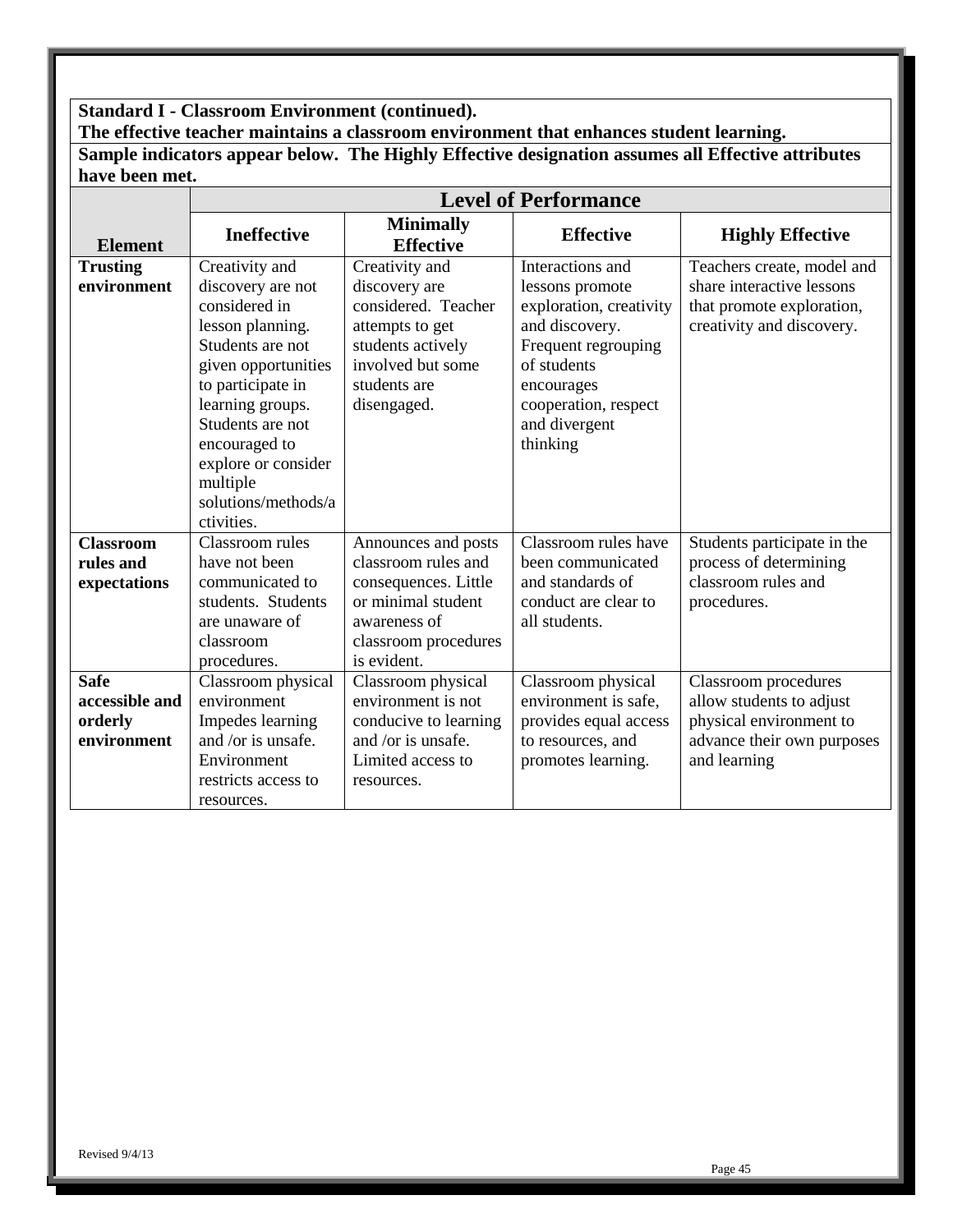**Standard I - Classroom Environment (continued).**
**The effective teacher maintains a classroom environment that enhances student learning.**

**Sample indicators appear below. The Highly Effective designation assumes all Effective attributes have been met.**

| | **Level of Performance** | | | |
|---|---|---|---|---|
| **Element** | **Ineffective** | **Minimally Effective** | **Effective** | **Highly Effective** |
| **Trusting environment** | Creativity and discovery are not considered in lesson planning. Students are not given opportunities to participate in learning groups. Students are not encouraged to explore or consider multiple solutions/methods/activities. | Creativity and discovery are considered. Teacher attempts to get students actively involved but some students are disengaged. | Interactions and lessons promote exploration, creativity and discovery. Frequent regrouping of students encourages cooperation, respect and divergent thinking | Teachers create, model and share interactive lessons that promote exploration, creativity and discovery. |
| **Classroom rules and expectations** | Classroom rules have not been communicated to students. Students are unaware of classroom procedures. | Announces and posts classroom rules and consequences. Little or minimal student awareness of classroom procedures is evident. | Classroom rules have been communicated and standards of conduct are clear to all students. | Students participate in the process of determining classroom rules and procedures. |
| **Safe accessible and orderly environment** | Classroom physical environment Impedes learning and /or is unsafe. Environment restricts access to resources. | Classroom physical environment is not conducive to learning and /or is unsafe. Limited access to resources. | Classroom physical environment is safe, provides equal access to resources, and promotes learning. | Classroom procedures allow students to adjust physical environment to advance their own purposes and learning |

Revised 9/4/13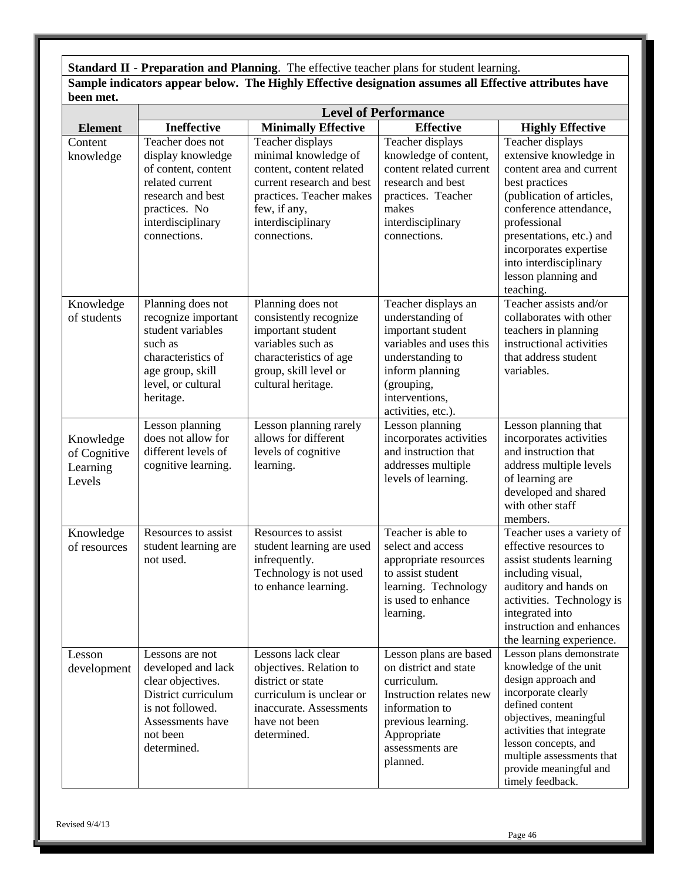**Standard II - Preparation and Planning**. The effective teacher plans for student learning.

**Sample indicators appear below. The Highly Effective designation assumes all Effective attributes have been met.**

| | Level of Performance | | | |
|---|---|---|---|---|
| **Element** | **Ineffective** | **Minimally Effective** | **Effective** | **Highly Effective** |
| Content knowledge | Teacher does not display knowledge of content, content related current research and best practices. No interdisciplinary connections. | Teacher displays minimal knowledge of content, content related current research and best practices. Teacher makes few, if any, interdisciplinary connections. | Teacher displays knowledge of content, content related current research and best practices. Teacher makes interdisciplinary connections. | Teacher displays extensive knowledge in content area and current best practices (publication of articles, conference attendance, professional presentations, etc.) and incorporates expertise into interdisciplinary lesson planning and teaching. |
| Knowledge of students | Planning does not recognize important student variables such as characteristics of age group, skill level, or cultural heritage. | Planning does not consistently recognize important student variables such as characteristics of age group, skill level or cultural heritage. | Teacher displays an understanding of important student variables and uses this understanding to inform planning (grouping, interventions, activities, etc.). | Teacher assists and/or collaborates with other teachers in planning instructional activities that address student variables. |
| Knowledge of Cognitive Learning Levels | Lesson planning does not allow for different levels of cognitive learning. | Lesson planning rarely allows for different levels of cognitive learning. | Lesson planning incorporates activities and instruction that addresses multiple levels of learning. | Lesson planning that incorporates activities and instruction that address multiple levels of learning are developed and shared with other staff members. |
| Knowledge of resources | Resources to assist student learning are not used. | Resources to assist student learning are used infrequently. Technology is not used to enhance learning. | Teacher is able to select and access appropriate resources to assist student learning. Technology is used to enhance learning. | Teacher uses a variety of effective resources to assist students learning including visual, auditory and hands on activities. Technology is integrated into instruction and enhances the learning experience. |
| Lesson development | Lessons are not developed and lack clear objectives. District curriculum is not followed. Assessments have not been determined. | Lessons lack clear objectives. Relation to district or state curriculum is unclear or inaccurate. Assessments have not been determined. | Lesson plans are based on district and state curriculum. Instruction relates new information to previous learning. Appropriate assessments are planned. | Lesson plans demonstrate knowledge of the unit design approach and incorporate clearly defined content objectives, meaningful activities that integrate lesson concepts, and multiple assessments that provide meaningful and timely feedback. |

Revised 9/4/13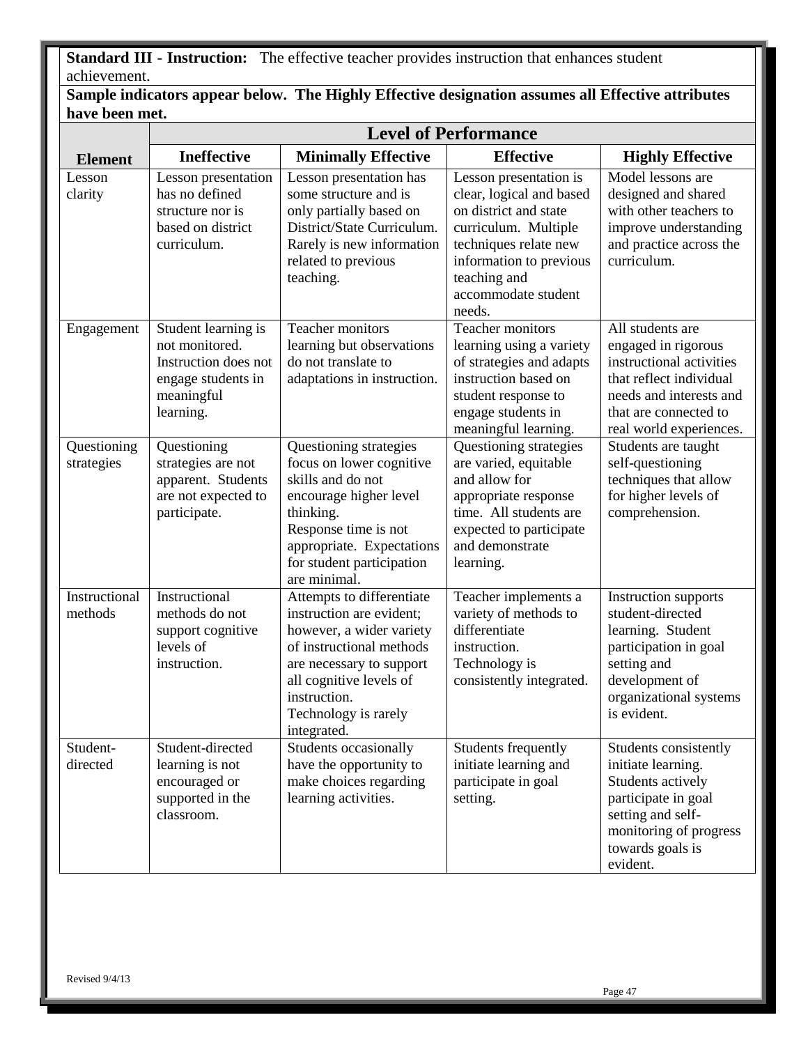**Standard III - Instruction:** The effective teacher provides instruction that enhances student achievement.

**Sample indicators appear below. The Highly Effective designation assumes all Effective attributes have been met.**

| | Level of Performance | | | |
|---|---|---|---|---|
| **Element** | **Ineffective** | **Minimally Effective** | **Effective** | **Highly Effective** |
| Lesson clarity | Lesson presentation has no defined structure nor is based on district curriculum. | Lesson presentation has some structure and is only partially based on District/State Curriculum. Rarely is new information related to previous teaching. | Lesson presentation is clear, logical and based on district and state curriculum. Multiple techniques relate new information to previous teaching and accommodate student needs. | Model lessons are designed and shared with other teachers to improve understanding and practice across the curriculum. |
| Engagement | Student learning is not monitored. Instruction does not engage students in meaningful learning. | Teacher monitors learning but observations do not translate to adaptations in instruction. | Teacher monitors learning using a variety of strategies and adapts instruction based on student response to engage students in meaningful learning. | All students are engaged in rigorous instructional activities that reflect individual needs and interests and that are connected to real world experiences. |
| Questioning strategies | Questioning strategies are not apparent. Students are not expected to participate. | Questioning strategies focus on lower cognitive skills and do not encourage higher level thinking. Response time is not appropriate. Expectations for student participation are minimal. | Questioning strategies are varied, equitable and allow for appropriate response time. All students are expected to participate and demonstrate learning. | Students are taught self-questioning techniques that allow for higher levels of comprehension. |
| Instructional methods | Instructional methods do not support cognitive levels of instruction. | Attempts to differentiate instruction are evident; however, a wider variety of instructional methods are necessary to support all cognitive levels of instruction. Technology is rarely integrated. | Teacher implements a variety of methods to differentiate instruction. Technology is consistently integrated. | Instruction supports student-directed learning. Student participation in goal setting and development of organizational systems is evident. |
| Student-directed | Student-directed learning is not encouraged or supported in the classroom. | Students occasionally have the opportunity to make choices regarding learning activities. | Students frequently initiate learning and participate in goal setting. | Students consistently initiate learning. Students actively participate in goal setting and self-monitoring of progress towards goals is evident. |

Revised 9/4/13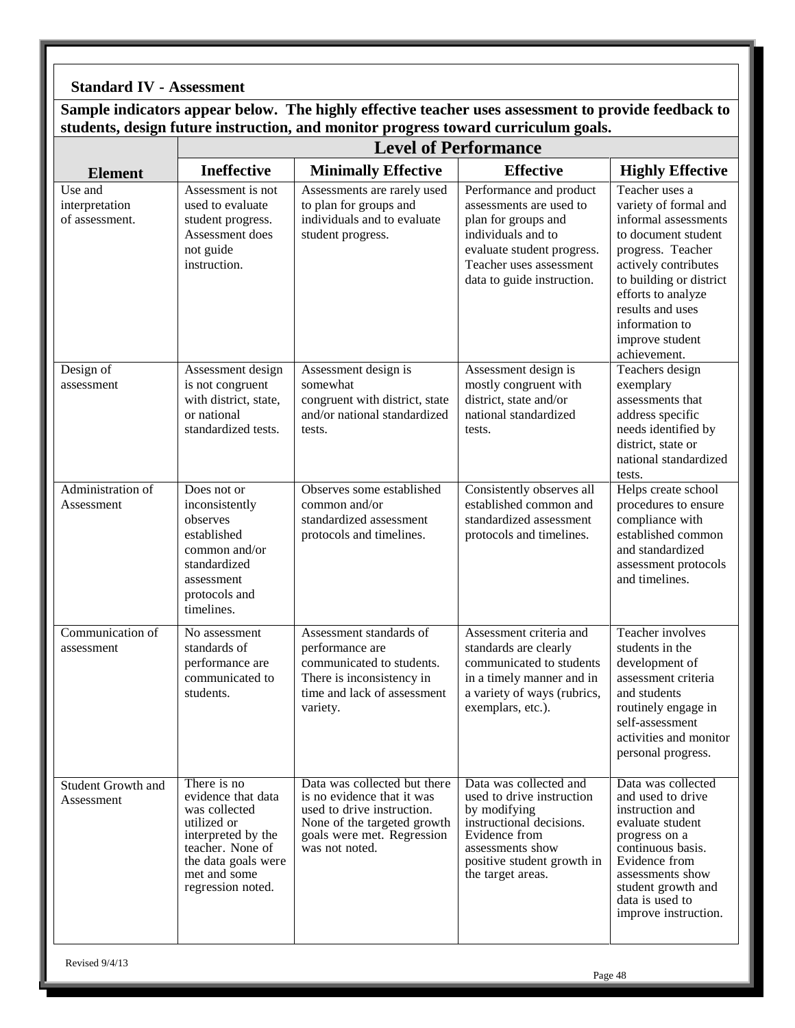**Standard IV - Assessment**

**Sample indicators appear below. The highly effective teacher uses assessment to provide feedback to students, design future instruction, and monitor progress toward curriculum goals.**

| Element | Level of Performance | | | |
|---|---|---|---|---|
| | **Ineffective** | **Minimally Effective** | **Effective** | **Highly Effective** |
| Use and interpretation of assessment. | Assessment is not used to evaluate student progress. Assessment does not guide instruction. | Assessments are rarely used to plan for groups and individuals and to evaluate student progress. | Performance and product assessments are used to plan for groups and individuals and to evaluate student progress. Teacher uses assessment data to guide instruction. | Teacher uses a variety of formal and informal assessments to document student progress. Teacher actively contributes to building or district efforts to analyze results and uses information to improve student achievement. |
| Design of assessment | Assessment design is not congruent with district, state, or national standardized tests. | Assessment design is somewhat congruent with district, state and/or national standardized tests. | Assessment design is mostly congruent with district, state and/or national standardized tests. | Teachers design exemplary assessments that address specific needs identified by district, state or national standardized tests. |
| Administration of Assessment | Does not or inconsistently observes established common and/or standardized assessment protocols and timelines. | Observes some established common and/or standardized assessment protocols and timelines. | Consistently observes all established common and standardized assessment protocols and timelines. | Helps create school procedures to ensure compliance with established common and standardized assessment protocols and timelines. |
| Communication of assessment | No assessment standards of performance are communicated to students. | Assessment standards of performance are communicated to students. There is inconsistency in time and lack of assessment variety. | Assessment criteria and standards are clearly communicated to students in a timely manner and in a variety of ways (rubrics, exemplars, etc.). | Teacher involves students in the development of assessment criteria and students routinely engage in self-assessment activities and monitor personal progress. |
| Student Growth and Assessment | There is no evidence that data was collected utilized or interpreted by the teacher. None of the data goals were met and some regression noted. | Data was collected but there is no evidence that it was used to drive instruction. None of the targeted growth goals were met. Regression was not noted. | Data was collected and used to drive instruction by modifying instructional decisions. Evidence from assessments show positive student growth in the target areas. | Data was collected and used to drive instruction and evaluate student progress on a continuous basis. Evidence from assessments show student growth and data is used to improve instruction. |

Revised 9/4/13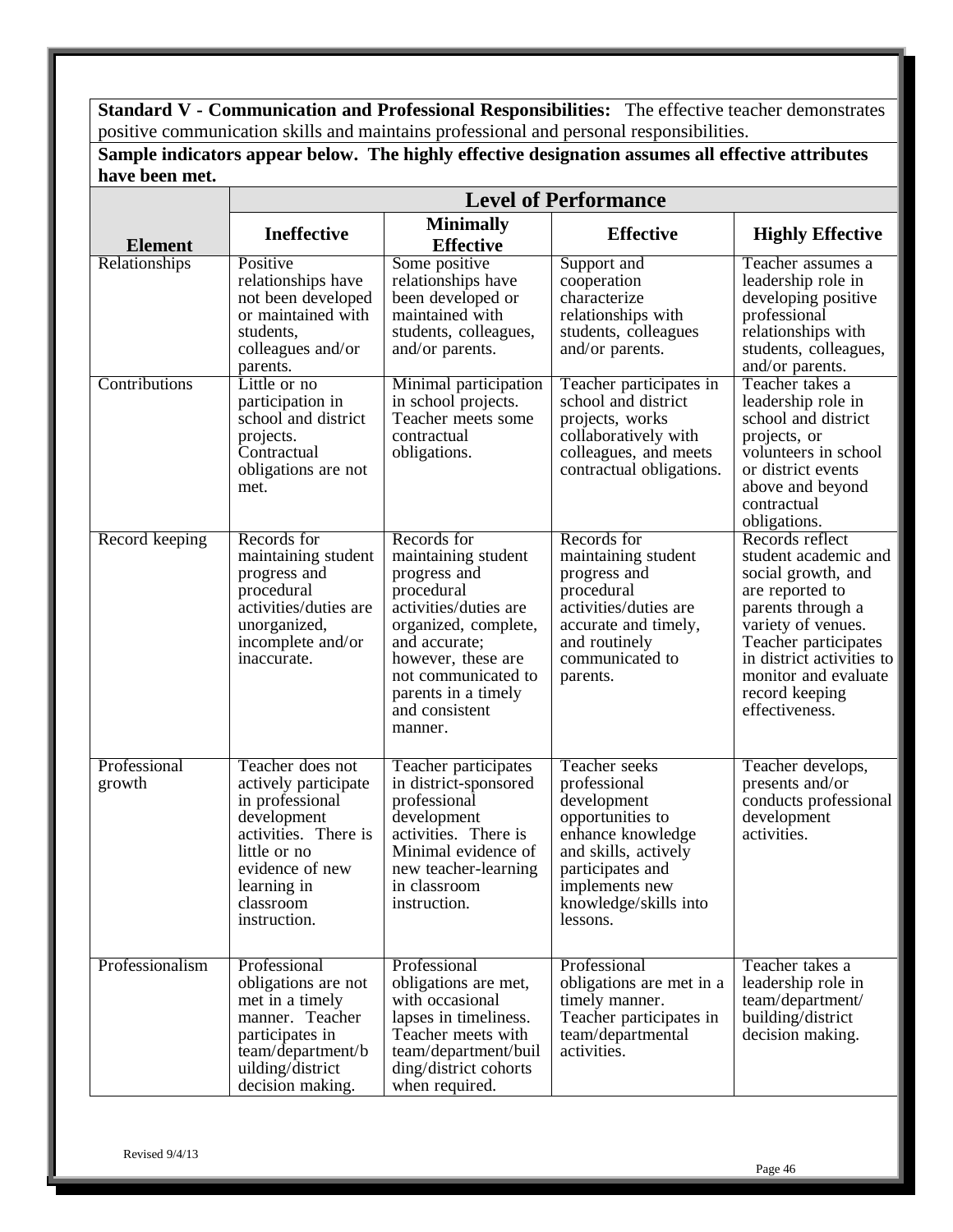**Standard V - Communication and Professional Responsibilities:** The effective teacher demonstrates positive communication skills and maintains professional and personal responsibilities.

**Sample indicators appear below. The highly effective designation assumes all effective attributes have been met.**

| | Level of Performance | | | |
|---|---|---|---|---|
| **Element** | **Ineffective** | **Minimally Effective** | **Effective** | **Highly Effective** |
| Relationships | Positive relationships have not been developed or maintained with students, colleagues and/or parents. | Some positive relationships have been developed or maintained with students, colleagues, and/or parents. | Support and cooperation characterize relationships with students, colleagues and/or parents. | Teacher assumes a leadership role in developing positive professional relationships with students, colleagues, and/or parents. |
| Contributions | Little or no participation in school and district projects. Contractual obligations are not met. | Minimal participation in school projects. Teacher meets some contractual obligations. | Teacher participates in school and district projects, works collaboratively with colleagues, and meets contractual obligations. | Teacher takes a leadership role in school and district projects, or volunteers in school or district events above and beyond contractual obligations. |
| Record keeping | Records for maintaining student progress and procedural activities/duties are unorganized, incomplete and/or inaccurate. | Records for maintaining student progress and procedural activities/duties are organized, complete, and accurate; however, these are not communicated to parents in a timely and consistent manner. | Records for maintaining student progress and procedural activities/duties are accurate and timely, and routinely communicated to parents. | Records reflect student academic and social growth, and are reported to parents through a variety of venues. Teacher participates in district activities to monitor and evaluate record keeping effectiveness. |
| Professional growth | Teacher does not actively participate in professional development activities. There is little or no evidence of new learning in classroom instruction. | Teacher participates in district-sponsored professional development activities. There is Minimal evidence of new teacher-learning in classroom instruction. | Teacher seeks professional development opportunities to enhance knowledge and skills, actively participates and implements new knowledge/skills into lessons. | Teacher develops, presents and/or conducts professional development activities. |
| Professionalism | Professional obligations are not met in a timely manner. Teacher participates in team/department/building/district decision making. | Professional obligations are met, with occasional lapses in timeliness. Teacher meets with team/department/building/district cohorts when required. | Professional obligations are met in a timely manner. Teacher participates in team/departmental activities. | Teacher takes a leadership role in team/department/ building/district decision making. |

Revised 9/4/13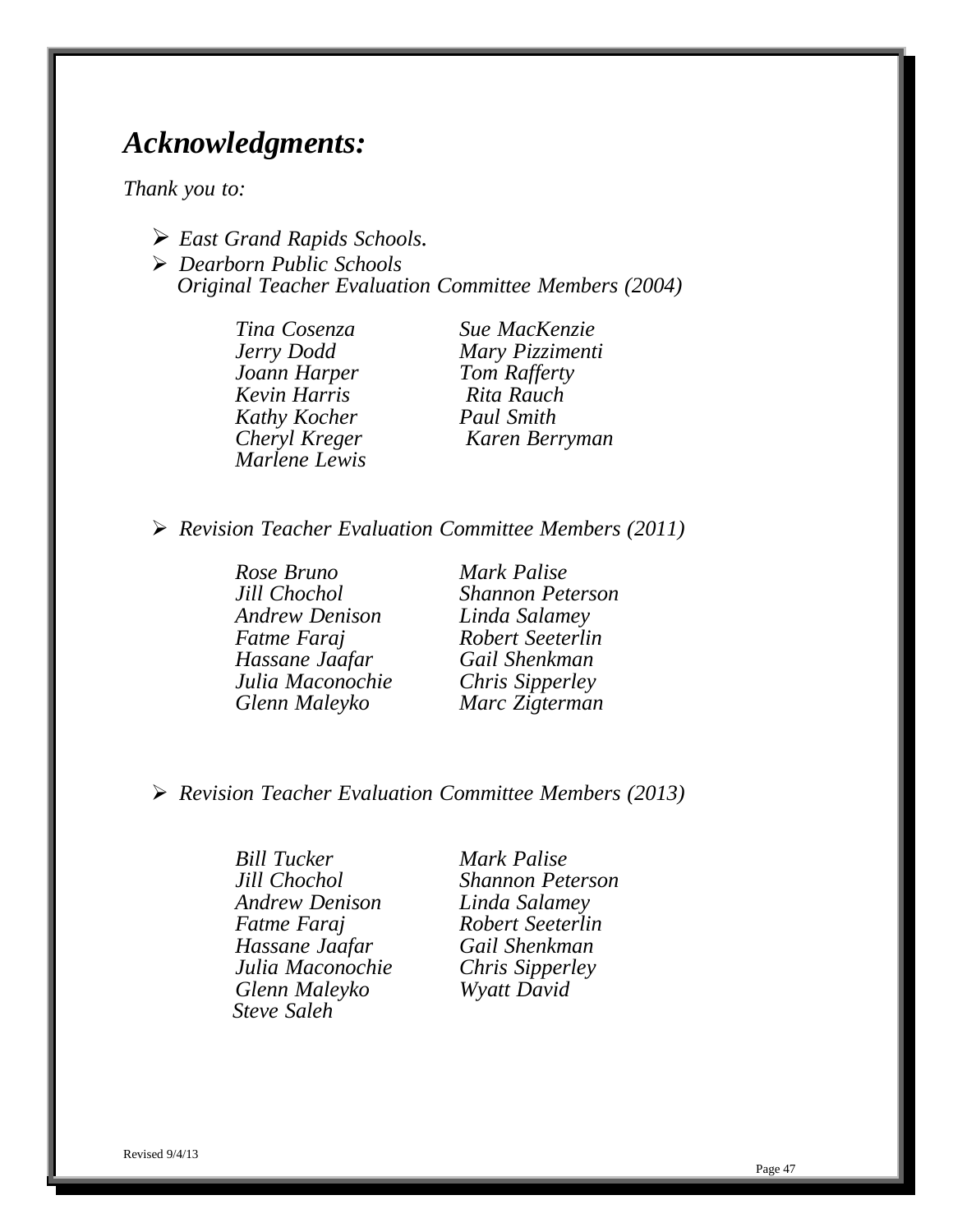# *Acknowledgments:*

*Thank you to:*

- *East Grand Rapids Schools.*
- *Dearborn Public Schools*
  *Original Teacher Evaluation Committee Members (2004)*

| | |
|---|---|
| *Tina Cosenza* | *Sue MacKenzie* |
| *Jerry Dodd* | *Mary Pizzimenti* |
| *Joann Harper* | *Tom Rafferty* |
| *Kevin Harris* | *Rita Rauch* |
| *Kathy Kocher* | *Paul Smith* |
| *Cheryl Kreger* | *Karen Berryman* |
| *Marlene Lewis* | |

- *Revision Teacher Evaluation Committee Members (2011)*

| | |
|---|---|
| *Rose Bruno* | *Mark Palise* |
| *Jill Chochol* | *Shannon Peterson* |
| *Andrew Denison* | *Linda Salamey* |
| *Fatme Faraj* | *Robert Seeterlin* |
| *Hassane Jaafar* | *Gail Shenkman* |
| *Julia Maconochie* | *Chris Sipperley* |
| *Glenn Maleyko* | *Marc Zigterman* |

- *Revision Teacher Evaluation Committee Members (2013)*

| | |
|---|---|
| *Bill Tucker* | *Mark Palise* |
| *Jill Chochol* | *Shannon Peterson* |
| *Andrew Denison* | *Linda Salamey* |
| *Fatme Faraj* | *Robert Seeterlin* |
| *Hassane Jaafar* | *Gail Shenkman* |
| *Julia Maconochie* | *Chris Sipperley* |
| *Glenn Maleyko* | *Wyatt David* |
| *Steve Saleh* | |

Revised 9/4/13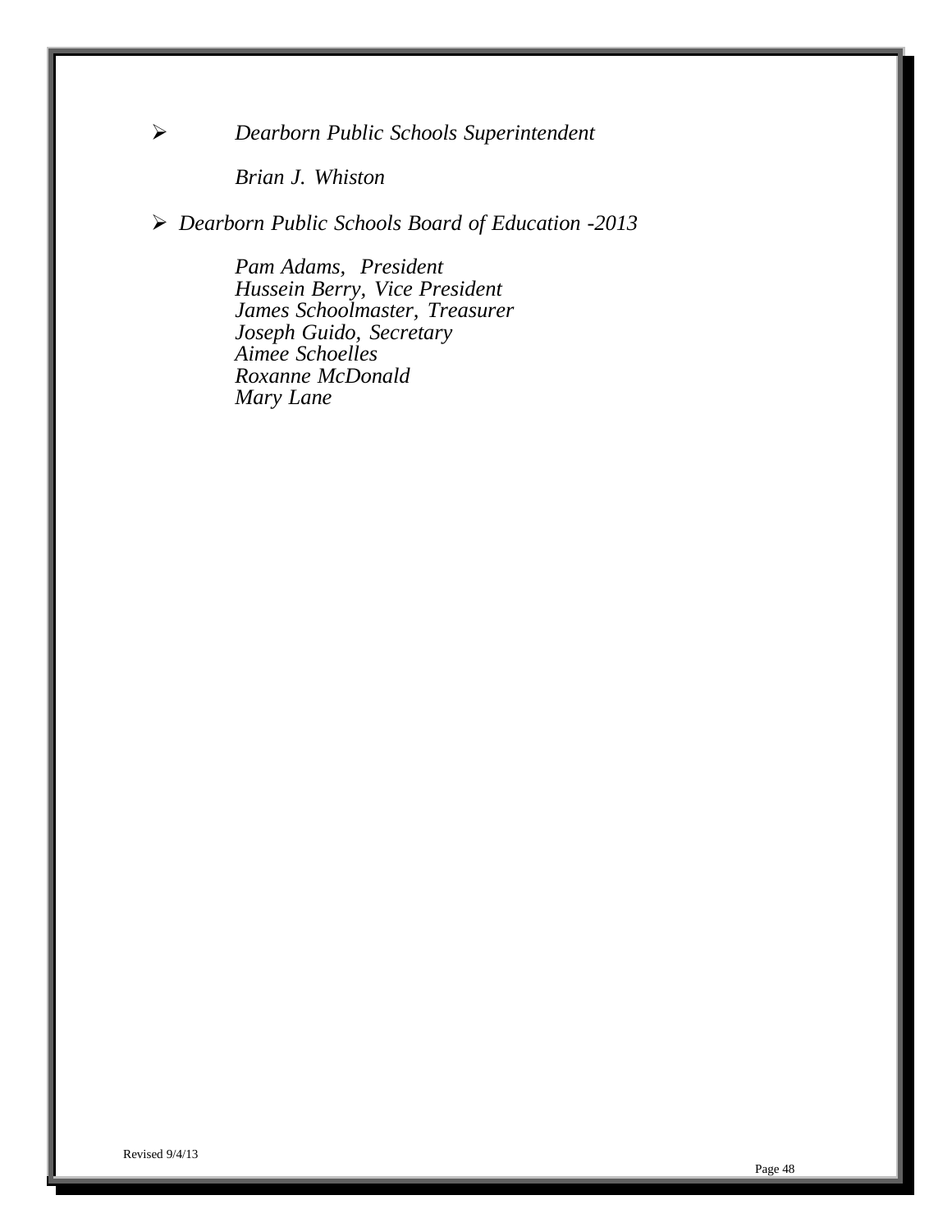- *Dearborn Public Schools Superintendent*

  *Brian J. Whiston*

- *Dearborn Public Schools Board of Education -2013*

  *Pam Adams, President*
  *Hussein Berry, Vice President*
  *James Schoolmaster, Treasurer*
  *Joseph Guido, Secretary*
  *Aimee Schoelles*
  *Roxanne McDonald*
  *Mary Lane*

Revised 9/4/13